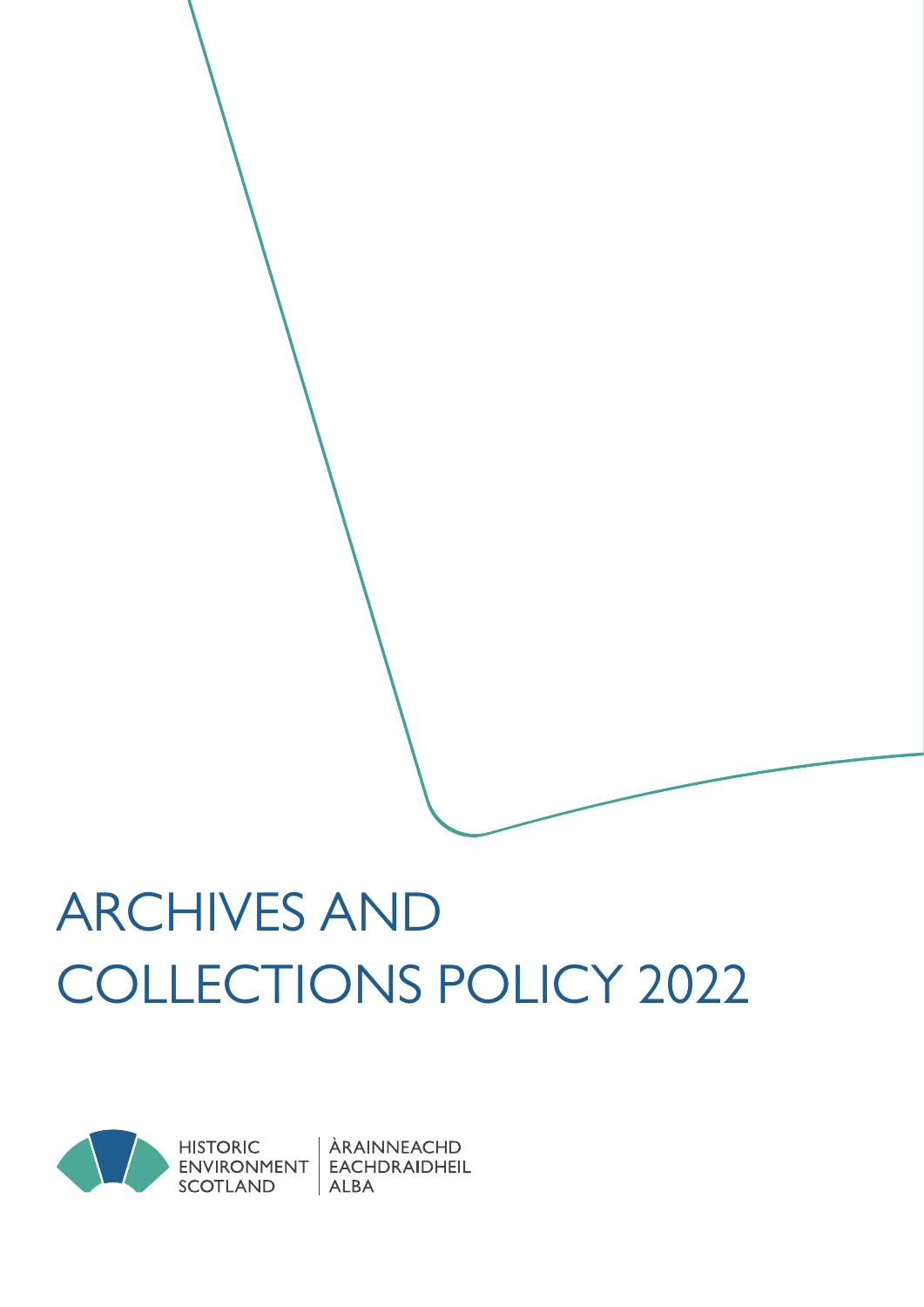# ARCHIVES AND COLLECTIONS POLICY 2022

HISTORIC ENVIRONMENT SCOTLAND | ÀRAINNEACHD EACHDRAIDHEIL ALBA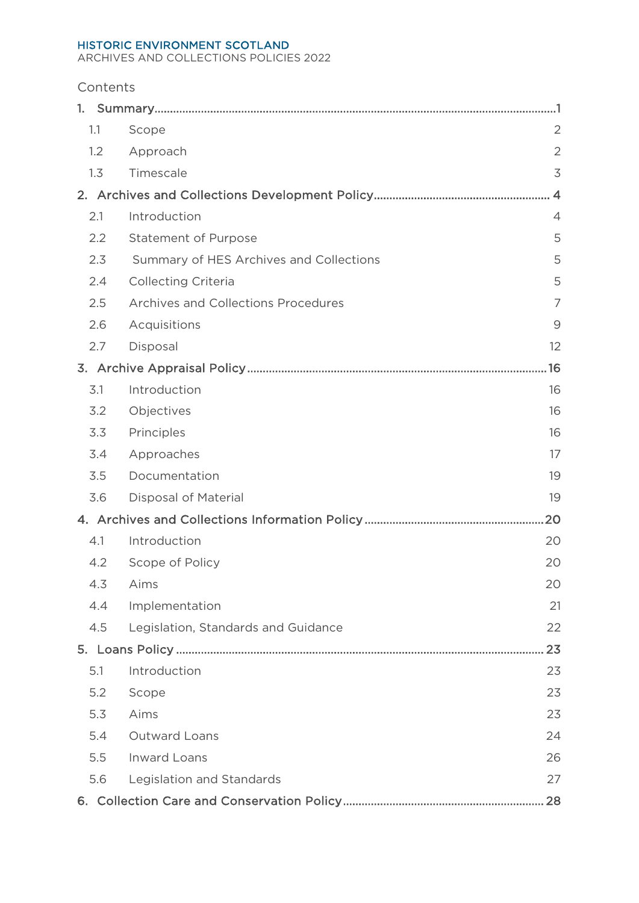Contents

| | | |
|---|---|---|
| 1. | **Summary** | **1** |
| 1.1 | Scope | 2 |
| 1.2 | Approach | 2 |
| 1.3 | Timescale | 3 |
| 2. | **Archives and Collections Development Policy** | **4** |
| 2.1 | Introduction | 4 |
| 2.2 | Statement of Purpose | 5 |
| 2.3 | Summary of HES Archives and Collections | 5 |
| 2.4 | Collecting Criteria | 5 |
| 2.5 | Archives and Collections Procedures | 7 |
| 2.6 | Acquisitions | 9 |
| 2.7 | Disposal | 12 |
| 3. | **Archive Appraisal Policy** | **16** |
| 3.1 | Introduction | 16 |
| 3.2 | Objectives | 16 |
| 3.3 | Principles | 16 |
| 3.4 | Approaches | 17 |
| 3.5 | Documentation | 19 |
| 3.6 | Disposal of Material | 19 |
| 4. | **Archives and Collections Information Policy** | **20** |
| 4.1 | Introduction | 20 |
| 4.2 | Scope of Policy | 20 |
| 4.3 | Aims | 20 |
| 4.4 | Implementation | 21 |
| 4.5 | Legislation, Standards and Guidance | 22 |
| 5. | **Loans Policy** | **23** |
| 5.1 | Introduction | 23 |
| 5.2 | Scope | 23 |
| 5.3 | Aims | 23 |
| 5.4 | Outward Loans | 24 |
| 5.5 | Inward Loans | 26 |
| 5.6 | Legislation and Standards | 27 |
| 6. | **Collection Care and Conservation Policy** | **28** |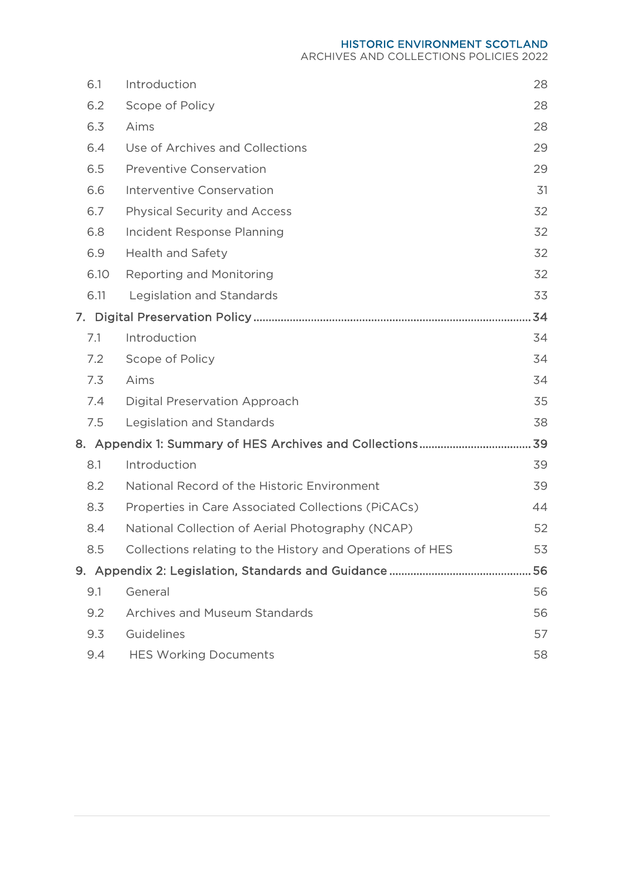| | | |
|---|---|---|
| 6.1 | Introduction | 28 |
| 6.2 | Scope of Policy | 28 |
| 6.3 | Aims | 28 |
| 6.4 | Use of Archives and Collections | 29 |
| 6.5 | Preventive Conservation | 29 |
| 6.6 | Interventive Conservation | 31 |
| 6.7 | Physical Security and Access | 32 |
| 6.8 | Incident Response Planning | 32 |
| 6.9 | Health and Safety | 32 |
| 6.10 | Reporting and Monitoring | 32 |
| 6.11 | Legislation and Standards | 33 |

7. Digital Preservation Policy .......... 34

| | | |
|---|---|---|
| 7.1 | Introduction | 34 |
| 7.2 | Scope of Policy | 34 |
| 7.3 | Aims | 34 |
| 7.4 | Digital Preservation Approach | 35 |
| 7.5 | Legislation and Standards | 38 |

8. Appendix 1: Summary of HES Archives and Collections .......... 39

| | | |
|---|---|---|
| 8.1 | Introduction | 39 |
| 8.2 | National Record of the Historic Environment | 39 |
| 8.3 | Properties in Care Associated Collections (PiCACs) | 44 |
| 8.4 | National Collection of Aerial Photography (NCAP) | 52 |
| 8.5 | Collections relating to the History and Operations of HES | 53 |

9. Appendix 2: Legislation, Standards and Guidance .......... 56

| | | |
|---|---|---|
| 9.1 | General | 56 |
| 9.2 | Archives and Museum Standards | 56 |
| 9.3 | Guidelines | 57 |
| 9.4 | HES Working Documents | 58 |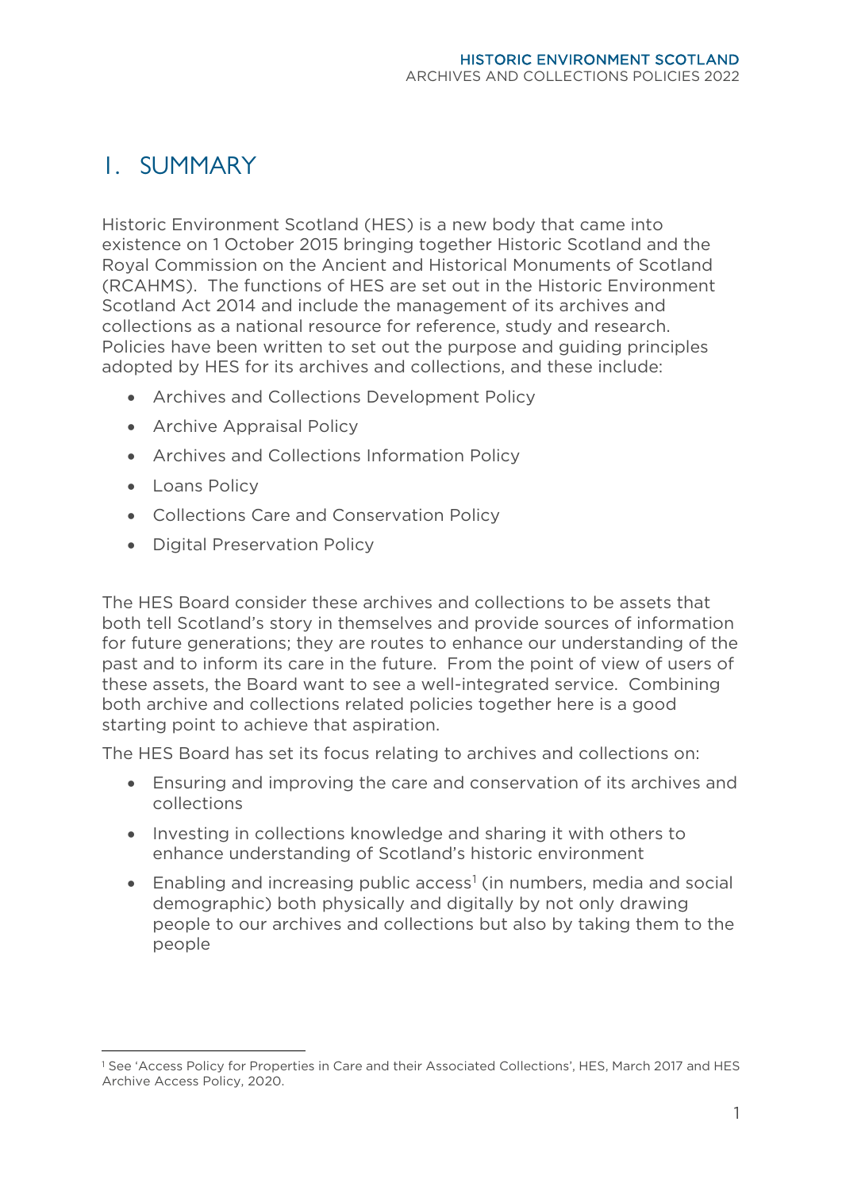# 1. SUMMARY

Historic Environment Scotland (HES) is a new body that came into existence on 1 October 2015 bringing together Historic Scotland and the Royal Commission on the Ancient and Historical Monuments of Scotland (RCAHMS). The functions of HES are set out in the Historic Environment Scotland Act 2014 and include the management of its archives and collections as a national resource for reference, study and research. Policies have been written to set out the purpose and guiding principles adopted by HES for its archives and collections, and these include:

- Archives and Collections Development Policy
- Archive Appraisal Policy
- Archives and Collections Information Policy
- Loans Policy
- Collections Care and Conservation Policy
- Digital Preservation Policy

The HES Board consider these archives and collections to be assets that both tell Scotland's story in themselves and provide sources of information for future generations; they are routes to enhance our understanding of the past and to inform its care in the future. From the point of view of users of these assets, the Board want to see a well-integrated service. Combining both archive and collections related policies together here is a good starting point to achieve that aspiration.

The HES Board has set its focus relating to archives and collections on:

- Ensuring and improving the care and conservation of its archives and collections
- Investing in collections knowledge and sharing it with others to enhance understanding of Scotland's historic environment
- Enabling and increasing public access[1] (in numbers, media and social demographic) both physically and digitally by not only drawing people to our archives and collections but also by taking them to the people

[1] See 'Access Policy for Properties in Care and their Associated Collections', HES, March 2017 and HES Archive Access Policy, 2020.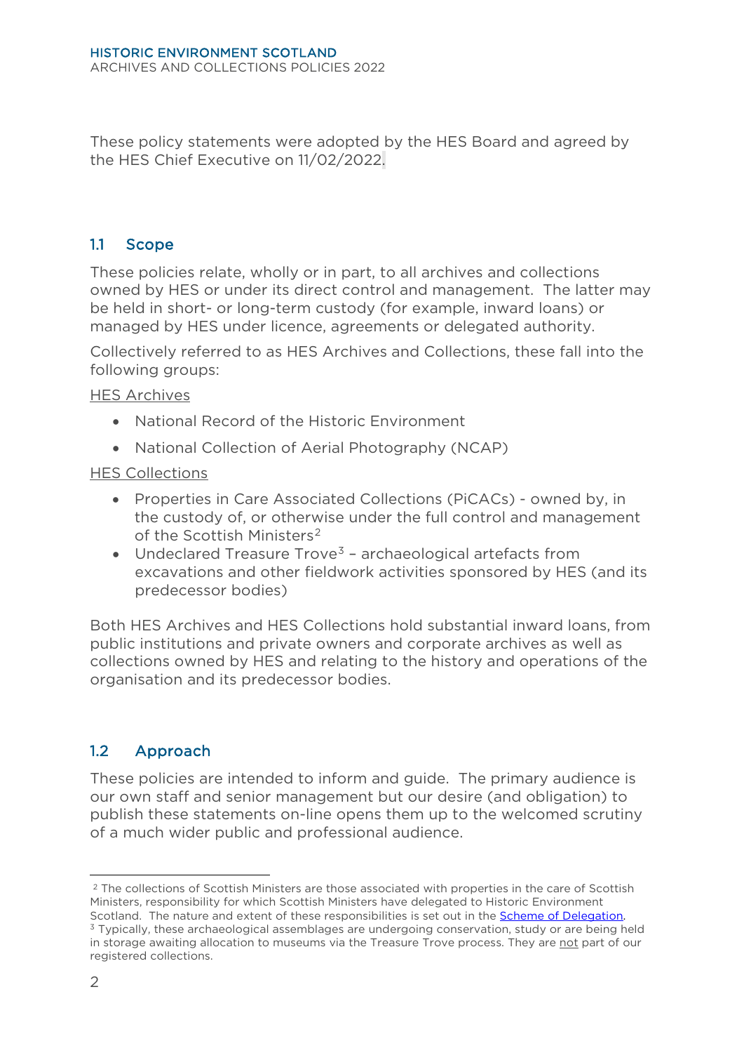These policy statements were adopted by the HES Board and agreed by the HES Chief Executive on 11/02/2022.

## 1.1 Scope

These policies relate, wholly or in part, to all archives and collections owned by HES or under its direct control and management. The latter may be held in short- or long-term custody (for example, inward loans) or managed by HES under licence, agreements or delegated authority.

Collectively referred to as HES Archives and Collections, these fall into the following groups:

<u>HES Archives</u>

- National Record of the Historic Environment
- National Collection of Aerial Photography (NCAP)

<u>HES Collections</u>

- Properties in Care Associated Collections (PiCACs) - owned by, in the custody of, or otherwise under the full control and management of the Scottish Ministers[2]
- Undeclared Treasure Trove[3] – archaeological artefacts from excavations and other fieldwork activities sponsored by HES (and its predecessor bodies)

Both HES Archives and HES Collections hold substantial inward loans, from public institutions and private owners and corporate archives as well as collections owned by HES and relating to the history and operations of the organisation and its predecessor bodies.

## 1.2 Approach

These policies are intended to inform and guide. The primary audience is our own staff and senior management but our desire (and obligation) to publish these statements on-line opens them up to the welcomed scrutiny of a much wider public and professional audience.

---

[2] The collections of Scottish Ministers are those associated with properties in the care of Scottish Ministers, responsibility for which Scottish Ministers have delegated to Historic Environment Scotland. The nature and extent of these responsibilities is set out in the Scheme of Delegation.

[3] Typically, these archaeological assemblages are undergoing conservation, study or are being held in storage awaiting allocation to museums via the Treasure Trove process. They are <u>not</u> part of our registered collections.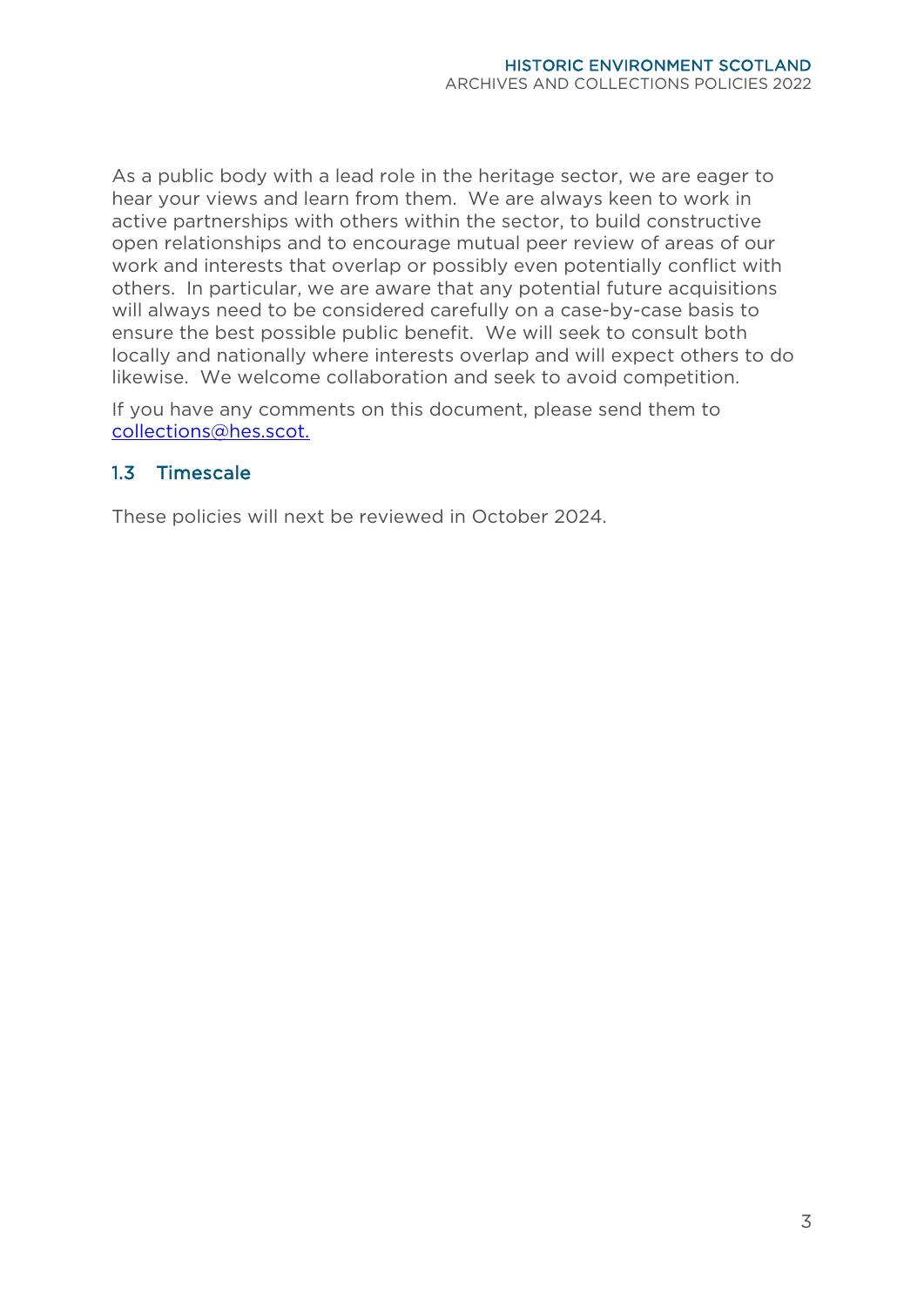As a public body with a lead role in the heritage sector, we are eager to hear your views and learn from them. We are always keen to work in active partnerships with others within the sector, to build constructive open relationships and to encourage mutual peer review of areas of our work and interests that overlap or possibly even potentially conflict with others. In particular, we are aware that any potential future acquisitions will always need to be considered carefully on a case-by-case basis to ensure the best possible public benefit. We will seek to consult both locally and nationally where interests overlap and will expect others to do likewise. We welcome collaboration and seek to avoid competition.

If you have any comments on this document, please send them to [collections@hes.scot.](mailto:collections@hes.scot)

## 1.3 Timescale

These policies will next be reviewed in October 2024.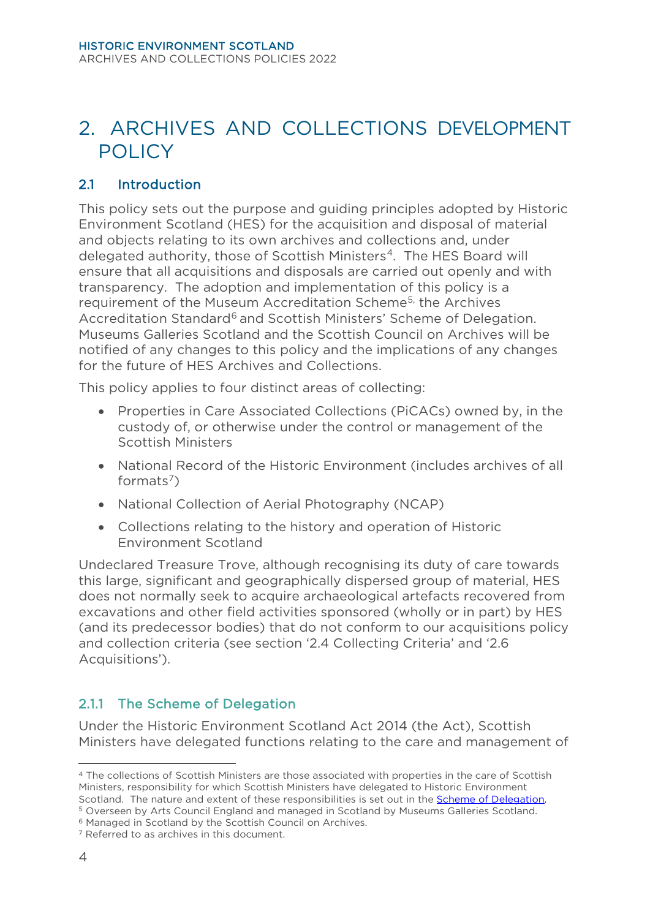# 2. ARCHIVES AND COLLECTIONS DEVELOPMENT POLICY

## 2.1 Introduction

This policy sets out the purpose and guiding principles adopted by Historic Environment Scotland (HES) for the acquisition and disposal of material and objects relating to its own archives and collections and, under delegated authority, those of Scottish Ministers[4]. The HES Board will ensure that all acquisitions and disposals are carried out openly and with transparency. The adoption and implementation of this policy is a requirement of the Museum Accreditation Scheme[5], the Archives Accreditation Standard[6] and Scottish Ministers' Scheme of Delegation. Museums Galleries Scotland and the Scottish Council on Archives will be notified of any changes to this policy and the implications of any changes for the future of HES Archives and Collections.

This policy applies to four distinct areas of collecting:

- Properties in Care Associated Collections (PiCACs) owned by, in the custody of, or otherwise under the control or management of the Scottish Ministers
- National Record of the Historic Environment (includes archives of all formats[7])
- National Collection of Aerial Photography (NCAP)
- Collections relating to the history and operation of Historic Environment Scotland

Undeclared Treasure Trove, although recognising its duty of care towards this large, significant and geographically dispersed group of material, HES does not normally seek to acquire archaeological artefacts recovered from excavations and other field activities sponsored (wholly or in part) by HES (and its predecessor bodies) that do not conform to our acquisitions policy and collection criteria (see section '2.4 Collecting Criteria' and '2.6 Acquisitions').

### 2.1.1 The Scheme of Delegation

Under the Historic Environment Scotland Act 2014 (the Act), Scottish Ministers have delegated functions relating to the care and management of

---

[4] The collections of Scottish Ministers are those associated with properties in the care of Scottish Ministers, responsibility for which Scottish Ministers have delegated to Historic Environment Scotland. The nature and extent of these responsibilities is set out in the Scheme of Delegation.

[5] Overseen by Arts Council England and managed in Scotland by Museums Galleries Scotland.

[6] Managed in Scotland by the Scottish Council on Archives.

[7] Referred to as archives in this document.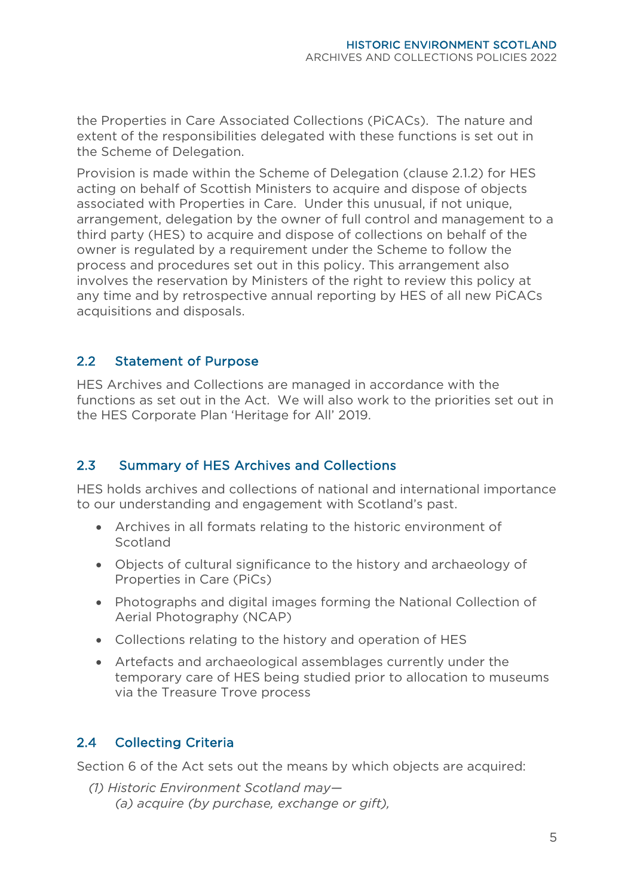the Properties in Care Associated Collections (PiCACs). The nature and extent of the responsibilities delegated with these functions is set out in the Scheme of Delegation.

Provision is made within the Scheme of Delegation (clause 2.1.2) for HES acting on behalf of Scottish Ministers to acquire and dispose of objects associated with Properties in Care. Under this unusual, if not unique, arrangement, delegation by the owner of full control and management to a third party (HES) to acquire and dispose of collections on behalf of the owner is regulated by a requirement under the Scheme to follow the process and procedures set out in this policy. This arrangement also involves the reservation by Ministers of the right to review this policy at any time and by retrospective annual reporting by HES of all new PiCACs acquisitions and disposals.

## 2.2 Statement of Purpose

HES Archives and Collections are managed in accordance with the functions as set out in the Act. We will also work to the priorities set out in the HES Corporate Plan 'Heritage for All' 2019.

## 2.3 Summary of HES Archives and Collections

HES holds archives and collections of national and international importance to our understanding and engagement with Scotland's past.

- Archives in all formats relating to the historic environment of Scotland
- Objects of cultural significance to the history and archaeology of Properties in Care (PiCs)
- Photographs and digital images forming the National Collection of Aerial Photography (NCAP)
- Collections relating to the history and operation of HES
- Artefacts and archaeological assemblages currently under the temporary care of HES being studied prior to allocation to museums via the Treasure Trove process

## 2.4 Collecting Criteria

Section 6 of the Act sets out the means by which objects are acquired:

*(1) Historic Environment Scotland may—*
*(a) acquire (by purchase, exchange or gift),*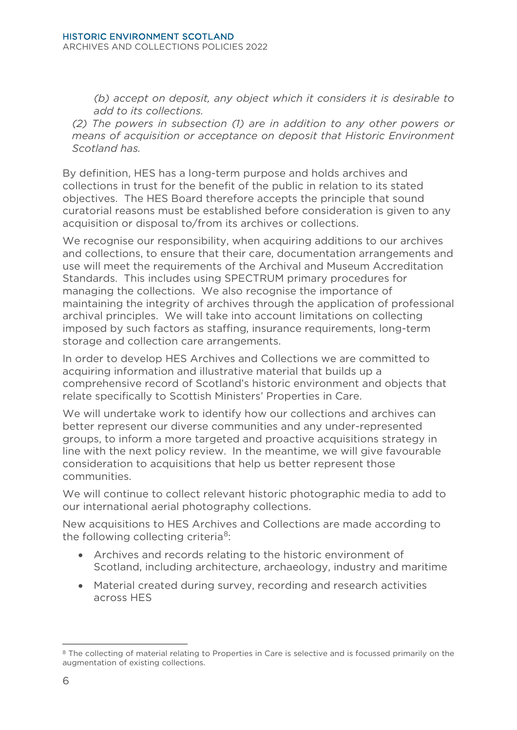*(b) accept on deposit, any object which it considers it is desirable to add to its collections.*

*(2) The powers in subsection (1) are in addition to any other powers or means of acquisition or acceptance on deposit that Historic Environment Scotland has.*

By definition, HES has a long-term purpose and holds archives and collections in trust for the benefit of the public in relation to its stated objectives. The HES Board therefore accepts the principle that sound curatorial reasons must be established before consideration is given to any acquisition or disposal to/from its archives or collections.

We recognise our responsibility, when acquiring additions to our archives and collections, to ensure that their care, documentation arrangements and use will meet the requirements of the Archival and Museum Accreditation Standards. This includes using SPECTRUM primary procedures for managing the collections. We also recognise the importance of maintaining the integrity of archives through the application of professional archival principles. We will take into account limitations on collecting imposed by such factors as staffing, insurance requirements, long-term storage and collection care arrangements.

In order to develop HES Archives and Collections we are committed to acquiring information and illustrative material that builds up a comprehensive record of Scotland's historic environment and objects that relate specifically to Scottish Ministers' Properties in Care.

We will undertake work to identify how our collections and archives can better represent our diverse communities and any under-represented groups, to inform a more targeted and proactive acquisitions strategy in line with the next policy review. In the meantime, we will give favourable consideration to acquisitions that help us better represent those communities.

We will continue to collect relevant historic photographic media to add to our international aerial photography collections.

New acquisitions to HES Archives and Collections are made according to the following collecting criteria[8]:

- Archives and records relating to the historic environment of Scotland, including architecture, archaeology, industry and maritime
- Material created during survey, recording and research activities across HES

[8] The collecting of material relating to Properties in Care is selective and is focussed primarily on the augmentation of existing collections.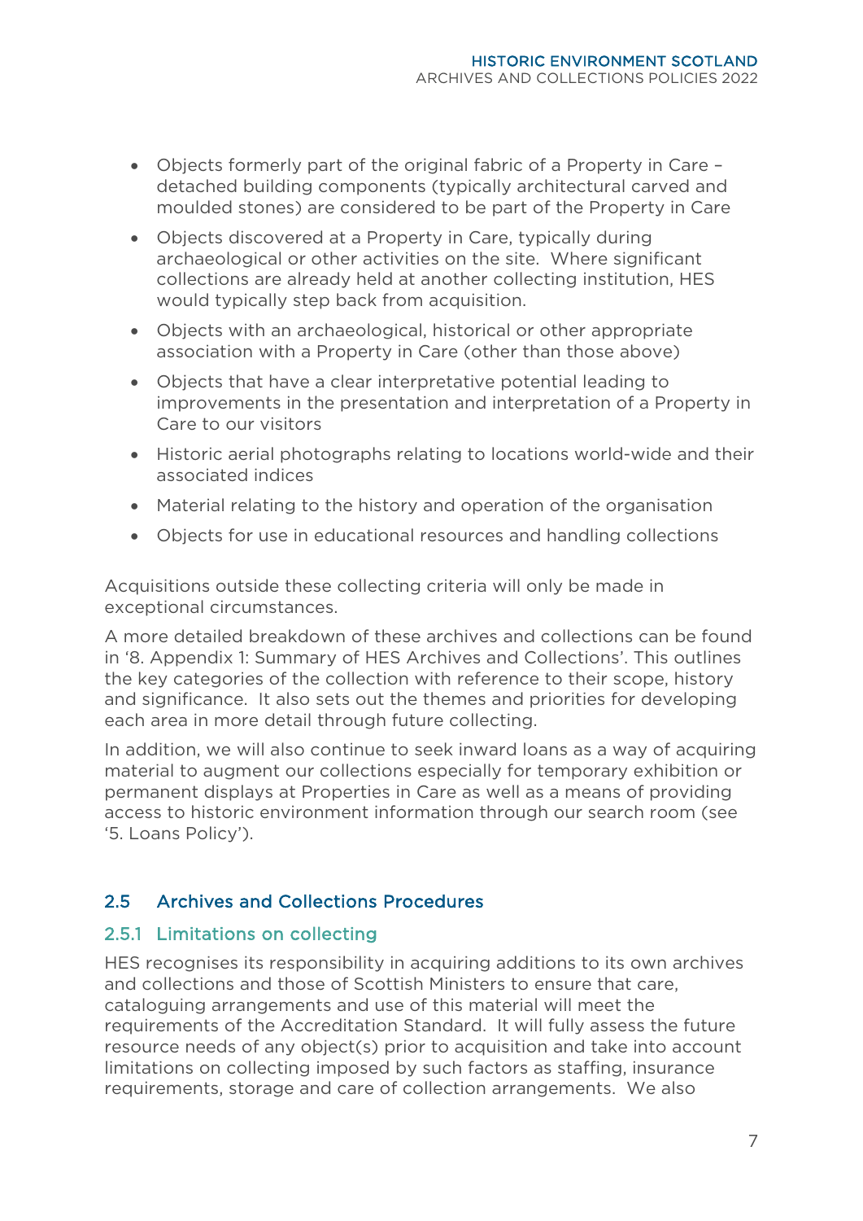- Objects formerly part of the original fabric of a Property in Care – detached building components (typically architectural carved and moulded stones) are considered to be part of the Property in Care
- Objects discovered at a Property in Care, typically during archaeological or other activities on the site. Where significant collections are already held at another collecting institution, HES would typically step back from acquisition.
- Objects with an archaeological, historical or other appropriate association with a Property in Care (other than those above)
- Objects that have a clear interpretative potential leading to improvements in the presentation and interpretation of a Property in Care to our visitors
- Historic aerial photographs relating to locations world-wide and their associated indices
- Material relating to the history and operation of the organisation
- Objects for use in educational resources and handling collections

Acquisitions outside these collecting criteria will only be made in exceptional circumstances.

A more detailed breakdown of these archives and collections can be found in '8. Appendix 1: Summary of HES Archives and Collections'. This outlines the key categories of the collection with reference to their scope, history and significance. It also sets out the themes and priorities for developing each area in more detail through future collecting.

In addition, we will also continue to seek inward loans as a way of acquiring material to augment our collections especially for temporary exhibition or permanent displays at Properties in Care as well as a means of providing access to historic environment information through our search room (see '5. Loans Policy').

## 2.5 Archives and Collections Procedures

### 2.5.1 Limitations on collecting

HES recognises its responsibility in acquiring additions to its own archives and collections and those of Scottish Ministers to ensure that care, cataloguing arrangements and use of this material will meet the requirements of the Accreditation Standard. It will fully assess the future resource needs of any object(s) prior to acquisition and take into account limitations on collecting imposed by such factors as staffing, insurance requirements, storage and care of collection arrangements. We also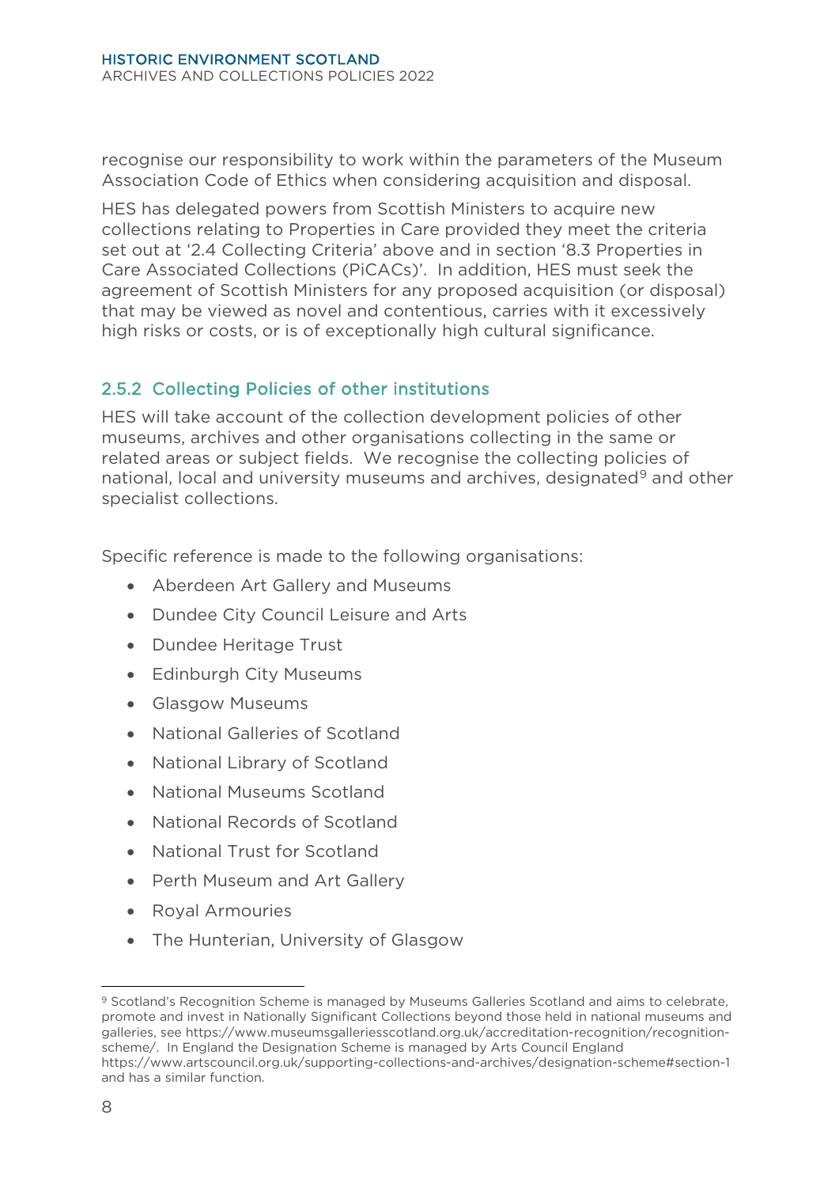recognise our responsibility to work within the parameters of the Museum Association Code of Ethics when considering acquisition and disposal.

HES has delegated powers from Scottish Ministers to acquire new collections relating to Properties in Care provided they meet the criteria set out at '2.4 Collecting Criteria' above and in section '8.3 Properties in Care Associated Collections (PiCACs)'. In addition, HES must seek the agreement of Scottish Ministers for any proposed acquisition (or disposal) that may be viewed as novel and contentious, carries with it excessively high risks or costs, or is of exceptionally high cultural significance.

### 2.5.2 Collecting Policies of other institutions

HES will take account of the collection development policies of other museums, archives and other organisations collecting in the same or related areas or subject fields. We recognise the collecting policies of national, local and university museums and archives, designated[9] and other specialist collections.

Specific reference is made to the following organisations:

- Aberdeen Art Gallery and Museums
- Dundee City Council Leisure and Arts
- Dundee Heritage Trust
- Edinburgh City Museums
- Glasgow Museums
- National Galleries of Scotland
- National Library of Scotland
- National Museums Scotland
- National Records of Scotland
- National Trust for Scotland
- Perth Museum and Art Gallery
- Royal Armouries
- The Hunterian, University of Glasgow

---

[9] Scotland's Recognition Scheme is managed by Museums Galleries Scotland and aims to celebrate, promote and invest in Nationally Significant Collections beyond those held in national museums and galleries, see https://www.museumsgalleriesscotland.org.uk/accreditation-recognition/recognition-scheme/. In England the Designation Scheme is managed by Arts Council England https://www.artscouncil.org.uk/supporting-collections-and-archives/designation-scheme#section-1 and has a similar function.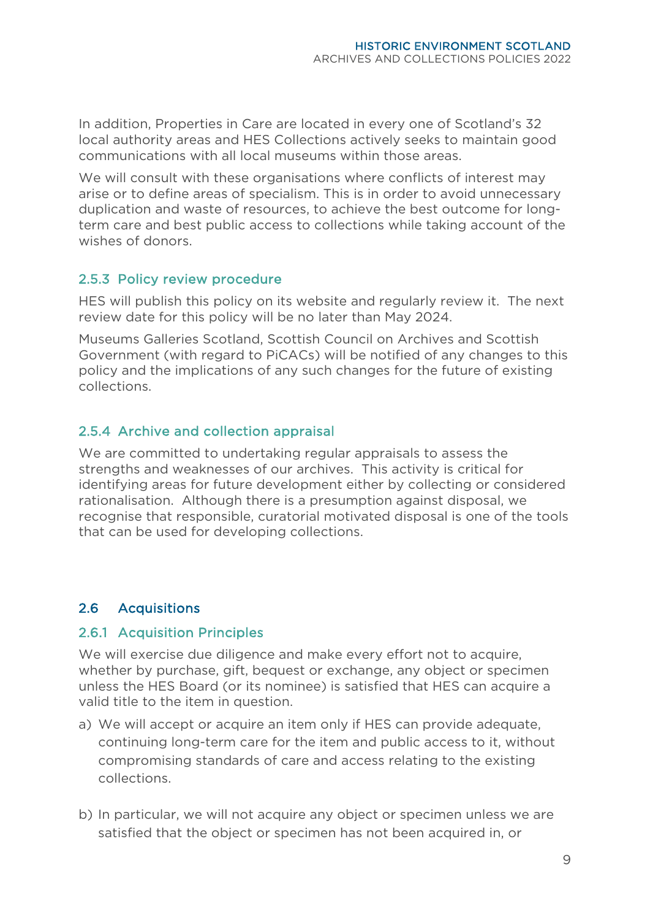In addition, Properties in Care are located in every one of Scotland's 32 local authority areas and HES Collections actively seeks to maintain good communications with all local museums within those areas.

We will consult with these organisations where conflicts of interest may arise or to define areas of specialism. This is in order to avoid unnecessary duplication and waste of resources, to achieve the best outcome for long-term care and best public access to collections while taking account of the wishes of donors.

### 2.5.3 Policy review procedure

HES will publish this policy on its website and regularly review it. The next review date for this policy will be no later than May 2024.

Museums Galleries Scotland, Scottish Council on Archives and Scottish Government (with regard to PiCACs) will be notified of any changes to this policy and the implications of any such changes for the future of existing collections.

### 2.5.4 Archive and collection appraisal

We are committed to undertaking regular appraisals to assess the strengths and weaknesses of our archives. This activity is critical for identifying areas for future development either by collecting or considered rationalisation. Although there is a presumption against disposal, we recognise that responsible, curatorial motivated disposal is one of the tools that can be used for developing collections.

## 2.6 Acquisitions

### 2.6.1 Acquisition Principles

We will exercise due diligence and make every effort not to acquire, whether by purchase, gift, bequest or exchange, any object or specimen unless the HES Board (or its nominee) is satisfied that HES can acquire a valid title to the item in question.

a) We will accept or acquire an item only if HES can provide adequate, continuing long-term care for the item and public access to it, without compromising standards of care and access relating to the existing collections.

b) In particular, we will not acquire any object or specimen unless we are satisfied that the object or specimen has not been acquired in, or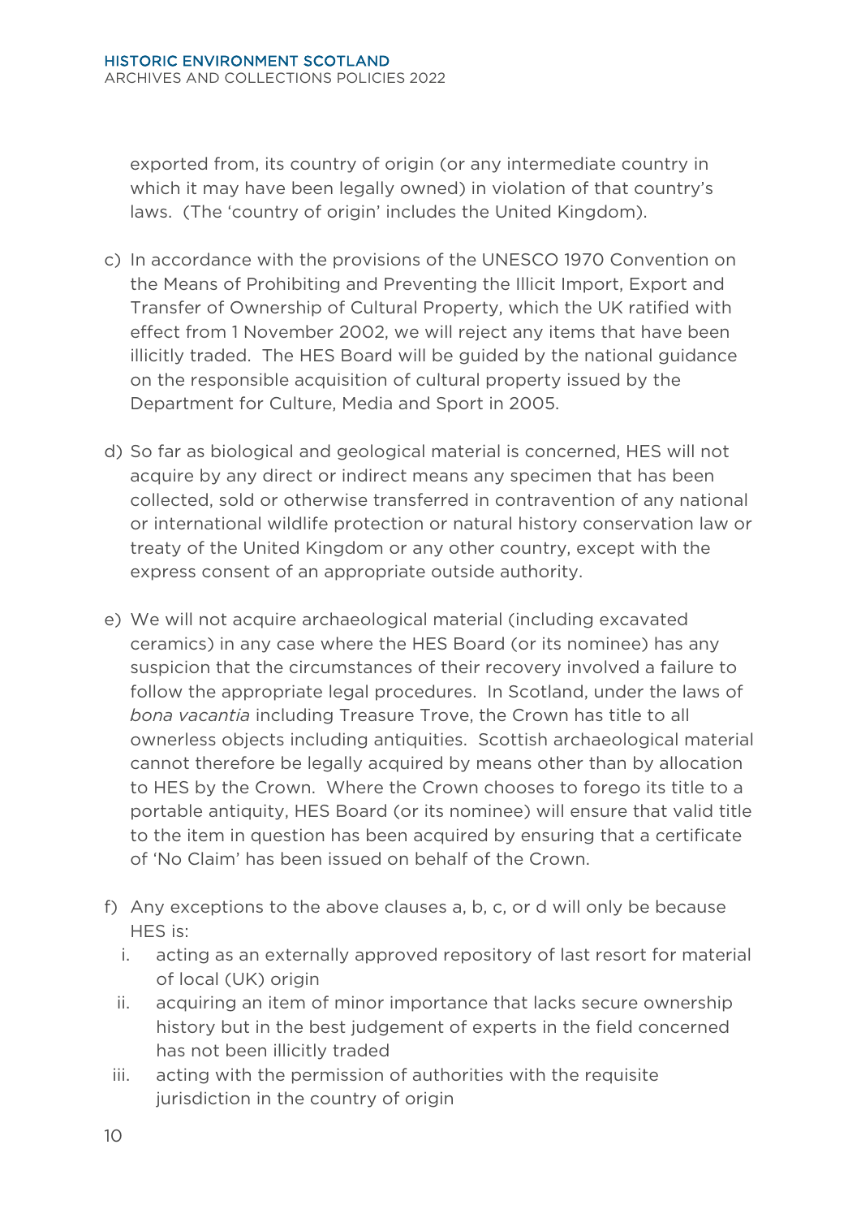exported from, its country of origin (or any intermediate country in which it may have been legally owned) in violation of that country's laws. (The 'country of origin' includes the United Kingdom).

c) In accordance with the provisions of the UNESCO 1970 Convention on the Means of Prohibiting and Preventing the Illicit Import, Export and Transfer of Ownership of Cultural Property, which the UK ratified with effect from 1 November 2002, we will reject any items that have been illicitly traded. The HES Board will be guided by the national guidance on the responsible acquisition of cultural property issued by the Department for Culture, Media and Sport in 2005.

d) So far as biological and geological material is concerned, HES will not acquire by any direct or indirect means any specimen that has been collected, sold or otherwise transferred in contravention of any national or international wildlife protection or natural history conservation law or treaty of the United Kingdom or any other country, except with the express consent of an appropriate outside authority.

e) We will not acquire archaeological material (including excavated ceramics) in any case where the HES Board (or its nominee) has any suspicion that the circumstances of their recovery involved a failure to follow the appropriate legal procedures. In Scotland, under the laws of *bona vacantia* including Treasure Trove, the Crown has title to all ownerless objects including antiquities. Scottish archaeological material cannot therefore be legally acquired by means other than by allocation to HES by the Crown. Where the Crown chooses to forego its title to a portable antiquity, HES Board (or its nominee) will ensure that valid title to the item in question has been acquired by ensuring that a certificate of 'No Claim' has been issued on behalf of the Crown.

f) Any exceptions to the above clauses a, b, c, or d will only be because HES is:
    i. acting as an externally approved repository of last resort for material of local (UK) origin
    ii. acquiring an item of minor importance that lacks secure ownership history but in the best judgement of experts in the field concerned has not been illicitly traded
    iii. acting with the permission of authorities with the requisite jurisdiction in the country of origin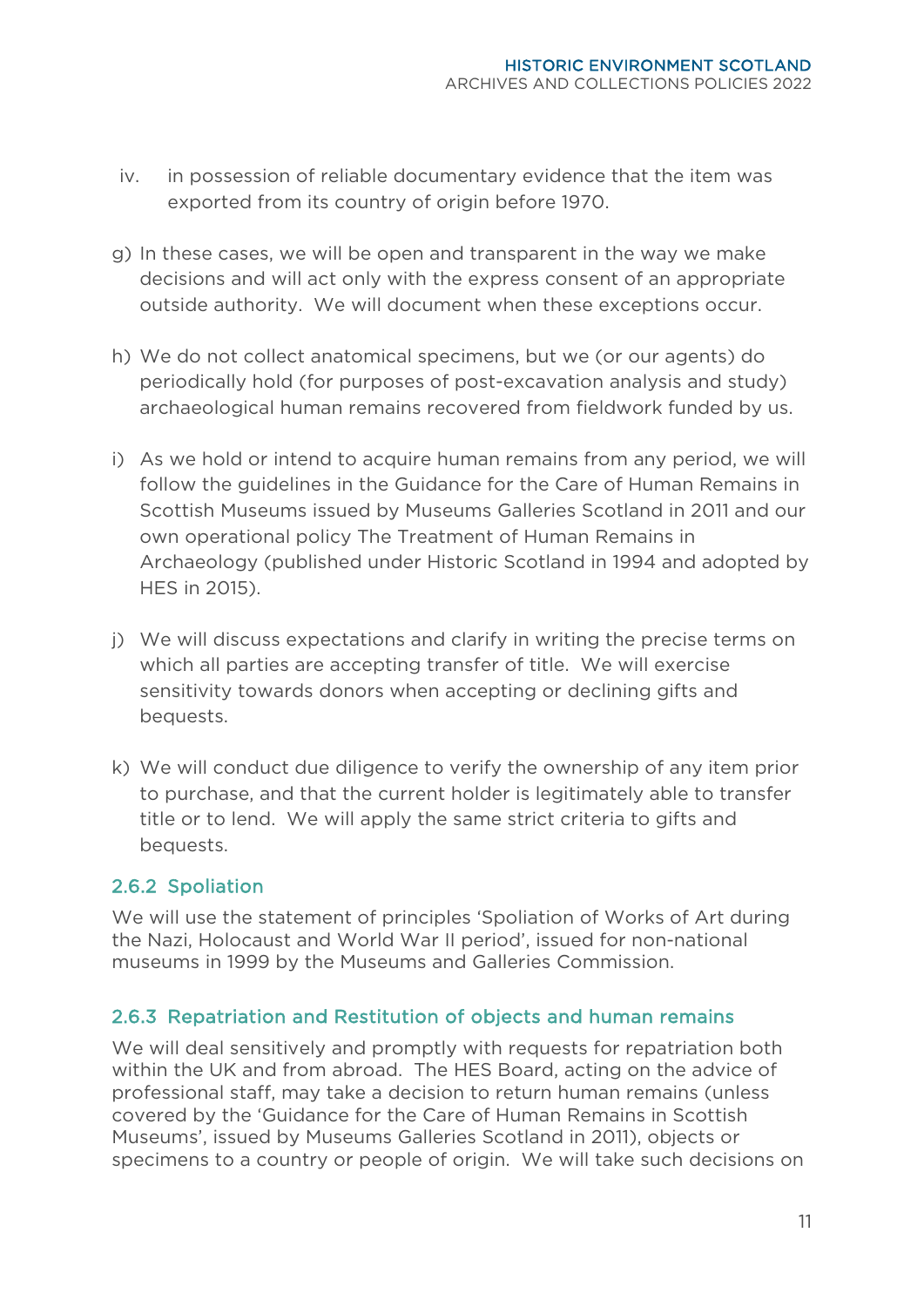iv. in possession of reliable documentary evidence that the item was exported from its country of origin before 1970.

g) In these cases, we will be open and transparent in the way we make decisions and will act only with the express consent of an appropriate outside authority. We will document when these exceptions occur.

h) We do not collect anatomical specimens, but we (or our agents) do periodically hold (for purposes of post-excavation analysis and study) archaeological human remains recovered from fieldwork funded by us.

i) As we hold or intend to acquire human remains from any period, we will follow the guidelines in the Guidance for the Care of Human Remains in Scottish Museums issued by Museums Galleries Scotland in 2011 and our own operational policy The Treatment of Human Remains in Archaeology (published under Historic Scotland in 1994 and adopted by HES in 2015).

j) We will discuss expectations and clarify in writing the precise terms on which all parties are accepting transfer of title. We will exercise sensitivity towards donors when accepting or declining gifts and bequests.

k) We will conduct due diligence to verify the ownership of any item prior to purchase, and that the current holder is legitimately able to transfer title or to lend. We will apply the same strict criteria to gifts and bequests.

### 2.6.2 Spoliation

We will use the statement of principles 'Spoliation of Works of Art during the Nazi, Holocaust and World War II period', issued for non-national museums in 1999 by the Museums and Galleries Commission.

### 2.6.3 Repatriation and Restitution of objects and human remains

We will deal sensitively and promptly with requests for repatriation both within the UK and from abroad. The HES Board, acting on the advice of professional staff, may take a decision to return human remains (unless covered by the 'Guidance for the Care of Human Remains in Scottish Museums', issued by Museums Galleries Scotland in 2011), objects or specimens to a country or people of origin. We will take such decisions on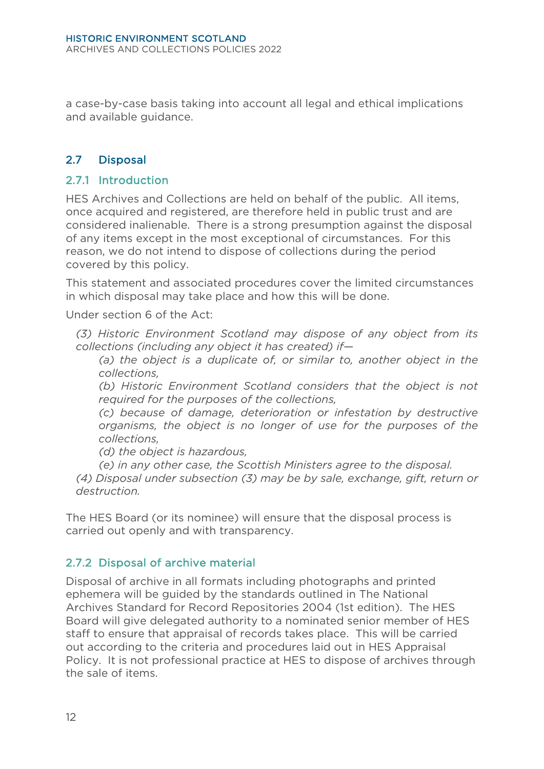a case-by-case basis taking into account all legal and ethical implications and available guidance.

## 2.7 Disposal

### 2.7.1 Introduction

HES Archives and Collections are held on behalf of the public. All items, once acquired and registered, are therefore held in public trust and are considered inalienable. There is a strong presumption against the disposal of any items except in the most exceptional of circumstances. For this reason, we do not intend to dispose of collections during the period covered by this policy.

This statement and associated procedures cover the limited circumstances in which disposal may take place and how this will be done.

Under section 6 of the Act:

> *(3) Historic Environment Scotland may dispose of any object from its collections (including any object it has created) if—*
>
> *(a) the object is a duplicate of, or similar to, another object in the collections,*
>
> *(b) Historic Environment Scotland considers that the object is not required for the purposes of the collections,*
>
> *(c) because of damage, deterioration or infestation by destructive organisms, the object is no longer of use for the purposes of the collections,*
>
> *(d) the object is hazardous,*
>
> *(e) in any other case, the Scottish Ministers agree to the disposal.*
>
> *(4) Disposal under subsection (3) may be by sale, exchange, gift, return or destruction.*

The HES Board (or its nominee) will ensure that the disposal process is carried out openly and with transparency.

### 2.7.2 Disposal of archive material

Disposal of archive in all formats including photographs and printed ephemera will be guided by the standards outlined in The National Archives Standard for Record Repositories 2004 (1st edition). The HES Board will give delegated authority to a nominated senior member of HES staff to ensure that appraisal of records takes place. This will be carried out according to the criteria and procedures laid out in HES Appraisal Policy. It is not professional practice at HES to dispose of archives through the sale of items.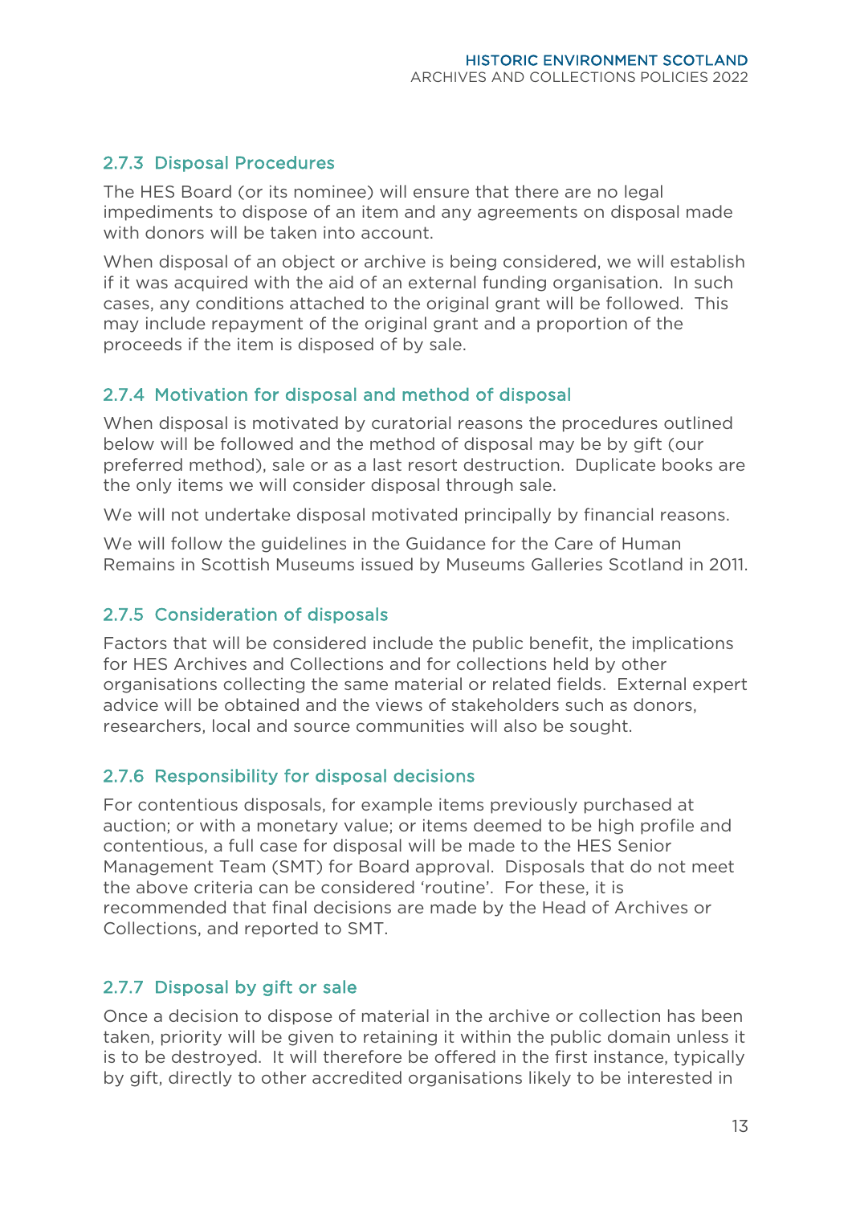### 2.7.3 Disposal Procedures

The HES Board (or its nominee) will ensure that there are no legal impediments to dispose of an item and any agreements on disposal made with donors will be taken into account.

When disposal of an object or archive is being considered, we will establish if it was acquired with the aid of an external funding organisation. In such cases, any conditions attached to the original grant will be followed. This may include repayment of the original grant and a proportion of the proceeds if the item is disposed of by sale.

### 2.7.4 Motivation for disposal and method of disposal

When disposal is motivated by curatorial reasons the procedures outlined below will be followed and the method of disposal may be by gift (our preferred method), sale or as a last resort destruction. Duplicate books are the only items we will consider disposal through sale.

We will not undertake disposal motivated principally by financial reasons.

We will follow the guidelines in the Guidance for the Care of Human Remains in Scottish Museums issued by Museums Galleries Scotland in 2011.

### 2.7.5 Consideration of disposals

Factors that will be considered include the public benefit, the implications for HES Archives and Collections and for collections held by other organisations collecting the same material or related fields. External expert advice will be obtained and the views of stakeholders such as donors, researchers, local and source communities will also be sought.

### 2.7.6 Responsibility for disposal decisions

For contentious disposals, for example items previously purchased at auction; or with a monetary value; or items deemed to be high profile and contentious, a full case for disposal will be made to the HES Senior Management Team (SMT) for Board approval. Disposals that do not meet the above criteria can be considered 'routine'. For these, it is recommended that final decisions are made by the Head of Archives or Collections, and reported to SMT.

### 2.7.7 Disposal by gift or sale

Once a decision to dispose of material in the archive or collection has been taken, priority will be given to retaining it within the public domain unless it is to be destroyed. It will therefore be offered in the first instance, typically by gift, directly to other accredited organisations likely to be interested in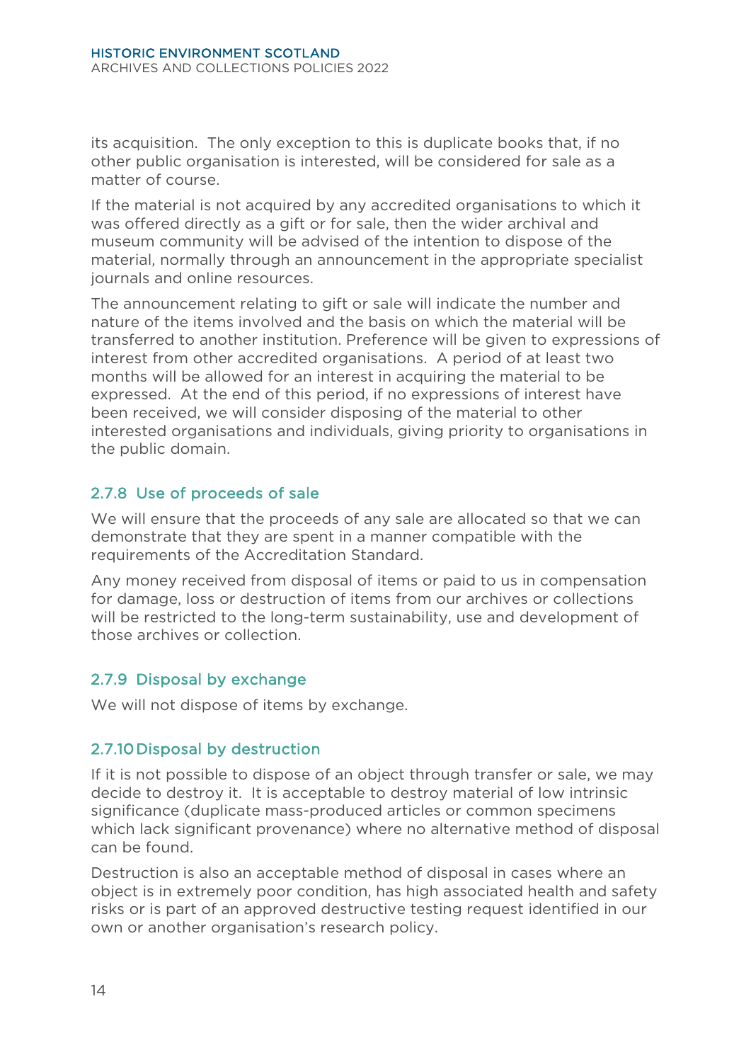its acquisition. The only exception to this is duplicate books that, if no other public organisation is interested, will be considered for sale as a matter of course.

If the material is not acquired by any accredited organisations to which it was offered directly as a gift or for sale, then the wider archival and museum community will be advised of the intention to dispose of the material, normally through an announcement in the appropriate specialist journals and online resources.

The announcement relating to gift or sale will indicate the number and nature of the items involved and the basis on which the material will be transferred to another institution. Preference will be given to expressions of interest from other accredited organisations. A period of at least two months will be allowed for an interest in acquiring the material to be expressed. At the end of this period, if no expressions of interest have been received, we will consider disposing of the material to other interested organisations and individuals, giving priority to organisations in the public domain.

### 2.7.8 Use of proceeds of sale

We will ensure that the proceeds of any sale are allocated so that we can demonstrate that they are spent in a manner compatible with the requirements of the Accreditation Standard.

Any money received from disposal of items or paid to us in compensation for damage, loss or destruction of items from our archives or collections will be restricted to the long-term sustainability, use and development of those archives or collection.

### 2.7.9 Disposal by exchange

We will not dispose of items by exchange.

### 2.7.10 Disposal by destruction

If it is not possible to dispose of an object through transfer or sale, we may decide to destroy it. It is acceptable to destroy material of low intrinsic significance (duplicate mass-produced articles or common specimens which lack significant provenance) where no alternative method of disposal can be found.

Destruction is also an acceptable method of disposal in cases where an object is in extremely poor condition, has high associated health and safety risks or is part of an approved destructive testing request identified in our own or another organisation's research policy.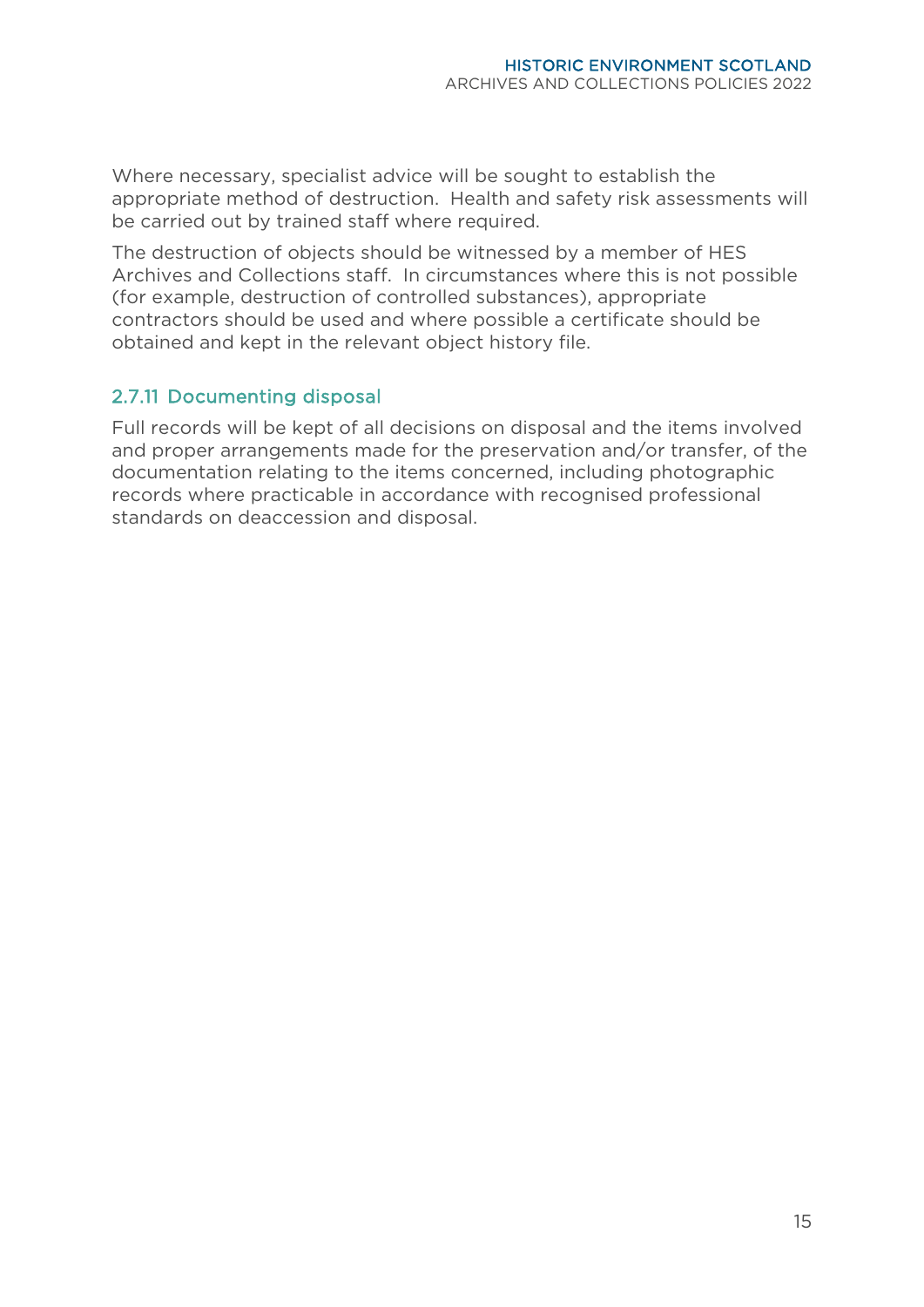Where necessary, specialist advice will be sought to establish the appropriate method of destruction.  Health and safety risk assessments will be carried out by trained staff where required.

The destruction of objects should be witnessed by a member of HES Archives and Collections staff.  In circumstances where this is not possible (for example, destruction of controlled substances), appropriate contractors should be used and where possible a certificate should be obtained and kept in the relevant object history file.

### 2.7.11 Documenting disposal

Full records will be kept of all decisions on disposal and the items involved and proper arrangements made for the preservation and/or transfer, of the documentation relating to the items concerned, including photographic records where practicable in accordance with recognised professional standards on deaccession and disposal.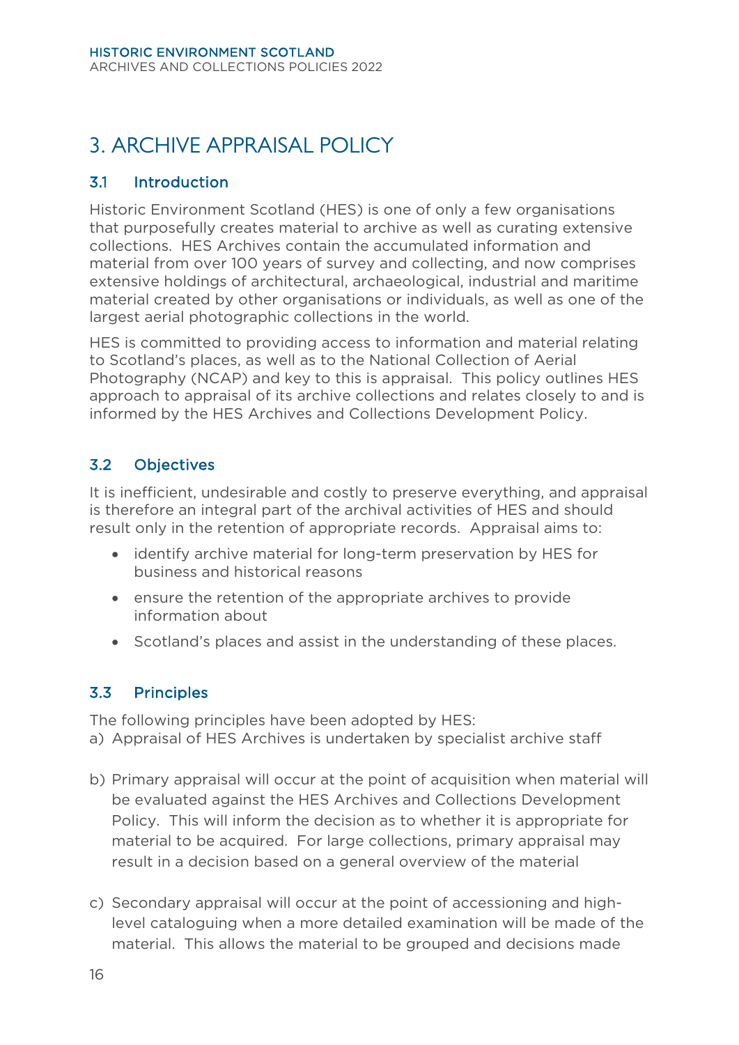# 3. ARCHIVE APPRAISAL POLICY

## 3.1 Introduction

Historic Environment Scotland (HES) is one of only a few organisations that purposefully creates material to archive as well as curating extensive collections. HES Archives contain the accumulated information and material from over 100 years of survey and collecting, and now comprises extensive holdings of architectural, archaeological, industrial and maritime material created by other organisations or individuals, as well as one of the largest aerial photographic collections in the world.

HES is committed to providing access to information and material relating to Scotland's places, as well as to the National Collection of Aerial Photography (NCAP) and key to this is appraisal. This policy outlines HES approach to appraisal of its archive collections and relates closely to and is informed by the HES Archives and Collections Development Policy.

## 3.2 Objectives

It is inefficient, undesirable and costly to preserve everything, and appraisal is therefore an integral part of the archival activities of HES and should result only in the retention of appropriate records. Appraisal aims to:

- identify archive material for long-term preservation by HES for business and historical reasons
- ensure the retention of the appropriate archives to provide information about
- Scotland's places and assist in the understanding of these places.

## 3.3 Principles

The following principles have been adopted by HES:

a) Appraisal of HES Archives is undertaken by specialist archive staff

b) Primary appraisal will occur at the point of acquisition when material will be evaluated against the HES Archives and Collections Development Policy. This will inform the decision as to whether it is appropriate for material to be acquired. For large collections, primary appraisal may result in a decision based on a general overview of the material

c) Secondary appraisal will occur at the point of accessioning and high-level cataloguing when a more detailed examination will be made of the material. This allows the material to be grouped and decisions made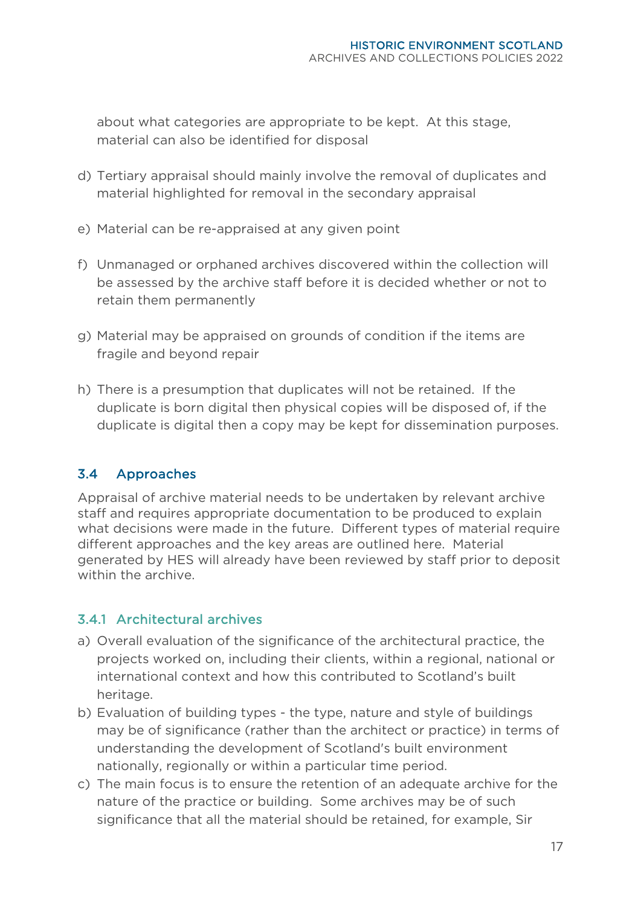about what categories are appropriate to be kept. At this stage, material can also be identified for disposal

d) Tertiary appraisal should mainly involve the removal of duplicates and material highlighted for removal in the secondary appraisal

e) Material can be re-appraised at any given point

f) Unmanaged or orphaned archives discovered within the collection will be assessed by the archive staff before it is decided whether or not to retain them permanently

g) Material may be appraised on grounds of condition if the items are fragile and beyond repair

h) There is a presumption that duplicates will not be retained. If the duplicate is born digital then physical copies will be disposed of, if the duplicate is digital then a copy may be kept for dissemination purposes.

## 3.4 Approaches

Appraisal of archive material needs to be undertaken by relevant archive staff and requires appropriate documentation to be produced to explain what decisions were made in the future. Different types of material require different approaches and the key areas are outlined here. Material generated by HES will already have been reviewed by staff prior to deposit within the archive.

### 3.4.1 Architectural archives

a) Overall evaluation of the significance of the architectural practice, the projects worked on, including their clients, within a regional, national or international context and how this contributed to Scotland's built heritage.
b) Evaluation of building types - the type, nature and style of buildings may be of significance (rather than the architect or practice) in terms of understanding the development of Scotland's built environment nationally, regionally or within a particular time period.
c) The main focus is to ensure the retention of an adequate archive for the nature of the practice or building. Some archives may be of such significance that all the material should be retained, for example, Sir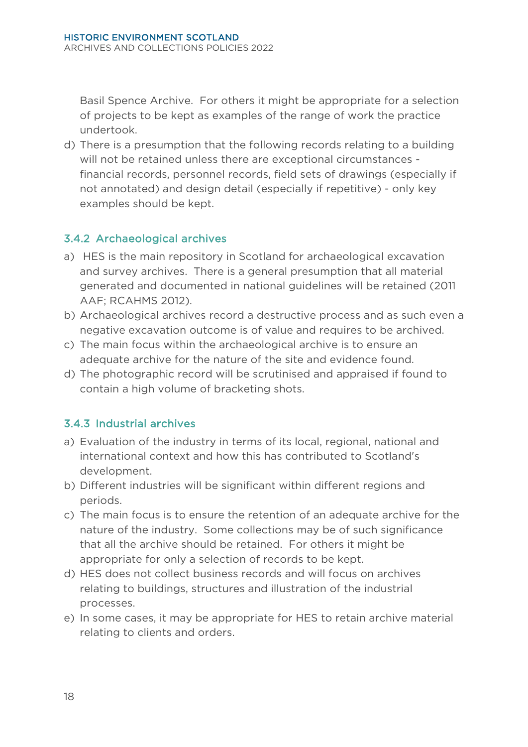Basil Spence Archive. For others it might be appropriate for a selection of projects to be kept as examples of the range of work the practice undertook.

d) There is a presumption that the following records relating to a building will not be retained unless there are exceptional circumstances - financial records, personnel records, field sets of drawings (especially if not annotated) and design detail (especially if repetitive) - only key examples should be kept.

### 3.4.2 Archaeological archives

a) HES is the main repository in Scotland for archaeological excavation and survey archives. There is a general presumption that all material generated and documented in national guidelines will be retained (2011 AAF; RCAHMS 2012).
b) Archaeological archives record a destructive process and as such even a negative excavation outcome is of value and requires to be archived.
c) The main focus within the archaeological archive is to ensure an adequate archive for the nature of the site and evidence found.
d) The photographic record will be scrutinised and appraised if found to contain a high volume of bracketing shots.

### 3.4.3 Industrial archives

a) Evaluation of the industry in terms of its local, regional, national and international context and how this has contributed to Scotland's development.
b) Different industries will be significant within different regions and periods.
c) The main focus is to ensure the retention of an adequate archive for the nature of the industry. Some collections may be of such significance that all the archive should be retained. For others it might be appropriate for only a selection of records to be kept.
d) HES does not collect business records and will focus on archives relating to buildings, structures and illustration of the industrial processes.
e) In some cases, it may be appropriate for HES to retain archive material relating to clients and orders.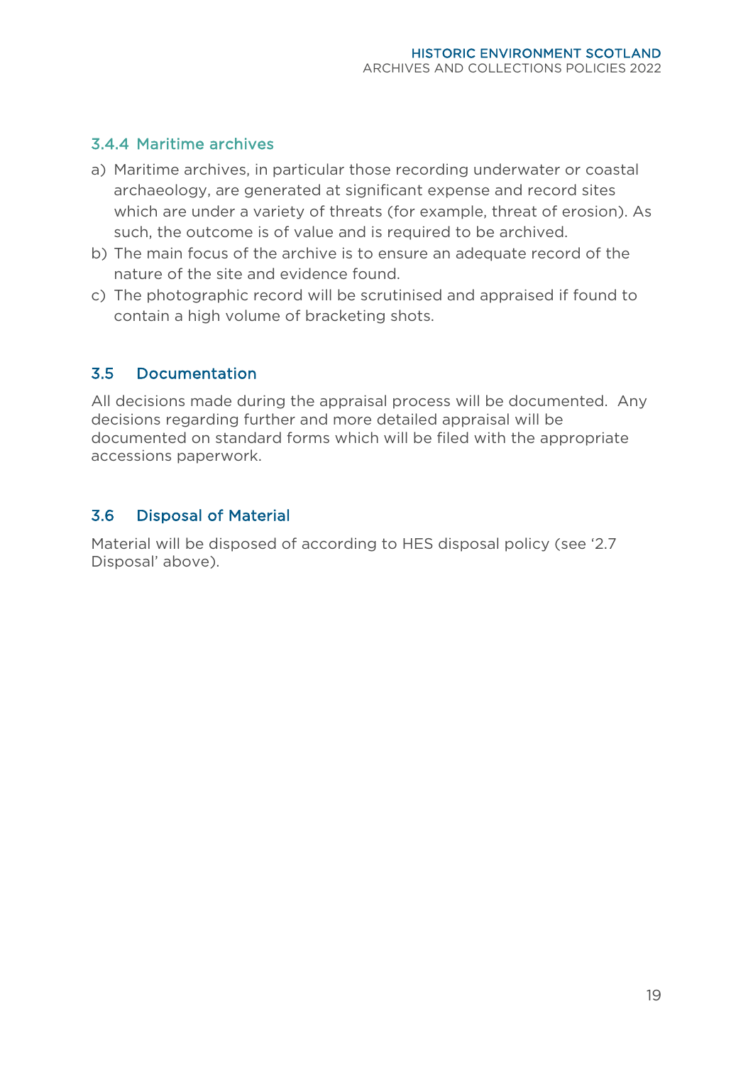#### 3.4.4 Maritime archives

a) Maritime archives, in particular those recording underwater or coastal archaeology, are generated at significant expense and record sites which are under a variety of threats (for example, threat of erosion). As such, the outcome is of value and is required to be archived.
b) The main focus of the archive is to ensure an adequate record of the nature of the site and evidence found.
c) The photographic record will be scrutinised and appraised if found to contain a high volume of bracketing shots.

### 3.5 Documentation

All decisions made during the appraisal process will be documented. Any decisions regarding further and more detailed appraisal will be documented on standard forms which will be filed with the appropriate accessions paperwork.

### 3.6 Disposal of Material

Material will be disposed of according to HES disposal policy (see '2.7 Disposal' above).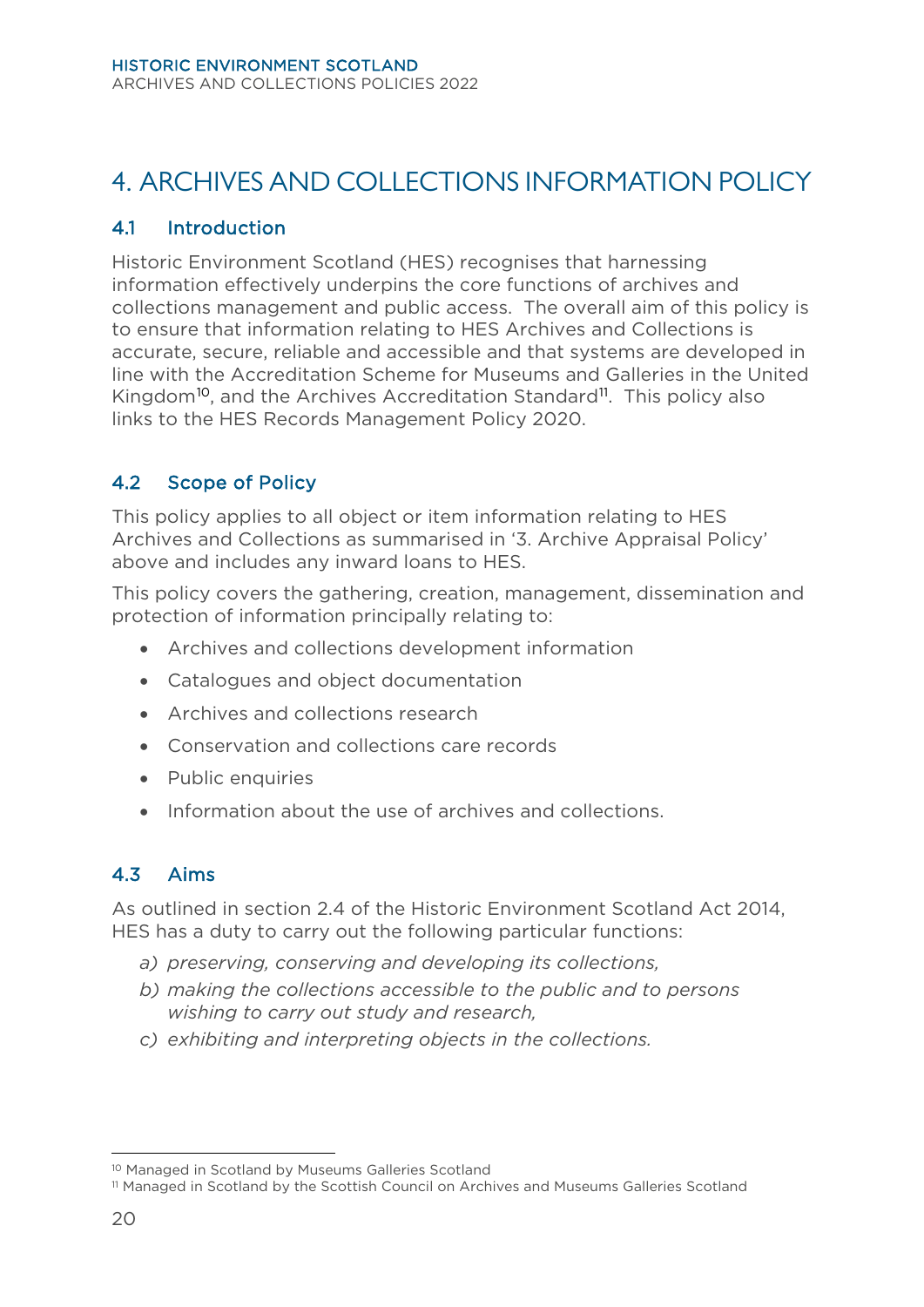# 4. ARCHIVES AND COLLECTIONS INFORMATION POLICY

## 4.1 Introduction

Historic Environment Scotland (HES) recognises that harnessing information effectively underpins the core functions of archives and collections management and public access. The overall aim of this policy is to ensure that information relating to HES Archives and Collections is accurate, secure, reliable and accessible and that systems are developed in line with the Accreditation Scheme for Museums and Galleries in the United Kingdom[10], and the Archives Accreditation Standard[11]. This policy also links to the HES Records Management Policy 2020.

## 4.2 Scope of Policy

This policy applies to all object or item information relating to HES Archives and Collections as summarised in '3. Archive Appraisal Policy' above and includes any inward loans to HES.

This policy covers the gathering, creation, management, dissemination and protection of information principally relating to:

- Archives and collections development information
- Catalogues and object documentation
- Archives and collections research
- Conservation and collections care records
- Public enquiries
- Information about the use of archives and collections.

## 4.3 Aims

As outlined in section 2.4 of the Historic Environment Scotland Act 2014, HES has a duty to carry out the following particular functions:

a) *preserving, conserving and developing its collections,*
b) *making the collections accessible to the public and to persons wishing to carry out study and research,*
c) *exhibiting and interpreting objects in the collections.*

---

[10] Managed in Scotland by Museums Galleries Scotland

[11] Managed in Scotland by the Scottish Council on Archives and Museums Galleries Scotland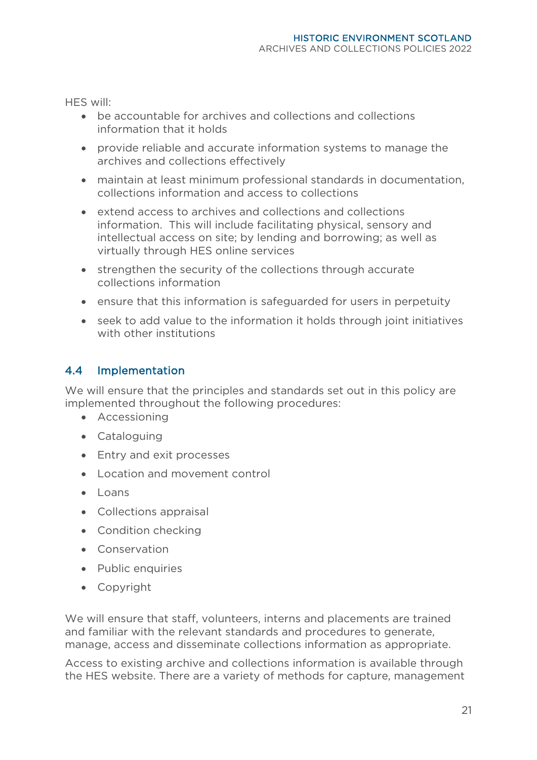HES will:

- be accountable for archives and collections and collections information that it holds
- provide reliable and accurate information systems to manage the archives and collections effectively
- maintain at least minimum professional standards in documentation, collections information and access to collections
- extend access to archives and collections and collections information. This will include facilitating physical, sensory and intellectual access on site; by lending and borrowing; as well as virtually through HES online services
- strengthen the security of the collections through accurate collections information
- ensure that this information is safeguarded for users in perpetuity
- seek to add value to the information it holds through joint initiatives with other institutions

## 4.4 Implementation

We will ensure that the principles and standards set out in this policy are implemented throughout the following procedures:

- Accessioning
- Cataloguing
- Entry and exit processes
- Location and movement control
- Loans
- Collections appraisal
- Condition checking
- Conservation
- Public enquiries
- Copyright

We will ensure that staff, volunteers, interns and placements are trained and familiar with the relevant standards and procedures to generate, manage, access and disseminate collections information as appropriate.

Access to existing archive and collections information is available through the HES website. There are a variety of methods for capture, management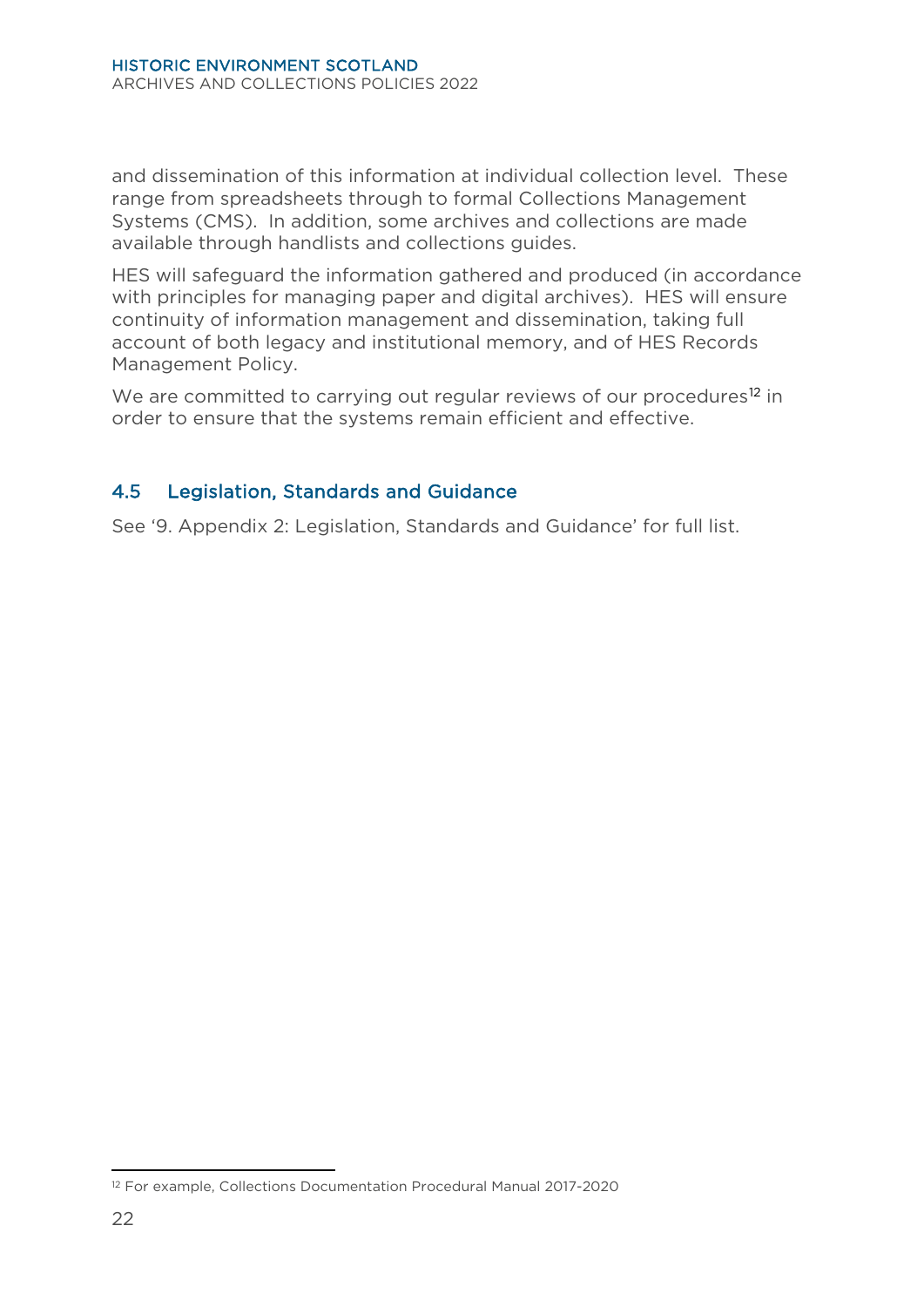and dissemination of this information at individual collection level. These range from spreadsheets through to formal Collections Management Systems (CMS). In addition, some archives and collections are made available through handlists and collections guides.

HES will safeguard the information gathered and produced (in accordance with principles for managing paper and digital archives). HES will ensure continuity of information management and dissemination, taking full account of both legacy and institutional memory, and of HES Records Management Policy.

We are committed to carrying out regular reviews of our procedures[12] in order to ensure that the systems remain efficient and effective.

### 4.5 Legislation, Standards and Guidance

See '9. Appendix 2: Legislation, Standards and Guidance' for full list.

[12] For example, Collections Documentation Procedural Manual 2017-2020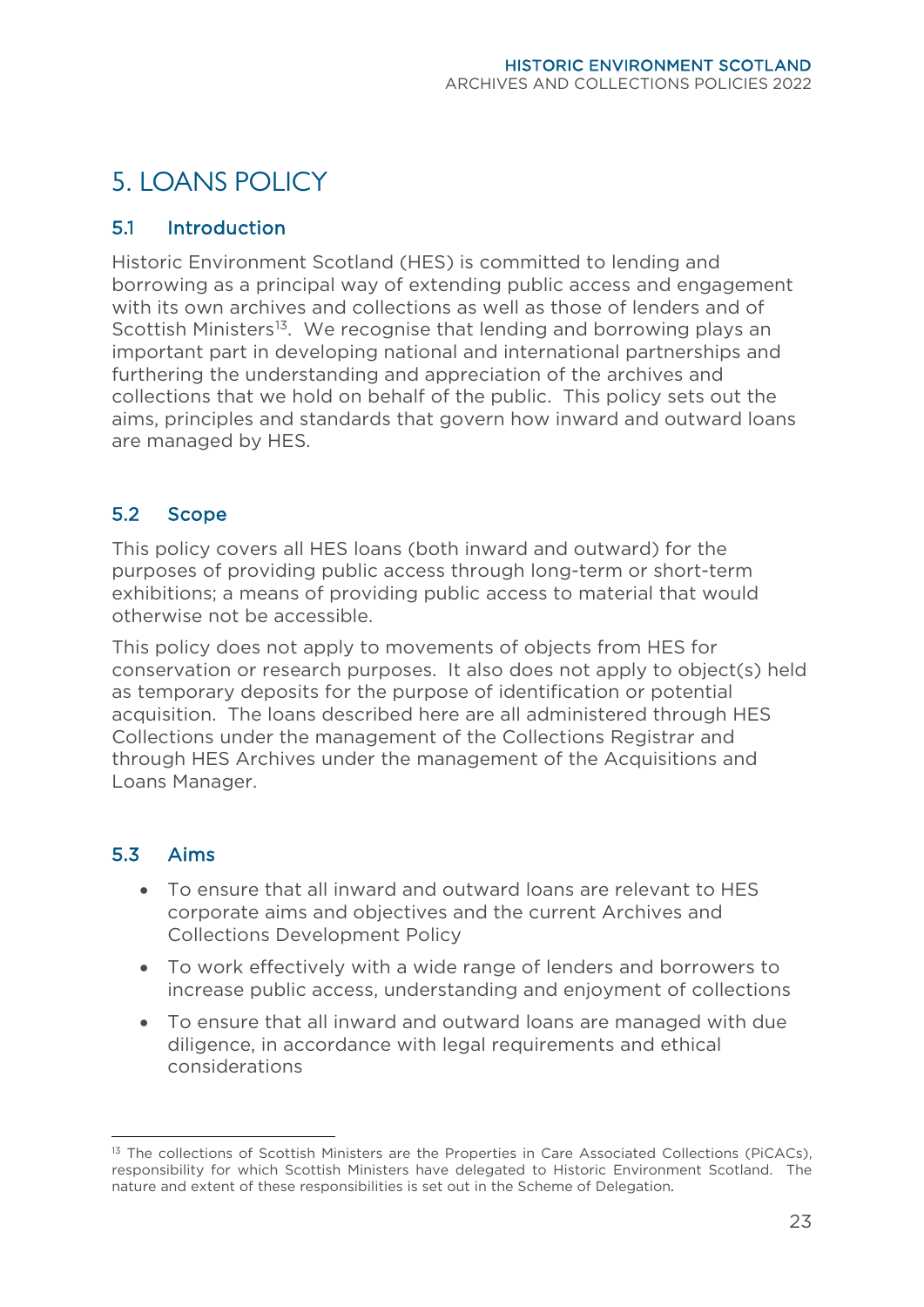# 5. LOANS POLICY

## 5.1 Introduction

Historic Environment Scotland (HES) is committed to lending and borrowing as a principal way of extending public access and engagement with its own archives and collections as well as those of lenders and of Scottish Ministers[13]. We recognise that lending and borrowing plays an important part in developing national and international partnerships and furthering the understanding and appreciation of the archives and collections that we hold on behalf of the public. This policy sets out the aims, principles and standards that govern how inward and outward loans are managed by HES.

## 5.2 Scope

This policy covers all HES loans (both inward and outward) for the purposes of providing public access through long-term or short-term exhibitions; a means of providing public access to material that would otherwise not be accessible.

This policy does not apply to movements of objects from HES for conservation or research purposes. It also does not apply to object(s) held as temporary deposits for the purpose of identification or potential acquisition. The loans described here are all administered through HES Collections under the management of the Collections Registrar and through HES Archives under the management of the Acquisitions and Loans Manager.

## 5.3 Aims

- To ensure that all inward and outward loans are relevant to HES corporate aims and objectives and the current Archives and Collections Development Policy
- To work effectively with a wide range of lenders and borrowers to increase public access, understanding and enjoyment of collections
- To ensure that all inward and outward loans are managed with due diligence, in accordance with legal requirements and ethical considerations

[13] The collections of Scottish Ministers are the Properties in Care Associated Collections (PiCACs), responsibility for which Scottish Ministers have delegated to Historic Environment Scotland. The nature and extent of these responsibilities is set out in the Scheme of Delegation.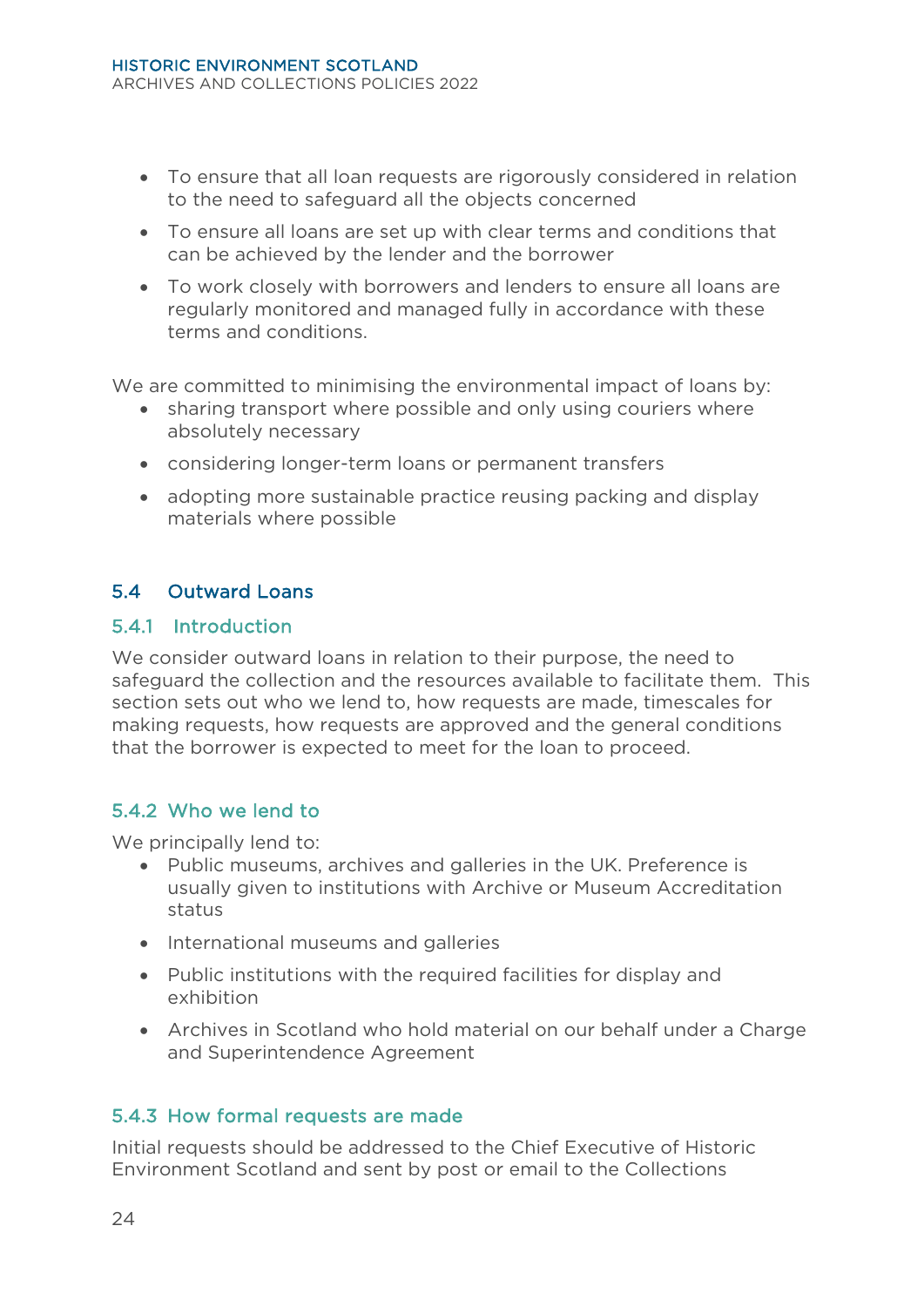- To ensure that all loan requests are rigorously considered in relation to the need to safeguard all the objects concerned
- To ensure all loans are set up with clear terms and conditions that can be achieved by the lender and the borrower
- To work closely with borrowers and lenders to ensure all loans are regularly monitored and managed fully in accordance with these terms and conditions.

We are committed to minimising the environmental impact of loans by:

- sharing transport where possible and only using couriers where absolutely necessary
- considering longer-term loans or permanent transfers
- adopting more sustainable practice reusing packing and display materials where possible

## 5.4 Outward Loans

### 5.4.1 Introduction

We consider outward loans in relation to their purpose, the need to safeguard the collection and the resources available to facilitate them. This section sets out who we lend to, how requests are made, timescales for making requests, how requests are approved and the general conditions that the borrower is expected to meet for the loan to proceed.

### 5.4.2 Who we lend to

We principally lend to:

- Public museums, archives and galleries in the UK. Preference is usually given to institutions with Archive or Museum Accreditation status
- International museums and galleries
- Public institutions with the required facilities for display and exhibition
- Archives in Scotland who hold material on our behalf under a Charge and Superintendence Agreement

### 5.4.3 How formal requests are made

Initial requests should be addressed to the Chief Executive of Historic Environment Scotland and sent by post or email to the Collections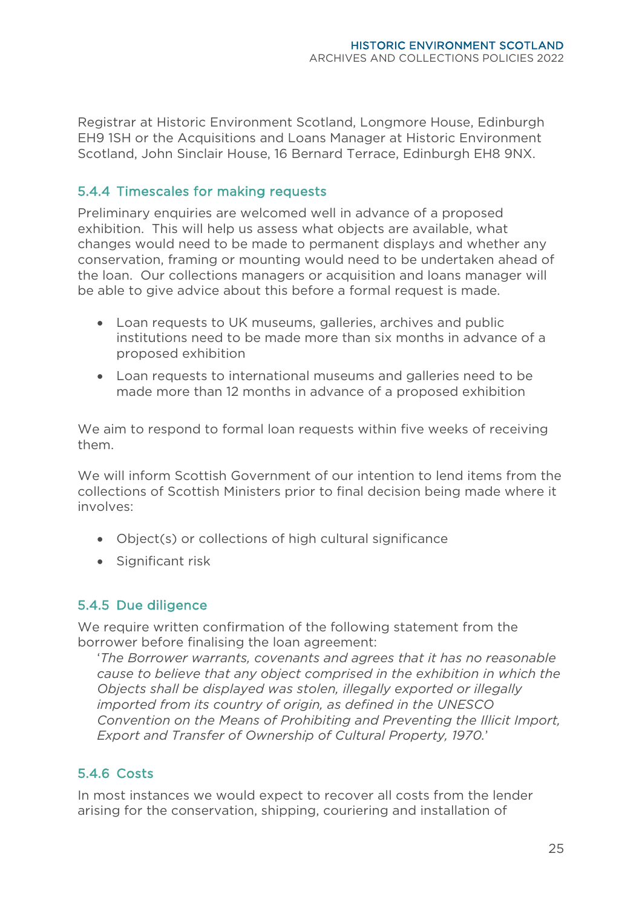Registrar at Historic Environment Scotland, Longmore House, Edinburgh EH9 1SH or the Acquisitions and Loans Manager at Historic Environment Scotland, John Sinclair House, 16 Bernard Terrace, Edinburgh EH8 9NX.

### 5.4.4 Timescales for making requests

Preliminary enquiries are welcomed well in advance of a proposed exhibition. This will help us assess what objects are available, what changes would need to be made to permanent displays and whether any conservation, framing or mounting would need to be undertaken ahead of the loan. Our collections managers or acquisition and loans manager will be able to give advice about this before a formal request is made.

- Loan requests to UK museums, galleries, archives and public institutions need to be made more than six months in advance of a proposed exhibition
- Loan requests to international museums and galleries need to be made more than 12 months in advance of a proposed exhibition

We aim to respond to formal loan requests within five weeks of receiving them.

We will inform Scottish Government of our intention to lend items from the collections of Scottish Ministers prior to final decision being made where it involves:

- Object(s) or collections of high cultural significance
- Significant risk

### 5.4.5 Due diligence

We require written confirmation of the following statement from the borrower before finalising the loan agreement:

> '*The Borrower warrants, covenants and agrees that it has no reasonable cause to believe that any object comprised in the exhibition in which the Objects shall be displayed was stolen, illegally exported or illegally imported from its country of origin, as defined in the UNESCO Convention on the Means of Prohibiting and Preventing the Illicit Import, Export and Transfer of Ownership of Cultural Property, 1970.*'

### 5.4.6 Costs

In most instances we would expect to recover all costs from the lender arising for the conservation, shipping, couriering and installation of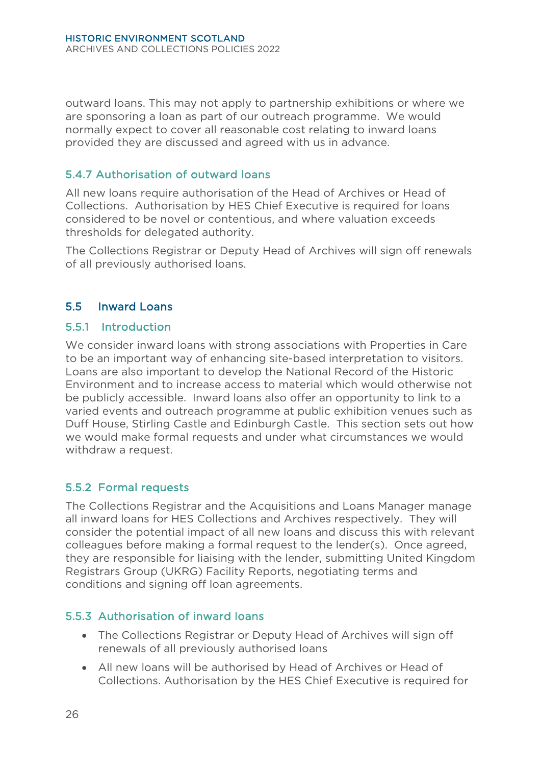outward loans. This may not apply to partnership exhibitions or where we are sponsoring a loan as part of our outreach programme. We would normally expect to cover all reasonable cost relating to inward loans provided they are discussed and agreed with us in advance.

### 5.4.7 Authorisation of outward loans

All new loans require authorisation of the Head of Archives or Head of Collections. Authorisation by HES Chief Executive is required for loans considered to be novel or contentious, and where valuation exceeds thresholds for delegated authority.

The Collections Registrar or Deputy Head of Archives will sign off renewals of all previously authorised loans.

## 5.5 Inward Loans

### 5.5.1 Introduction

We consider inward loans with strong associations with Properties in Care to be an important way of enhancing site-based interpretation to visitors. Loans are also important to develop the National Record of the Historic Environment and to increase access to material which would otherwise not be publicly accessible. Inward loans also offer an opportunity to link to a varied events and outreach programme at public exhibition venues such as Duff House, Stirling Castle and Edinburgh Castle. This section sets out how we would make formal requests and under what circumstances we would withdraw a request.

### 5.5.2 Formal requests

The Collections Registrar and the Acquisitions and Loans Manager manage all inward loans for HES Collections and Archives respectively. They will consider the potential impact of all new loans and discuss this with relevant colleagues before making a formal request to the lender(s). Once agreed, they are responsible for liaising with the lender, submitting United Kingdom Registrars Group (UKRG) Facility Reports, negotiating terms and conditions and signing off loan agreements.

### 5.5.3 Authorisation of inward loans

- The Collections Registrar or Deputy Head of Archives will sign off renewals of all previously authorised loans
- All new loans will be authorised by Head of Archives or Head of Collections. Authorisation by the HES Chief Executive is required for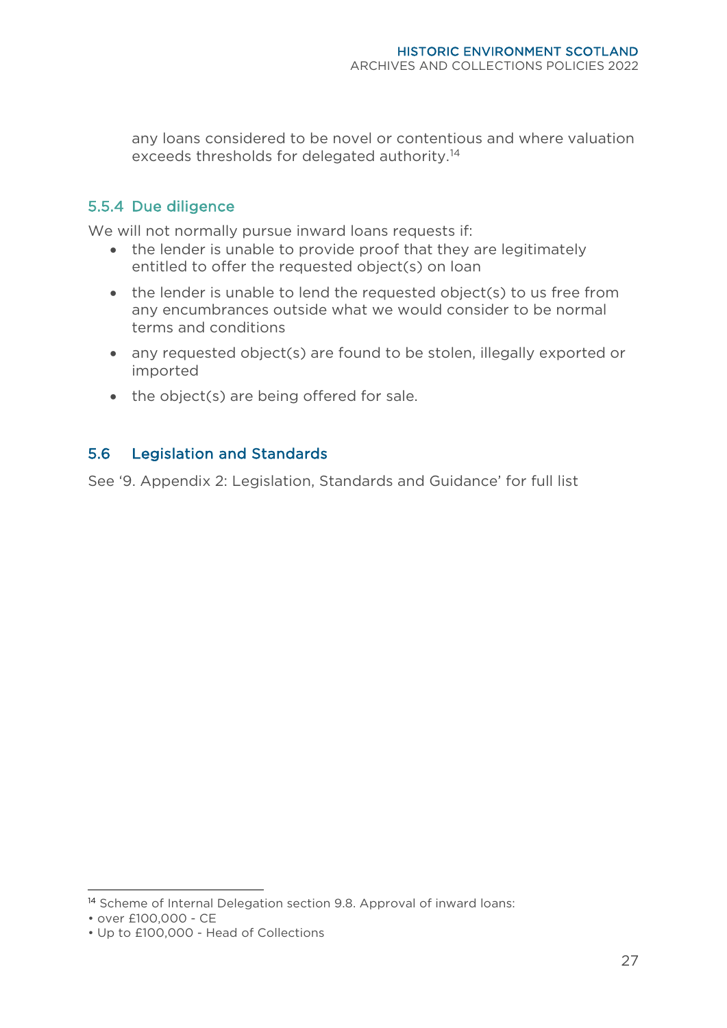any loans considered to be novel or contentious and where valuation exceeds thresholds for delegated authority.[14]

### 5.5.4 Due diligence

We will not normally pursue inward loans requests if:

- the lender is unable to provide proof that they are legitimately entitled to offer the requested object(s) on loan
- the lender is unable to lend the requested object(s) to us free from any encumbrances outside what we would consider to be normal terms and conditions
- any requested object(s) are found to be stolen, illegally exported or imported
- the object(s) are being offered for sale.

## 5.6 Legislation and Standards

See '9. Appendix 2: Legislation, Standards and Guidance' for full list

---

[14] Scheme of Internal Delegation section 9.8. Approval of inward loans:
• over £100,000 - CE
• Up to £100,000 - Head of Collections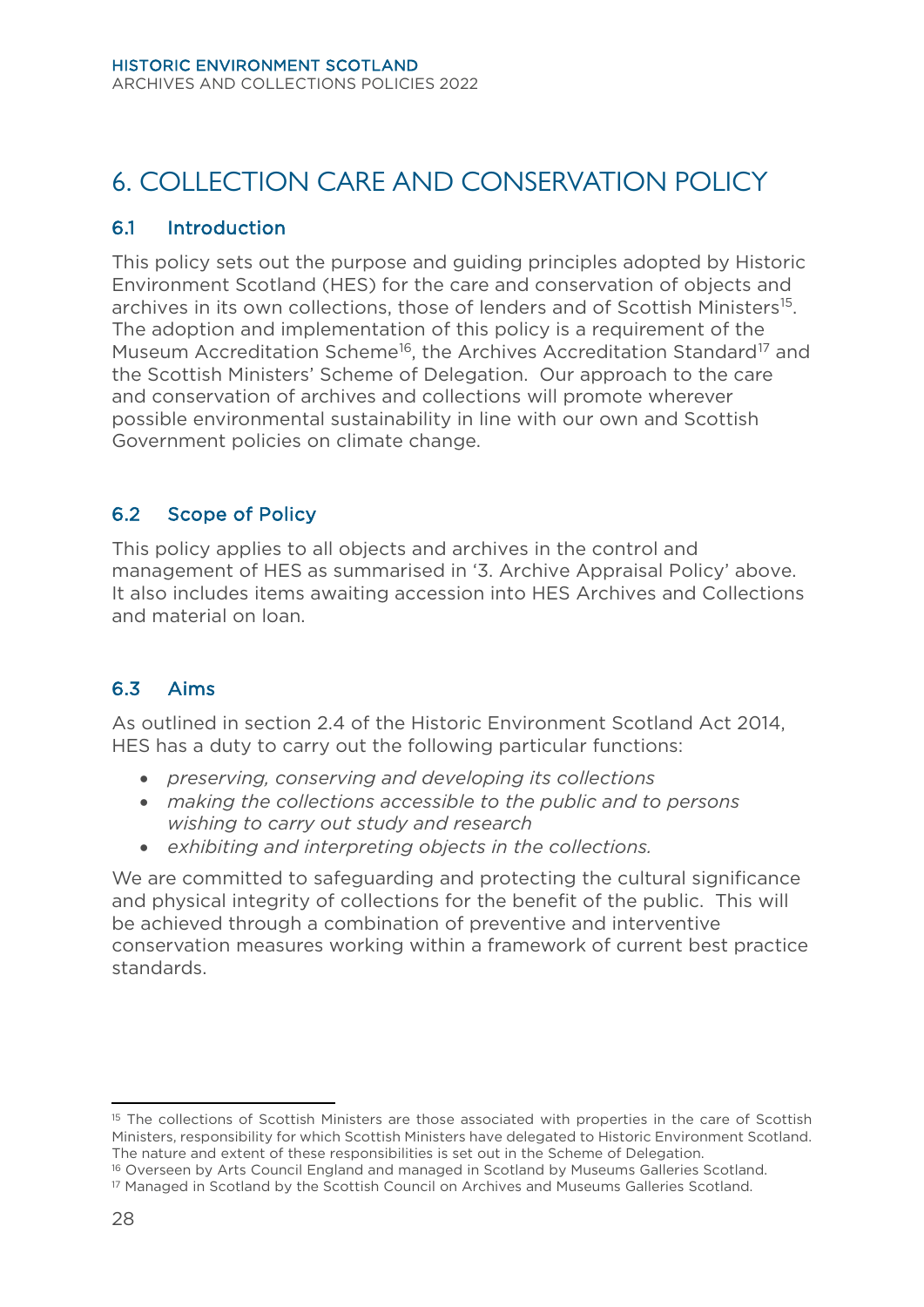# 6. COLLECTION CARE AND CONSERVATION POLICY

## 6.1 Introduction

This policy sets out the purpose and guiding principles adopted by Historic Environment Scotland (HES) for the care and conservation of objects and archives in its own collections, those of lenders and of Scottish Ministers[15]. The adoption and implementation of this policy is a requirement of the Museum Accreditation Scheme[16], the Archives Accreditation Standard[17] and the Scottish Ministers' Scheme of Delegation. Our approach to the care and conservation of archives and collections will promote wherever possible environmental sustainability in line with our own and Scottish Government policies on climate change.

## 6.2 Scope of Policy

This policy applies to all objects and archives in the control and management of HES as summarised in '3. Archive Appraisal Policy' above. It also includes items awaiting accession into HES Archives and Collections and material on loan.

## 6.3 Aims

As outlined in section 2.4 of the Historic Environment Scotland Act 2014, HES has a duty to carry out the following particular functions:

- *preserving, conserving and developing its collections*
- *making the collections accessible to the public and to persons wishing to carry out study and research*
- *exhibiting and interpreting objects in the collections.*

We are committed to safeguarding and protecting the cultural significance and physical integrity of collections for the benefit of the public. This will be achieved through a combination of preventive and interventive conservation measures working within a framework of current best practice standards.

---

[15] The collections of Scottish Ministers are those associated with properties in the care of Scottish Ministers, responsibility for which Scottish Ministers have delegated to Historic Environment Scotland. The nature and extent of these responsibilities is set out in the Scheme of Delegation.

[16] Overseen by Arts Council England and managed in Scotland by Museums Galleries Scotland.

[17] Managed in Scotland by the Scottish Council on Archives and Museums Galleries Scotland.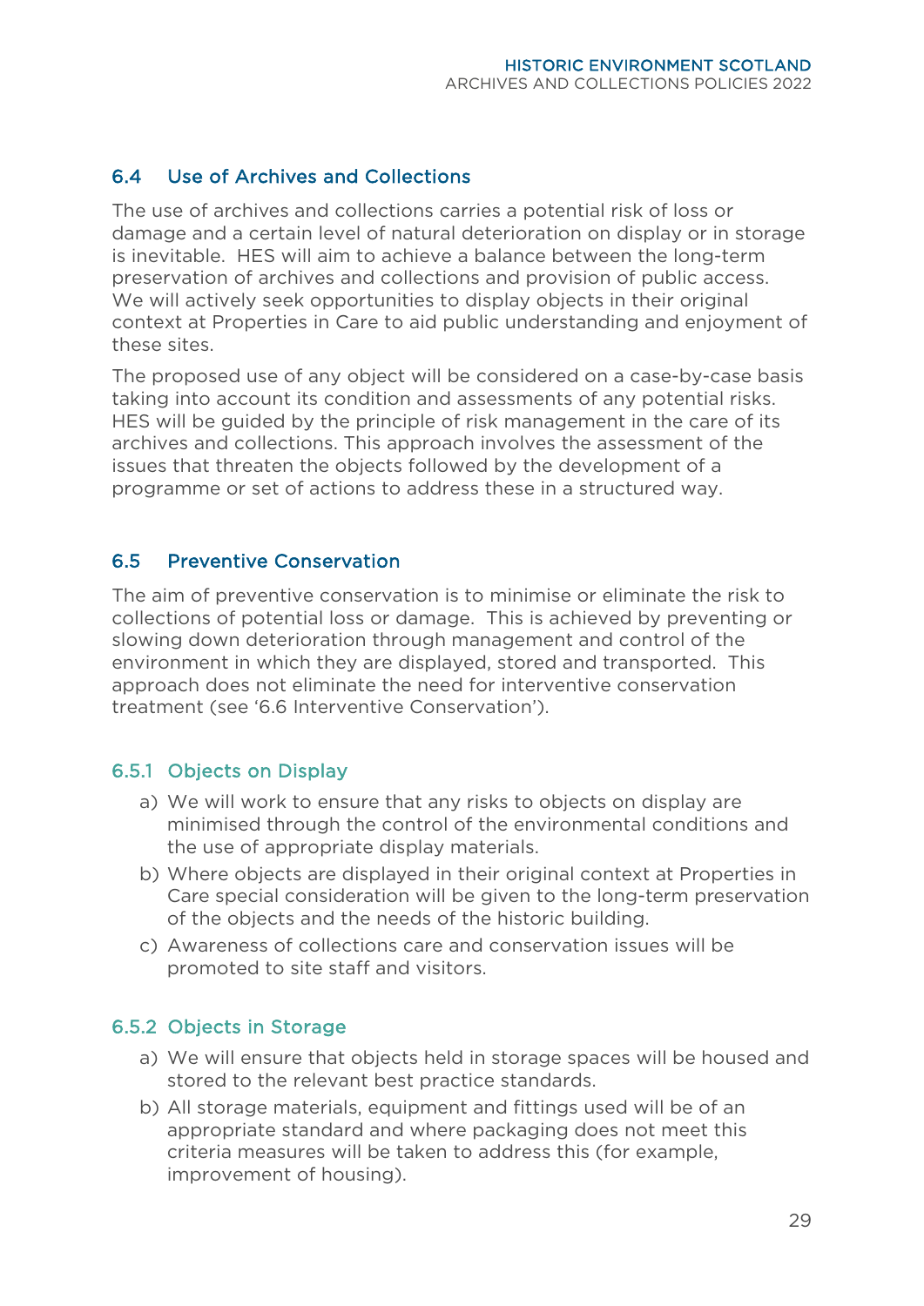## 6.4 Use of Archives and Collections

The use of archives and collections carries a potential risk of loss or damage and a certain level of natural deterioration on display or in storage is inevitable.  HES will aim to achieve a balance between the long-term preservation of archives and collections and provision of public access. We will actively seek opportunities to display objects in their original context at Properties in Care to aid public understanding and enjoyment of these sites.

The proposed use of any object will be considered on a case-by-case basis taking into account its condition and assessments of any potential risks. HES will be guided by the principle of risk management in the care of its archives and collections. This approach involves the assessment of the issues that threaten the objects followed by the development of a programme or set of actions to address these in a structured way.

## 6.5 Preventive Conservation

The aim of preventive conservation is to minimise or eliminate the risk to collections of potential loss or damage.  This is achieved by preventing or slowing down deterioration through management and control of the environment in which they are displayed, stored and transported.  This approach does not eliminate the need for interventive conservation treatment (see '6.6 Interventive Conservation').

### 6.5.1 Objects on Display

a) We will work to ensure that any risks to objects on display are minimised through the control of the environmental conditions and the use of appropriate display materials.
b) Where objects are displayed in their original context at Properties in Care special consideration will be given to the long-term preservation of the objects and the needs of the historic building.
c) Awareness of collections care and conservation issues will be promoted to site staff and visitors.

### 6.5.2 Objects in Storage

a) We will ensure that objects held in storage spaces will be housed and stored to the relevant best practice standards.
b) All storage materials, equipment and fittings used will be of an appropriate standard and where packaging does not meet this criteria measures will be taken to address this (for example, improvement of housing).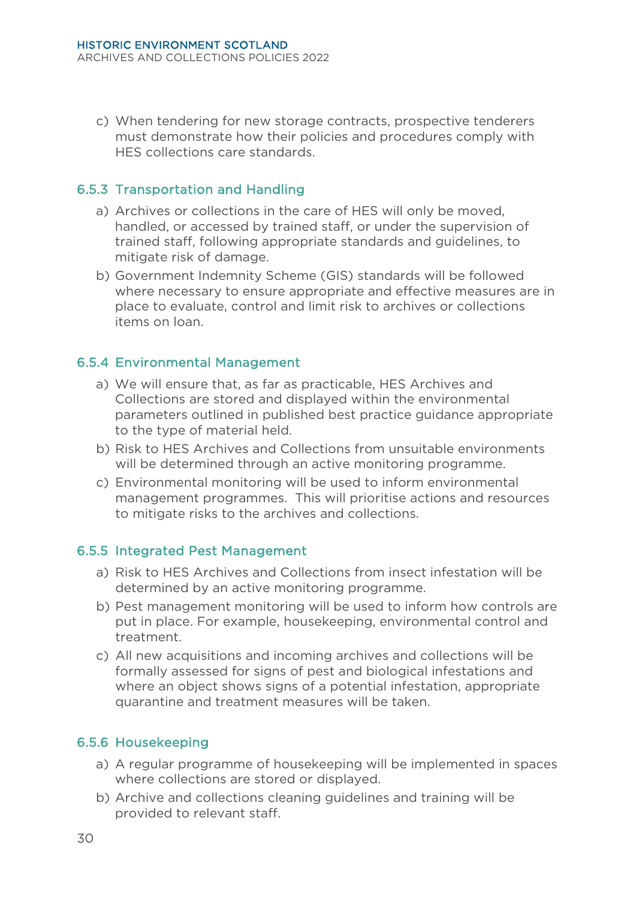c) When tendering for new storage contracts, prospective tenderers must demonstrate how their policies and procedures comply with HES collections care standards.

### 6.5.3 Transportation and Handling

a) Archives or collections in the care of HES will only be moved, handled, or accessed by trained staff, or under the supervision of trained staff, following appropriate standards and guidelines, to mitigate risk of damage.

b) Government Indemnity Scheme (GIS) standards will be followed where necessary to ensure appropriate and effective measures are in place to evaluate, control and limit risk to archives or collections items on loan.

### 6.5.4 Environmental Management

a) We will ensure that, as far as practicable, HES Archives and Collections are stored and displayed within the environmental parameters outlined in published best practice guidance appropriate to the type of material held.

b) Risk to HES Archives and Collections from unsuitable environments will be determined through an active monitoring programme.

c) Environmental monitoring will be used to inform environmental management programmes. This will prioritise actions and resources to mitigate risks to the archives and collections.

### 6.5.5 Integrated Pest Management

a) Risk to HES Archives and Collections from insect infestation will be determined by an active monitoring programme.

b) Pest management monitoring will be used to inform how controls are put in place. For example, housekeeping, environmental control and treatment.

c) All new acquisitions and incoming archives and collections will be formally assessed for signs of pest and biological infestations and where an object shows signs of a potential infestation, appropriate quarantine and treatment measures will be taken.

### 6.5.6 Housekeeping

a) A regular programme of housekeeping will be implemented in spaces where collections are stored or displayed.

b) Archive and collections cleaning guidelines and training will be provided to relevant staff.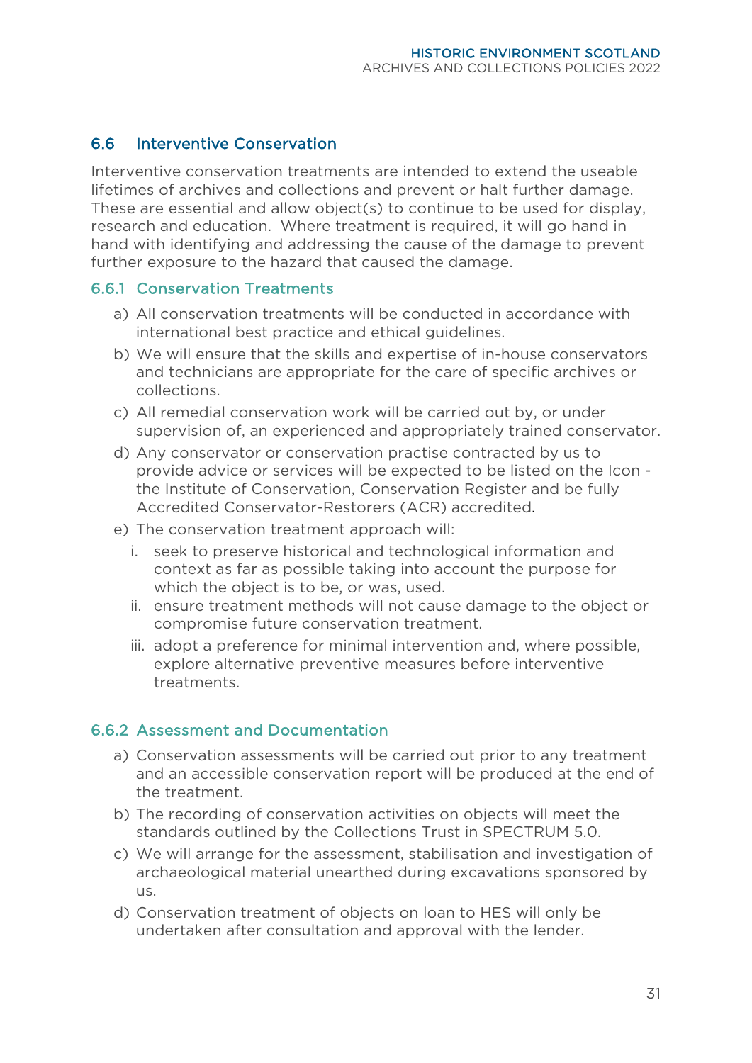## 6.6 Interventive Conservation

Interventive conservation treatments are intended to extend the useable lifetimes of archives and collections and prevent or halt further damage. These are essential and allow object(s) to continue to be used for display, research and education. Where treatment is required, it will go hand in hand with identifying and addressing the cause of the damage to prevent further exposure to the hazard that caused the damage.

### 6.6.1 Conservation Treatments

a) All conservation treatments will be conducted in accordance with international best practice and ethical guidelines.

b) We will ensure that the skills and expertise of in-house conservators and technicians are appropriate for the care of specific archives or collections.

c) All remedial conservation work will be carried out by, or under supervision of, an experienced and appropriately trained conservator.

d) Any conservator or conservation practise contracted by us to provide advice or services will be expected to be listed on the Icon - the Institute of Conservation, Conservation Register and be fully Accredited Conservator-Restorers (ACR) accredited.

e) The conservation treatment approach will:

   i. seek to preserve historical and technological information and context as far as possible taking into account the purpose for which the object is to be, or was, used.

   ii. ensure treatment methods will not cause damage to the object or compromise future conservation treatment.

   iii. adopt a preference for minimal intervention and, where possible, explore alternative preventive measures before interventive treatments.

### 6.6.2 Assessment and Documentation

a) Conservation assessments will be carried out prior to any treatment and an accessible conservation report will be produced at the end of the treatment.

b) The recording of conservation activities on objects will meet the standards outlined by the Collections Trust in SPECTRUM 5.0.

c) We will arrange for the assessment, stabilisation and investigation of archaeological material unearthed during excavations sponsored by us.

d) Conservation treatment of objects on loan to HES will only be undertaken after consultation and approval with the lender.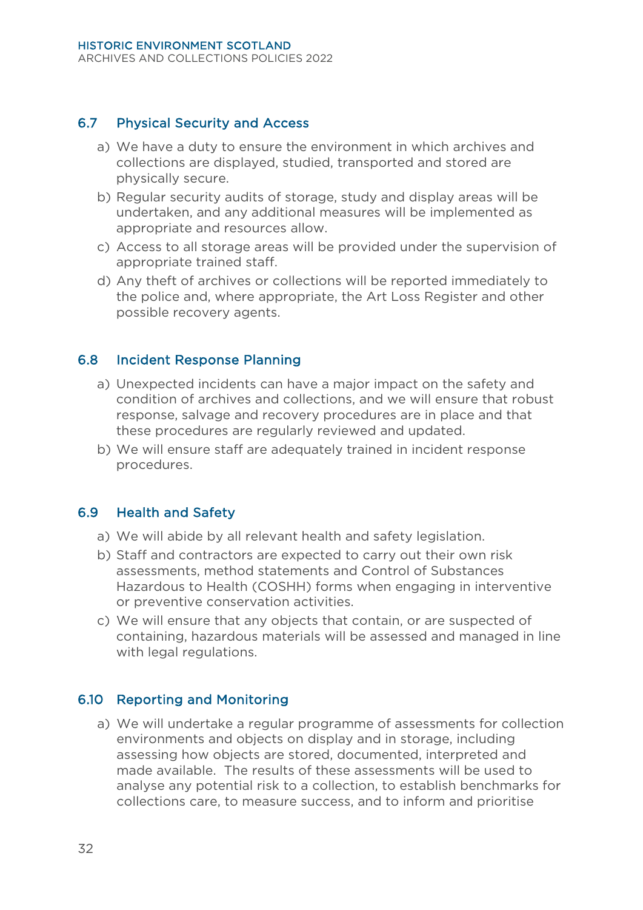### 6.7 Physical Security and Access

a) We have a duty to ensure the environment in which archives and collections are displayed, studied, transported and stored are physically secure.

b) Regular security audits of storage, study and display areas will be undertaken, and any additional measures will be implemented as appropriate and resources allow.

c) Access to all storage areas will be provided under the supervision of appropriate trained staff.

d) Any theft of archives or collections will be reported immediately to the police and, where appropriate, the Art Loss Register and other possible recovery agents.

### 6.8 Incident Response Planning

a) Unexpected incidents can have a major impact on the safety and condition of archives and collections, and we will ensure that robust response, salvage and recovery procedures are in place and that these procedures are regularly reviewed and updated.

b) We will ensure staff are adequately trained in incident response procedures.

### 6.9 Health and Safety

a) We will abide by all relevant health and safety legislation.

b) Staff and contractors are expected to carry out their own risk assessments, method statements and Control of Substances Hazardous to Health (COSHH) forms when engaging in interventive or preventive conservation activities.

c) We will ensure that any objects that contain, or are suspected of containing, hazardous materials will be assessed and managed in line with legal regulations.

### 6.10 Reporting and Monitoring

a) We will undertake a regular programme of assessments for collection environments and objects on display and in storage, including assessing how objects are stored, documented, interpreted and made available. The results of these assessments will be used to analyse any potential risk to a collection, to establish benchmarks for collections care, to measure success, and to inform and prioritise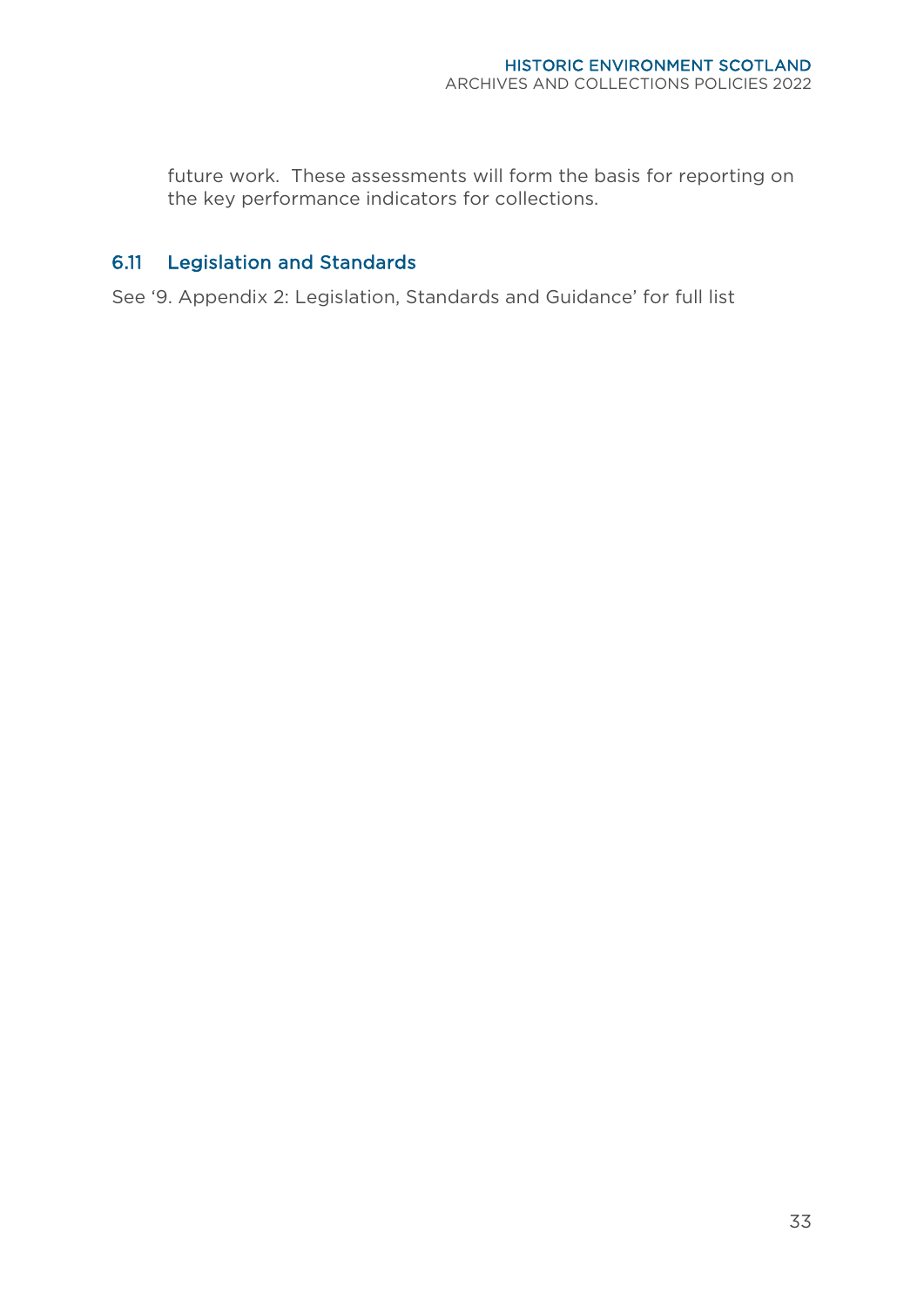future work. These assessments will form the basis for reporting on the key performance indicators for collections.

## 6.11 Legislation and Standards

See '9. Appendix 2: Legislation, Standards and Guidance' for full list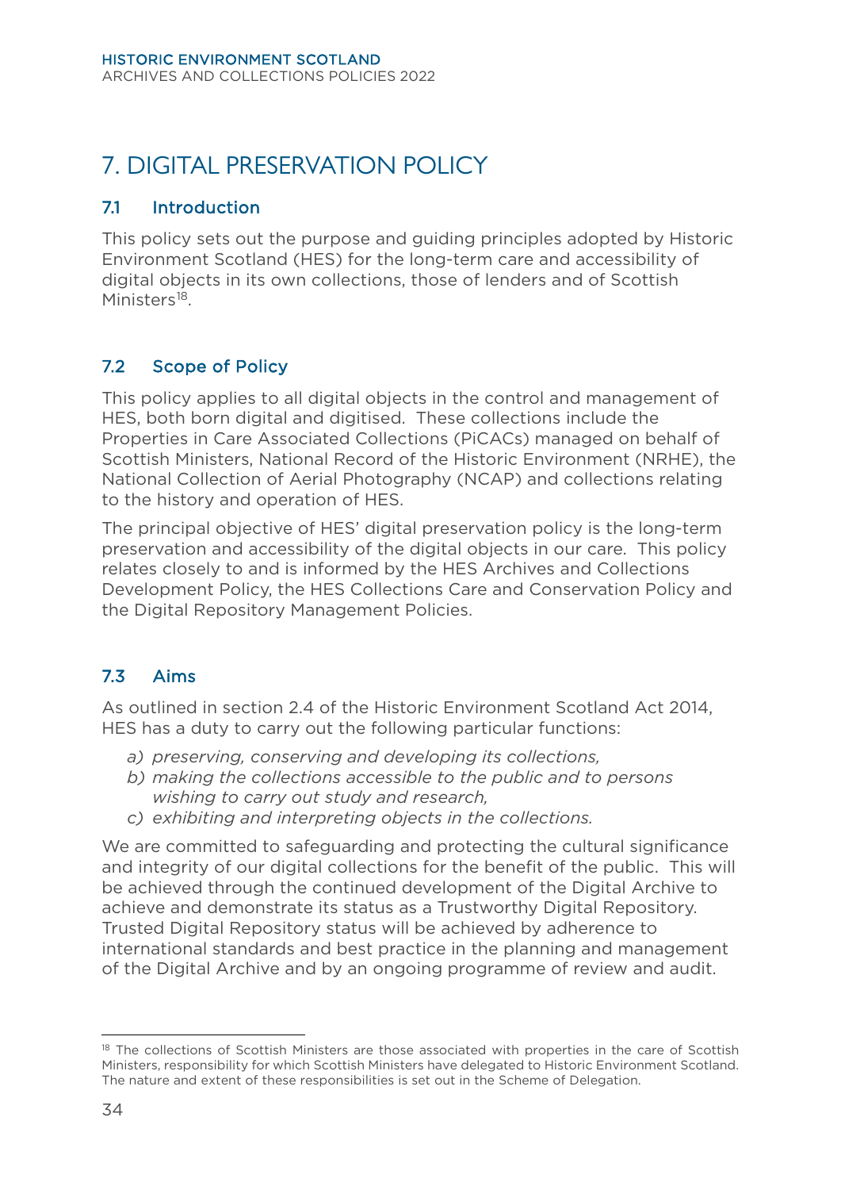# 7. DIGITAL PRESERVATION POLICY

## 7.1 Introduction

This policy sets out the purpose and guiding principles adopted by Historic Environment Scotland (HES) for the long-term care and accessibility of digital objects in its own collections, those of lenders and of Scottish Ministers[18].

## 7.2 Scope of Policy

This policy applies to all digital objects in the control and management of HES, both born digital and digitised. These collections include the Properties in Care Associated Collections (PiCACs) managed on behalf of Scottish Ministers, National Record of the Historic Environment (NRHE), the National Collection of Aerial Photography (NCAP) and collections relating to the history and operation of HES.

The principal objective of HES' digital preservation policy is the long-term preservation and accessibility of the digital objects in our care. This policy relates closely to and is informed by the HES Archives and Collections Development Policy, the HES Collections Care and Conservation Policy and the Digital Repository Management Policies.

## 7.3 Aims

As outlined in section 2.4 of the Historic Environment Scotland Act 2014, HES has a duty to carry out the following particular functions:

a) *preserving, conserving and developing its collections,*
b) *making the collections accessible to the public and to persons wishing to carry out study and research,*
c) *exhibiting and interpreting objects in the collections.*

We are committed to safeguarding and protecting the cultural significance and integrity of our digital collections for the benefit of the public. This will be achieved through the continued development of the Digital Archive to achieve and demonstrate its status as a Trustworthy Digital Repository. Trusted Digital Repository status will be achieved by adherence to international standards and best practice in the planning and management of the Digital Archive and by an ongoing programme of review and audit.

---

[18] The collections of Scottish Ministers are those associated with properties in the care of Scottish Ministers, responsibility for which Scottish Ministers have delegated to Historic Environment Scotland. The nature and extent of these responsibilities is set out in the Scheme of Delegation.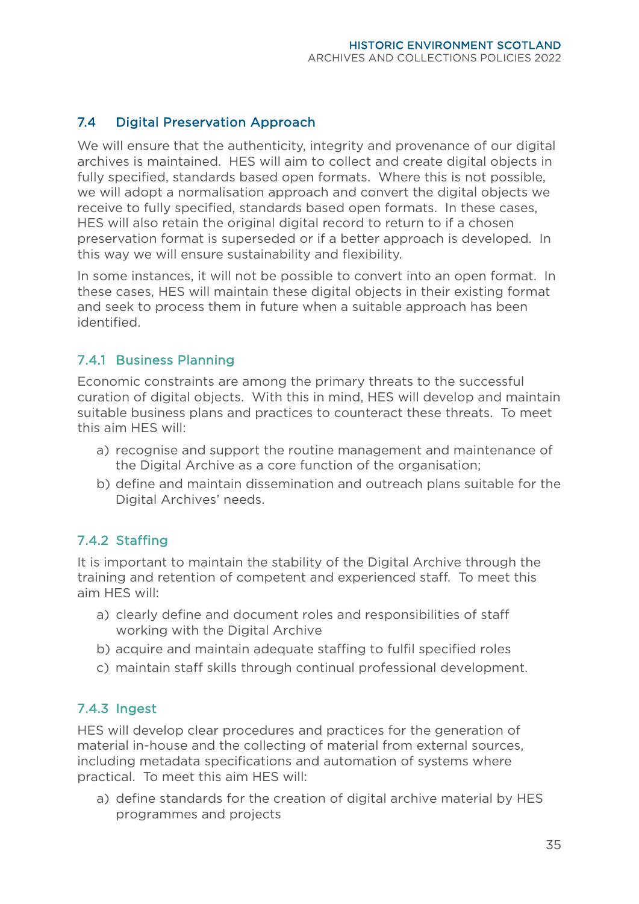## 7.4 Digital Preservation Approach

We will ensure that the authenticity, integrity and provenance of our digital archives is maintained. HES will aim to collect and create digital objects in fully specified, standards based open formats. Where this is not possible, we will adopt a normalisation approach and convert the digital objects we receive to fully specified, standards based open formats. In these cases, HES will also retain the original digital record to return to if a chosen preservation format is superseded or if a better approach is developed. In this way we will ensure sustainability and flexibility.

In some instances, it will not be possible to convert into an open format. In these cases, HES will maintain these digital objects in their existing format and seek to process them in future when a suitable approach has been identified.

### 7.4.1 Business Planning

Economic constraints are among the primary threats to the successful curation of digital objects. With this in mind, HES will develop and maintain suitable business plans and practices to counteract these threats. To meet this aim HES will:

a) recognise and support the routine management and maintenance of the Digital Archive as a core function of the organisation;
b) define and maintain dissemination and outreach plans suitable for the Digital Archives' needs.

### 7.4.2 Staffing

It is important to maintain the stability of the Digital Archive through the training and retention of competent and experienced staff. To meet this aim HES will:

a) clearly define and document roles and responsibilities of staff working with the Digital Archive
b) acquire and maintain adequate staffing to fulfil specified roles
c) maintain staff skills through continual professional development.

### 7.4.3 Ingest

HES will develop clear procedures and practices for the generation of material in-house and the collecting of material from external sources, including metadata specifications and automation of systems where practical. To meet this aim HES will:

a) define standards for the creation of digital archive material by HES programmes and projects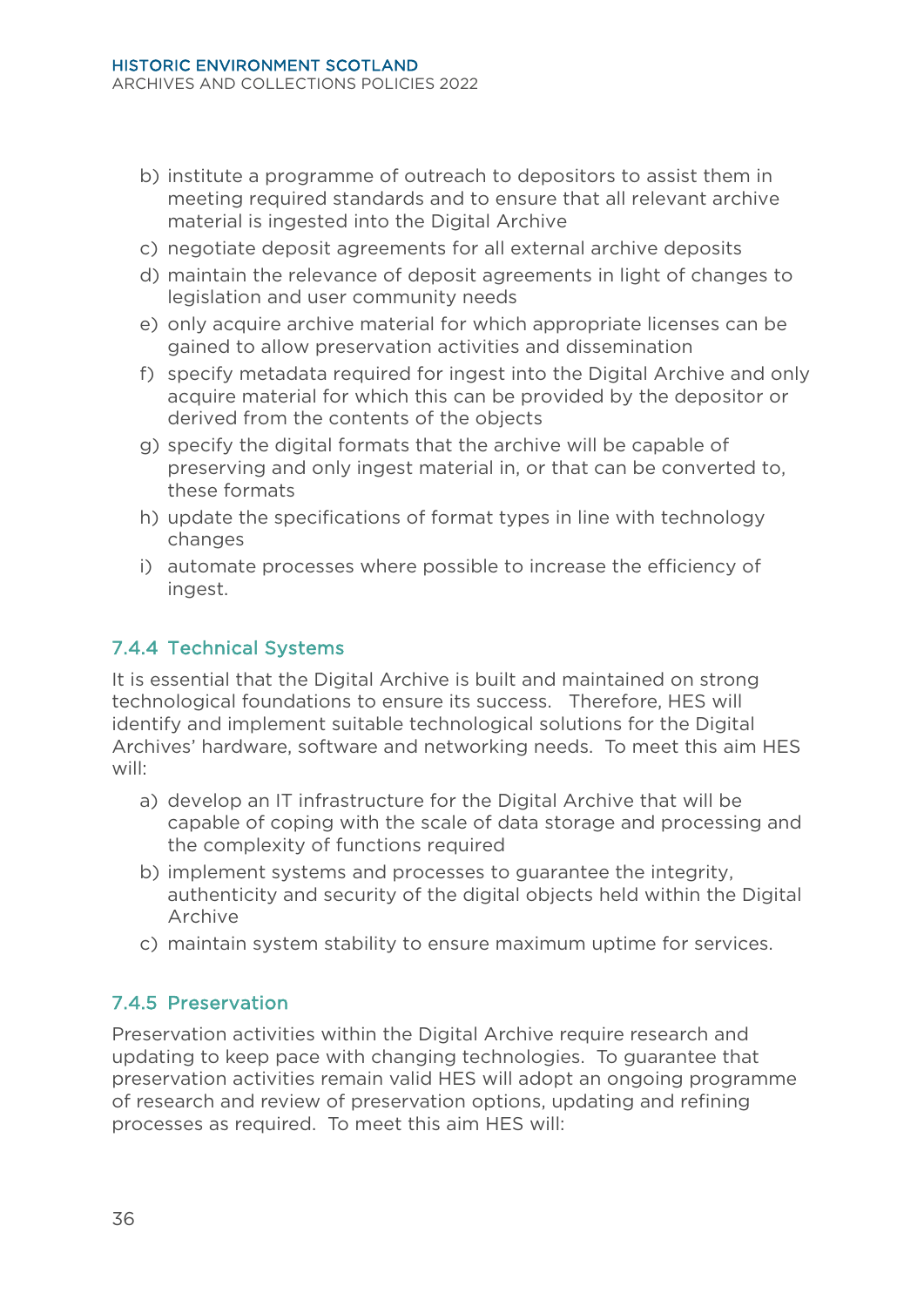b) institute a programme of outreach to depositors to assist them in meeting required standards and to ensure that all relevant archive material is ingested into the Digital Archive
c) negotiate deposit agreements for all external archive deposits
d) maintain the relevance of deposit agreements in light of changes to legislation and user community needs
e) only acquire archive material for which appropriate licenses can be gained to allow preservation activities and dissemination
f) specify metadata required for ingest into the Digital Archive and only acquire material for which this can be provided by the depositor or derived from the contents of the objects
g) specify the digital formats that the archive will be capable of preserving and only ingest material in, or that can be converted to, these formats
h) update the specifications of format types in line with technology changes
i) automate processes where possible to increase the efficiency of ingest.

### 7.4.4 Technical Systems

It is essential that the Digital Archive is built and maintained on strong technological foundations to ensure its success. Therefore, HES will identify and implement suitable technological solutions for the Digital Archives' hardware, software and networking needs. To meet this aim HES will:

a) develop an IT infrastructure for the Digital Archive that will be capable of coping with the scale of data storage and processing and the complexity of functions required
b) implement systems and processes to guarantee the integrity, authenticity and security of the digital objects held within the Digital Archive
c) maintain system stability to ensure maximum uptime for services.

### 7.4.5 Preservation

Preservation activities within the Digital Archive require research and updating to keep pace with changing technologies. To guarantee that preservation activities remain valid HES will adopt an ongoing programme of research and review of preservation options, updating and refining processes as required. To meet this aim HES will: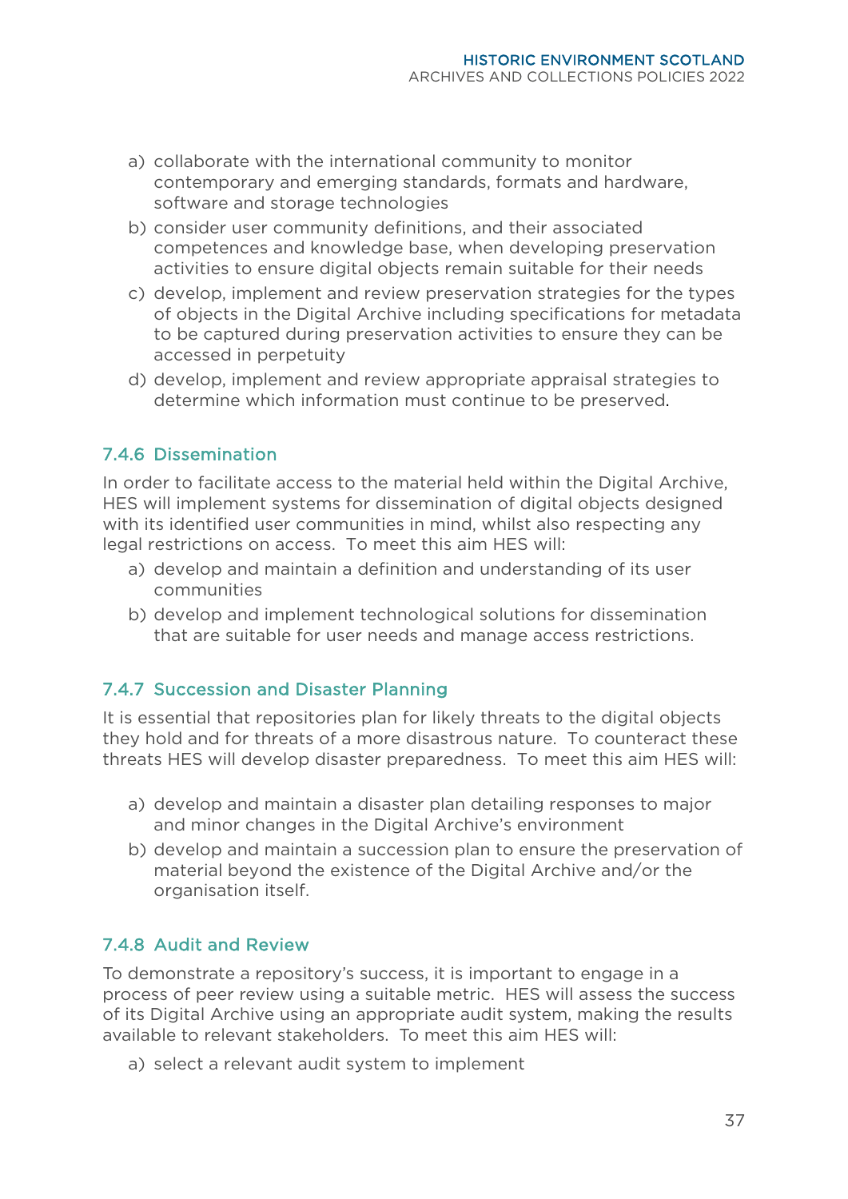a) collaborate with the international community to monitor contemporary and emerging standards, formats and hardware, software and storage technologies
b) consider user community definitions, and their associated competences and knowledge base, when developing preservation activities to ensure digital objects remain suitable for their needs
c) develop, implement and review preservation strategies for the types of objects in the Digital Archive including specifications for metadata to be captured during preservation activities to ensure they can be accessed in perpetuity
d) develop, implement and review appropriate appraisal strategies to determine which information must continue to be preserved.

#### 7.4.6 Dissemination

In order to facilitate access to the material held within the Digital Archive, HES will implement systems for dissemination of digital objects designed with its identified user communities in mind, whilst also respecting any legal restrictions on access. To meet this aim HES will:

a) develop and maintain a definition and understanding of its user communities
b) develop and implement technological solutions for dissemination that are suitable for user needs and manage access restrictions.

#### 7.4.7 Succession and Disaster Planning

It is essential that repositories plan for likely threats to the digital objects they hold and for threats of a more disastrous nature. To counteract these threats HES will develop disaster preparedness. To meet this aim HES will:

a) develop and maintain a disaster plan detailing responses to major and minor changes in the Digital Archive's environment
b) develop and maintain a succession plan to ensure the preservation of material beyond the existence of the Digital Archive and/or the organisation itself.

#### 7.4.8 Audit and Review

To demonstrate a repository's success, it is important to engage in a process of peer review using a suitable metric. HES will assess the success of its Digital Archive using an appropriate audit system, making the results available to relevant stakeholders. To meet this aim HES will:

a) select a relevant audit system to implement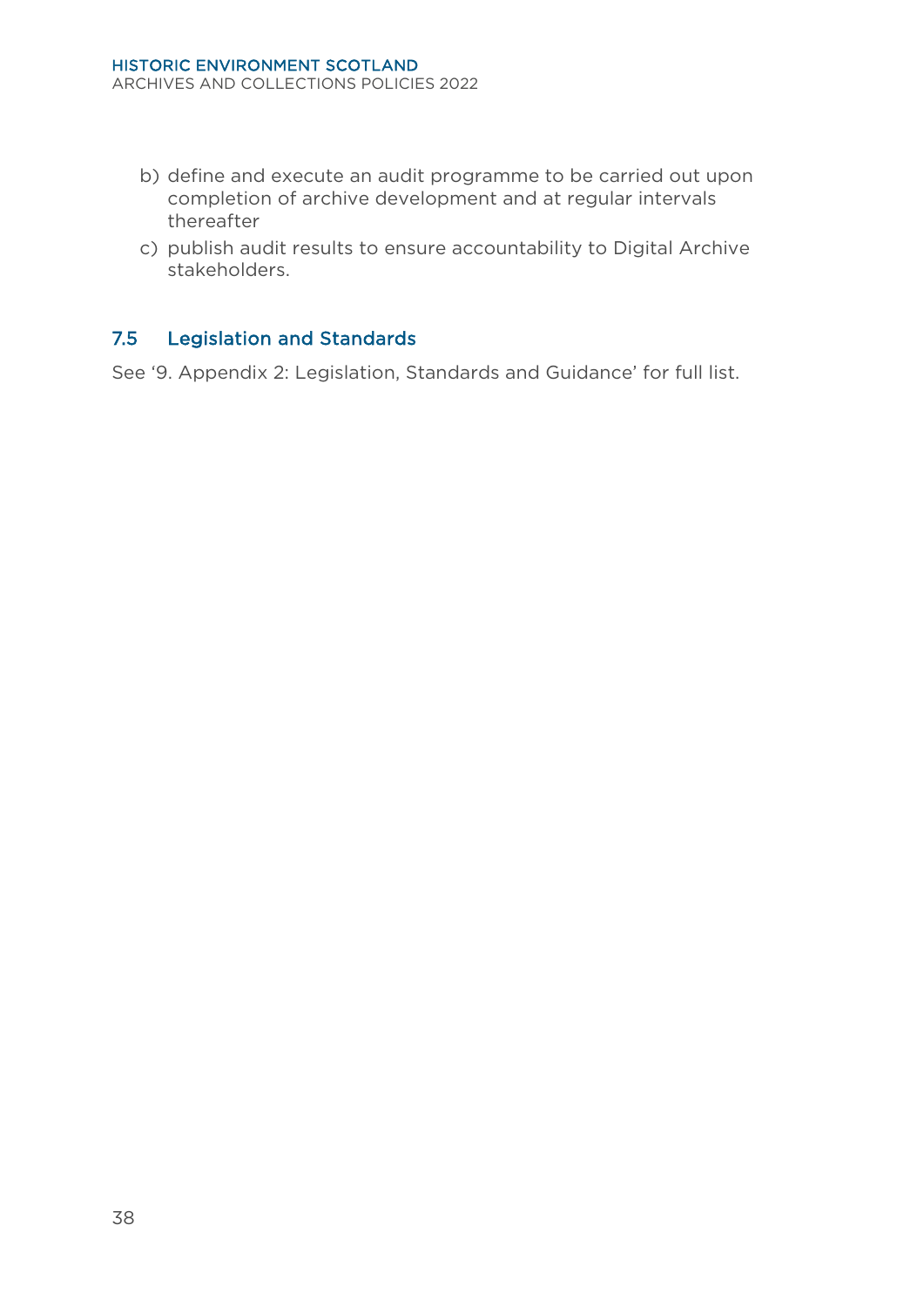b) define and execute an audit programme to be carried out upon completion of archive development and at regular intervals thereafter

c) publish audit results to ensure accountability to Digital Archive stakeholders.

## 7.5 Legislation and Standards

See '9. Appendix 2: Legislation, Standards and Guidance' for full list.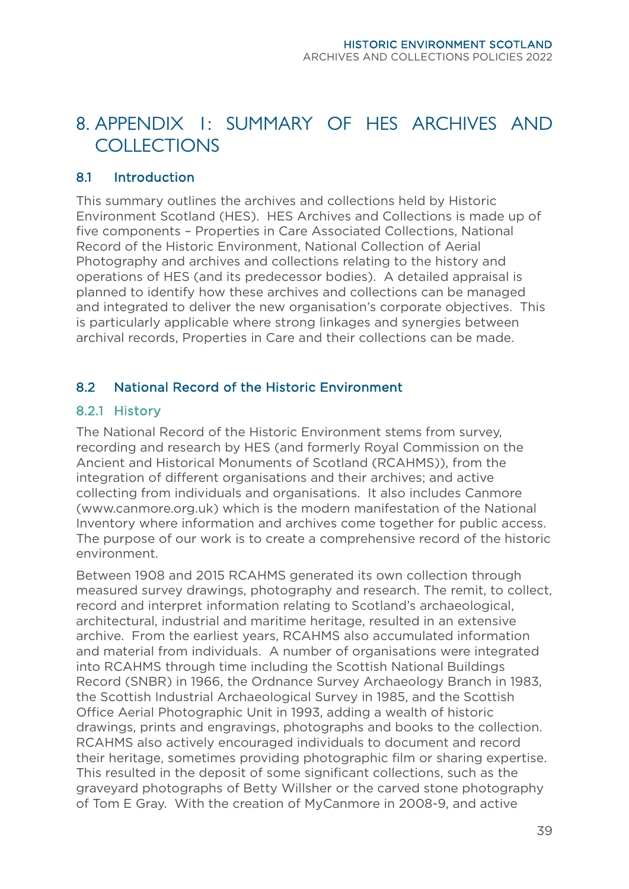# 8. APPENDIX I: SUMMARY OF HES ARCHIVES AND COLLECTIONS

## 8.1 Introduction

This summary outlines the archives and collections held by Historic Environment Scotland (HES). HES Archives and Collections is made up of five components – Properties in Care Associated Collections, National Record of the Historic Environment, National Collection of Aerial Photography and archives and collections relating to the history and operations of HES (and its predecessor bodies). A detailed appraisal is planned to identify how these archives and collections can be managed and integrated to deliver the new organisation's corporate objectives. This is particularly applicable where strong linkages and synergies between archival records, Properties in Care and their collections can be made.

## 8.2 National Record of the Historic Environment

### 8.2.1 History

The National Record of the Historic Environment stems from survey, recording and research by HES (and formerly Royal Commission on the Ancient and Historical Monuments of Scotland (RCAHMS)), from the integration of different organisations and their archives; and active collecting from individuals and organisations. It also includes Canmore (www.canmore.org.uk) which is the modern manifestation of the National Inventory where information and archives come together for public access. The purpose of our work is to create a comprehensive record of the historic environment.

Between 1908 and 2015 RCAHMS generated its own collection through measured survey drawings, photography and research. The remit, to collect, record and interpret information relating to Scotland's archaeological, architectural, industrial and maritime heritage, resulted in an extensive archive. From the earliest years, RCAHMS also accumulated information and material from individuals. A number of organisations were integrated into RCAHMS through time including the Scottish National Buildings Record (SNBR) in 1966, the Ordnance Survey Archaeology Branch in 1983, the Scottish Industrial Archaeological Survey in 1985, and the Scottish Office Aerial Photographic Unit in 1993, adding a wealth of historic drawings, prints and engravings, photographs and books to the collection. RCAHMS also actively encouraged individuals to document and record their heritage, sometimes providing photographic film or sharing expertise. This resulted in the deposit of some significant collections, such as the graveyard photographs of Betty Willsher or the carved stone photography of Tom E Gray. With the creation of MyCanmore in 2008-9, and active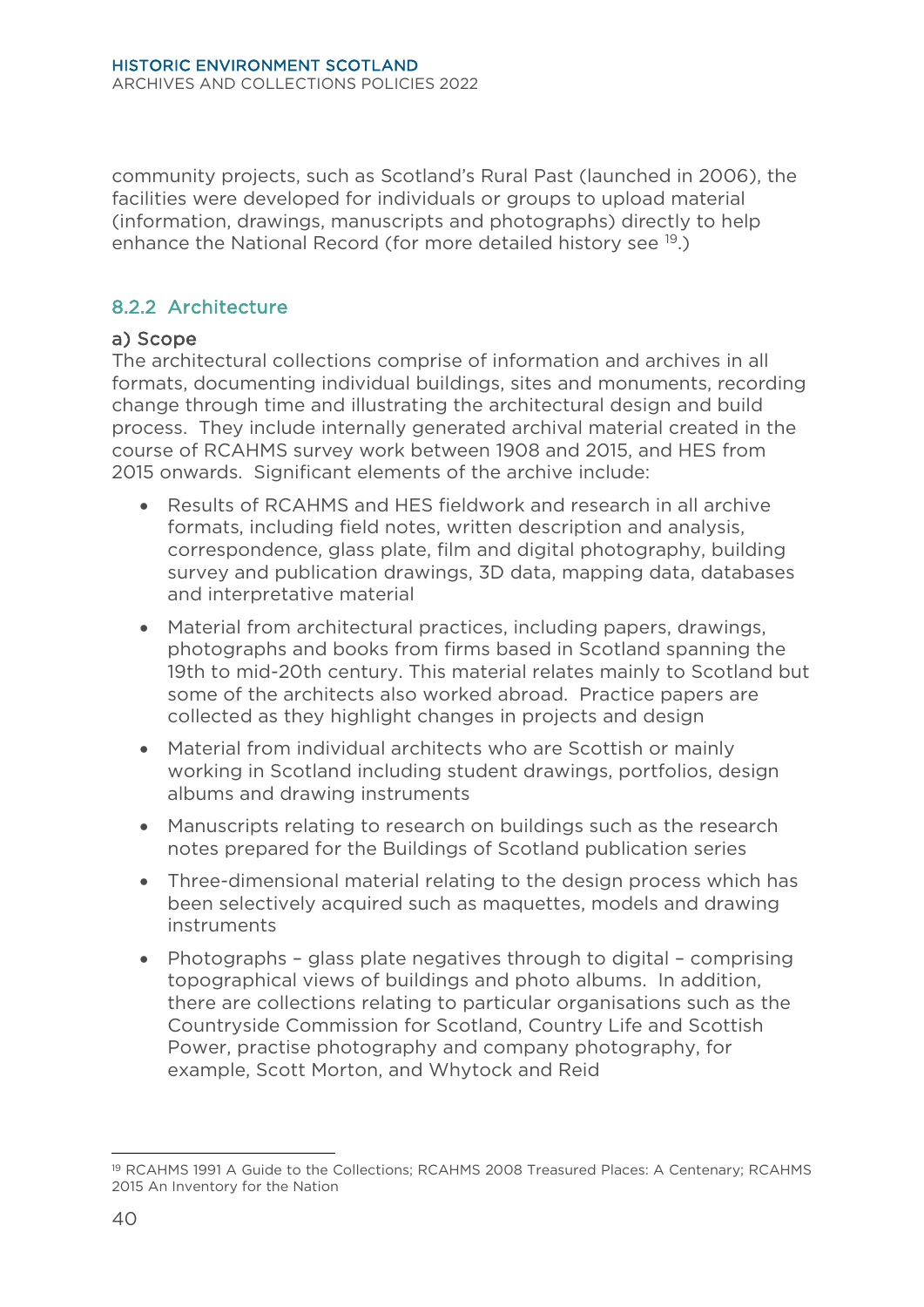community projects, such as Scotland's Rural Past (launched in 2006), the facilities were developed for individuals or groups to upload material (information, drawings, manuscripts and photographs) directly to help enhance the National Record (for more detailed history see [19].)

### 8.2.2 Architecture

#### a) Scope

The architectural collections comprise of information and archives in all formats, documenting individual buildings, sites and monuments, recording change through time and illustrating the architectural design and build process. They include internally generated archival material created in the course of RCAHMS survey work between 1908 and 2015, and HES from 2015 onwards. Significant elements of the archive include:

- Results of RCAHMS and HES fieldwork and research in all archive formats, including field notes, written description and analysis, correspondence, glass plate, film and digital photography, building survey and publication drawings, 3D data, mapping data, databases and interpretative material
- Material from architectural practices, including papers, drawings, photographs and books from firms based in Scotland spanning the 19th to mid-20th century. This material relates mainly to Scotland but some of the architects also worked abroad. Practice papers are collected as they highlight changes in projects and design
- Material from individual architects who are Scottish or mainly working in Scotland including student drawings, portfolios, design albums and drawing instruments
- Manuscripts relating to research on buildings such as the research notes prepared for the Buildings of Scotland publication series
- Three-dimensional material relating to the design process which has been selectively acquired such as maquettes, models and drawing instruments
- Photographs – glass plate negatives through to digital – comprising topographical views of buildings and photo albums. In addition, there are collections relating to particular organisations such as the Countryside Commission for Scotland, Country Life and Scottish Power, practise photography and company photography, for example, Scott Morton, and Whytock and Reid

---

[19] RCAHMS 1991 A Guide to the Collections; RCAHMS 2008 Treasured Places: A Centenary; RCAHMS 2015 An Inventory for the Nation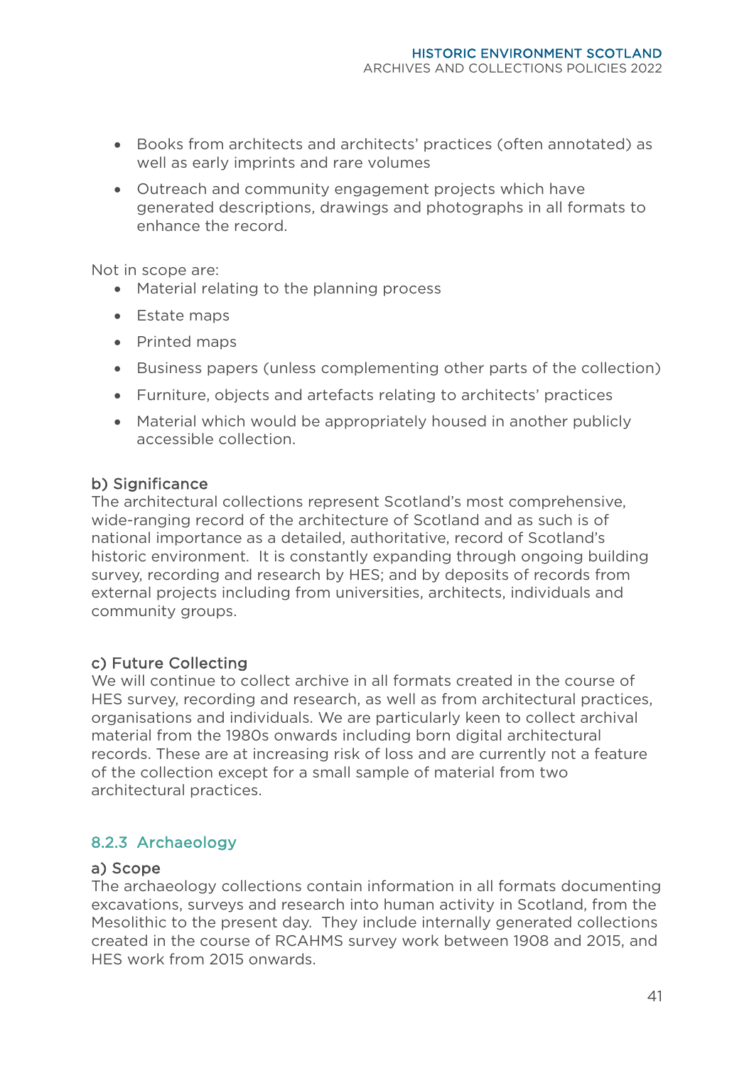- Books from architects and architects' practices (often annotated) as well as early imprints and rare volumes
- Outreach and community engagement projects which have generated descriptions, drawings and photographs in all formats to enhance the record.

Not in scope are:

- Material relating to the planning process
- Estate maps
- Printed maps
- Business papers (unless complementing other parts of the collection)
- Furniture, objects and artefacts relating to architects' practices
- Material which would be appropriately housed in another publicly accessible collection.

#### b) Significance

The architectural collections represent Scotland's most comprehensive, wide-ranging record of the architecture of Scotland and as such is of national importance as a detailed, authoritative, record of Scotland's historic environment. It is constantly expanding through ongoing building survey, recording and research by HES; and by deposits of records from external projects including from universities, architects, individuals and community groups.

#### c) Future Collecting

We will continue to collect archive in all formats created in the course of HES survey, recording and research, as well as from architectural practices, organisations and individuals. We are particularly keen to collect archival material from the 1980s onwards including born digital architectural records. These are at increasing risk of loss and are currently not a feature of the collection except for a small sample of material from two architectural practices.

### 8.2.3 Archaeology

#### a) Scope

The archaeology collections contain information in all formats documenting excavations, surveys and research into human activity in Scotland, from the Mesolithic to the present day. They include internally generated collections created in the course of RCAHMS survey work between 1908 and 2015, and HES work from 2015 onwards.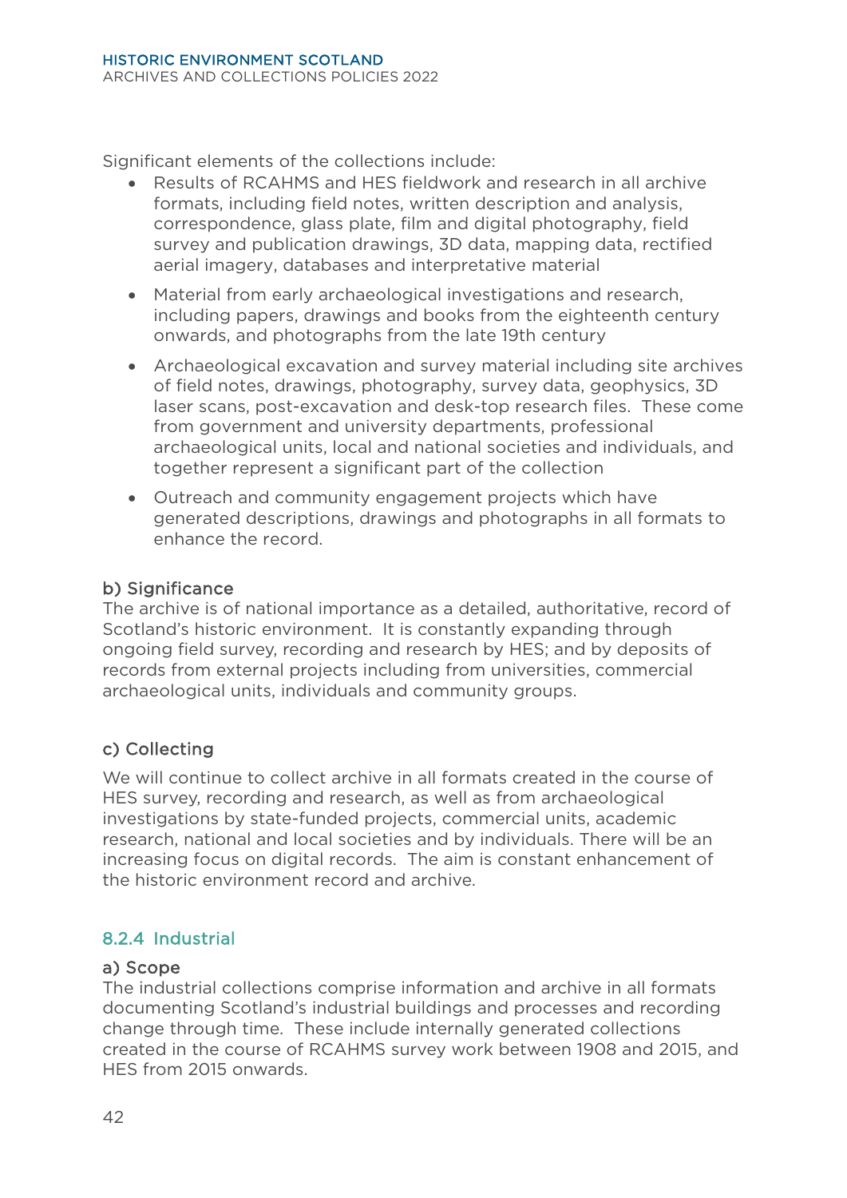Significant elements of the collections include:

- Results of RCAHMS and HES fieldwork and research in all archive formats, including field notes, written description and analysis, correspondence, glass plate, film and digital photography, field survey and publication drawings, 3D data, mapping data, rectified aerial imagery, databases and interpretative material
- Material from early archaeological investigations and research, including papers, drawings and books from the eighteenth century onwards, and photographs from the late 19th century
- Archaeological excavation and survey material including site archives of field notes, drawings, photography, survey data, geophysics, 3D laser scans, post-excavation and desk-top research files. These come from government and university departments, professional archaeological units, local and national societies and individuals, and together represent a significant part of the collection
- Outreach and community engagement projects which have generated descriptions, drawings and photographs in all formats to enhance the record.

#### b) Significance

The archive is of national importance as a detailed, authoritative, record of Scotland's historic environment. It is constantly expanding through ongoing field survey, recording and research by HES; and by deposits of records from external projects including from universities, commercial archaeological units, individuals and community groups.

#### c) Collecting

We will continue to collect archive in all formats created in the course of HES survey, recording and research, as well as from archaeological investigations by state-funded projects, commercial units, academic research, national and local societies and by individuals. There will be an increasing focus on digital records. The aim is constant enhancement of the historic environment record and archive.

### 8.2.4 Industrial

#### a) Scope

The industrial collections comprise information and archive in all formats documenting Scotland's industrial buildings and processes and recording change through time. These include internally generated collections created in the course of RCAHMS survey work between 1908 and 2015, and HES from 2015 onwards.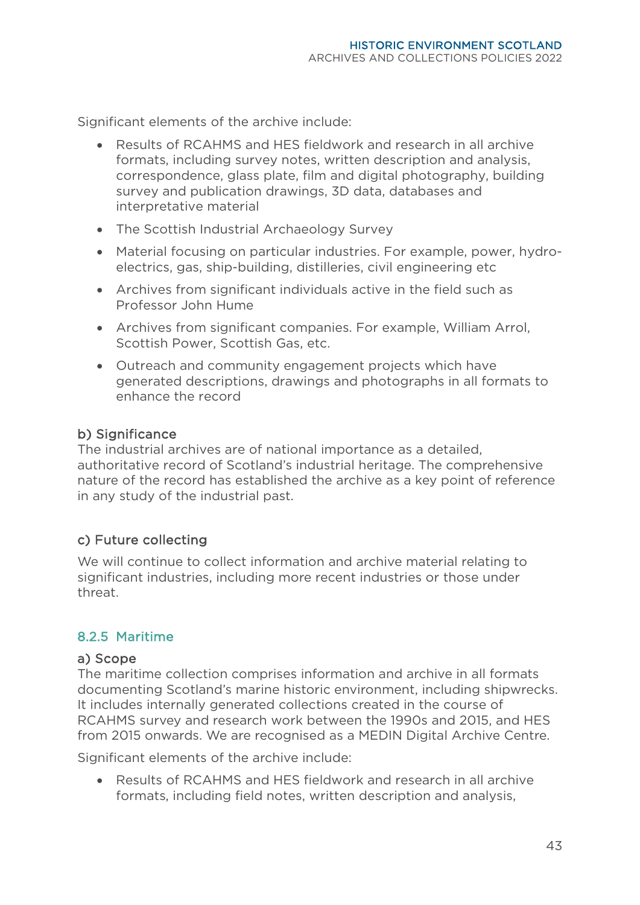Significant elements of the archive include:

- Results of RCAHMS and HES fieldwork and research in all archive formats, including survey notes, written description and analysis, correspondence, glass plate, film and digital photography, building survey and publication drawings, 3D data, databases and interpretative material
- The Scottish Industrial Archaeology Survey
- Material focusing on particular industries. For example, power, hydro-electrics, gas, ship-building, distilleries, civil engineering etc
- Archives from significant individuals active in the field such as Professor John Hume
- Archives from significant companies. For example, William Arrol, Scottish Power, Scottish Gas, etc.
- Outreach and community engagement projects which have generated descriptions, drawings and photographs in all formats to enhance the record

#### b) Significance

The industrial archives are of national importance as a detailed, authoritative record of Scotland's industrial heritage. The comprehensive nature of the record has established the archive as a key point of reference in any study of the industrial past.

#### c) Future collecting

We will continue to collect information and archive material relating to significant industries, including more recent industries or those under threat.

### 8.2.5 Maritime

#### a) Scope

The maritime collection comprises information and archive in all formats documenting Scotland's marine historic environment, including shipwrecks. It includes internally generated collections created in the course of RCAHMS survey and research work between the 1990s and 2015, and HES from 2015 onwards. We are recognised as a MEDIN Digital Archive Centre.

Significant elements of the archive include:

- Results of RCAHMS and HES fieldwork and research in all archive formats, including field notes, written description and analysis,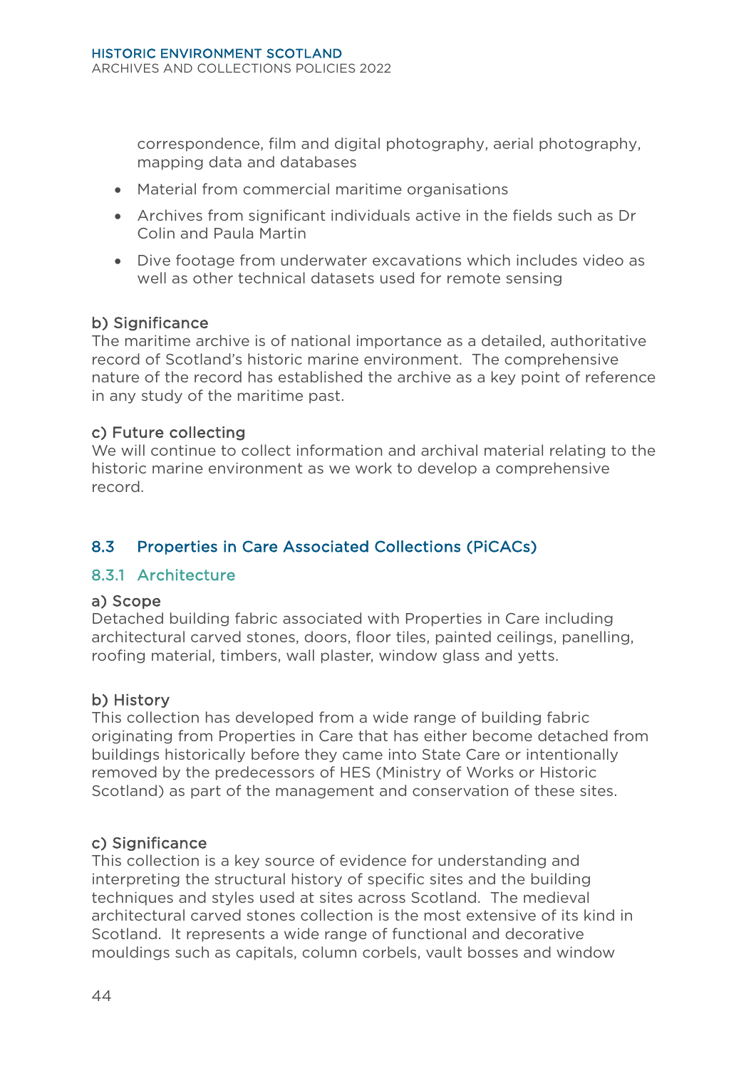correspondence, film and digital photography, aerial photography, mapping data and databases

- Material from commercial maritime organisations
- Archives from significant individuals active in the fields such as Dr Colin and Paula Martin
- Dive footage from underwater excavations which includes video as well as other technical datasets used for remote sensing

b) Significance
The maritime archive is of national importance as a detailed, authoritative record of Scotland's historic marine environment. The comprehensive nature of the record has established the archive as a key point of reference in any study of the maritime past.

c) Future collecting
We will continue to collect information and archival material relating to the historic marine environment as we work to develop a comprehensive record.

## 8.3 Properties in Care Associated Collections (PiCACs)

### 8.3.1 Architecture

a) Scope
Detached building fabric associated with Properties in Care including architectural carved stones, doors, floor tiles, painted ceilings, panelling, roofing material, timbers, wall plaster, window glass and yetts.

b) History
This collection has developed from a wide range of building fabric originating from Properties in Care that has either become detached from buildings historically before they came into State Care or intentionally removed by the predecessors of HES (Ministry of Works or Historic Scotland) as part of the management and conservation of these sites.

c) Significance
This collection is a key source of evidence for understanding and interpreting the structural history of specific sites and the building techniques and styles used at sites across Scotland. The medieval architectural carved stones collection is the most extensive of its kind in Scotland. It represents a wide range of functional and decorative mouldings such as capitals, column corbels, vault bosses and window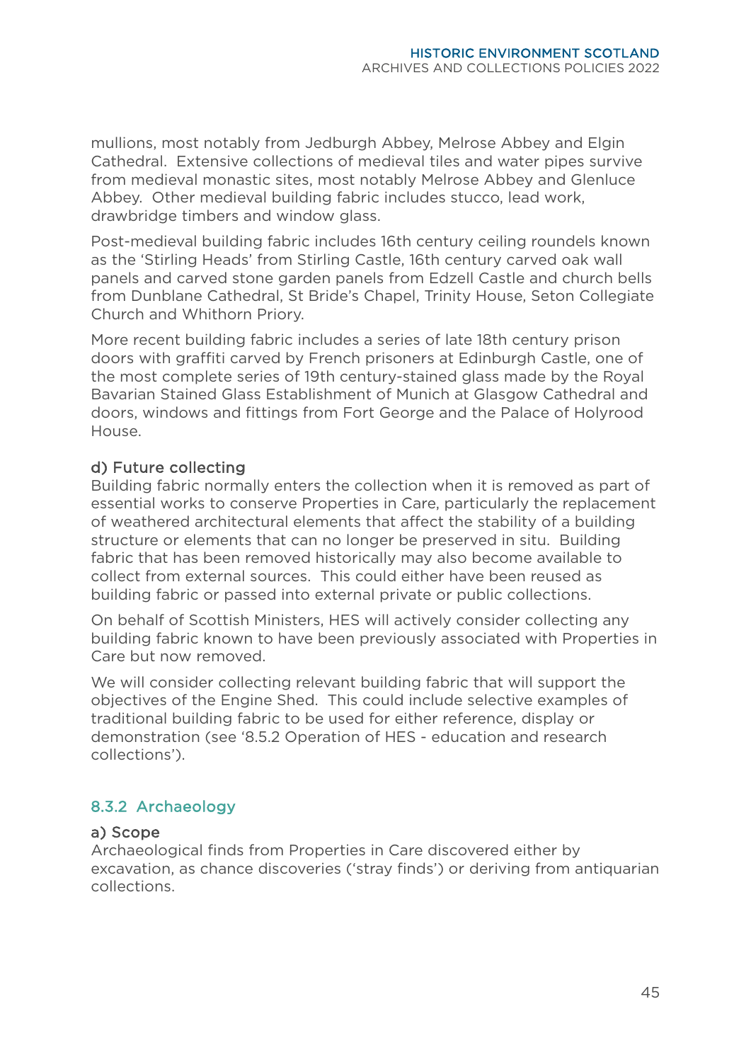mullions, most notably from Jedburgh Abbey, Melrose Abbey and Elgin Cathedral. Extensive collections of medieval tiles and water pipes survive from medieval monastic sites, most notably Melrose Abbey and Glenluce Abbey. Other medieval building fabric includes stucco, lead work, drawbridge timbers and window glass.

Post-medieval building fabric includes 16th century ceiling roundels known as the 'Stirling Heads' from Stirling Castle, 16th century carved oak wall panels and carved stone garden panels from Edzell Castle and church bells from Dunblane Cathedral, St Bride's Chapel, Trinity House, Seton Collegiate Church and Whithorn Priory.

More recent building fabric includes a series of late 18th century prison doors with graffiti carved by French prisoners at Edinburgh Castle, one of the most complete series of 19th century-stained glass made by the Royal Bavarian Stained Glass Establishment of Munich at Glasgow Cathedral and doors, windows and fittings from Fort George and the Palace of Holyrood House.

#### d) Future collecting

Building fabric normally enters the collection when it is removed as part of essential works to conserve Properties in Care, particularly the replacement of weathered architectural elements that affect the stability of a building structure or elements that can no longer be preserved in situ. Building fabric that has been removed historically may also become available to collect from external sources. This could either have been reused as building fabric or passed into external private or public collections.

On behalf of Scottish Ministers, HES will actively consider collecting any building fabric known to have been previously associated with Properties in Care but now removed.

We will consider collecting relevant building fabric that will support the objectives of the Engine Shed. This could include selective examples of traditional building fabric to be used for either reference, display or demonstration (see '8.5.2 Operation of HES - education and research collections').

### 8.3.2 Archaeology

#### a) Scope

Archaeological finds from Properties in Care discovered either by excavation, as chance discoveries ('stray finds') or deriving from antiquarian collections.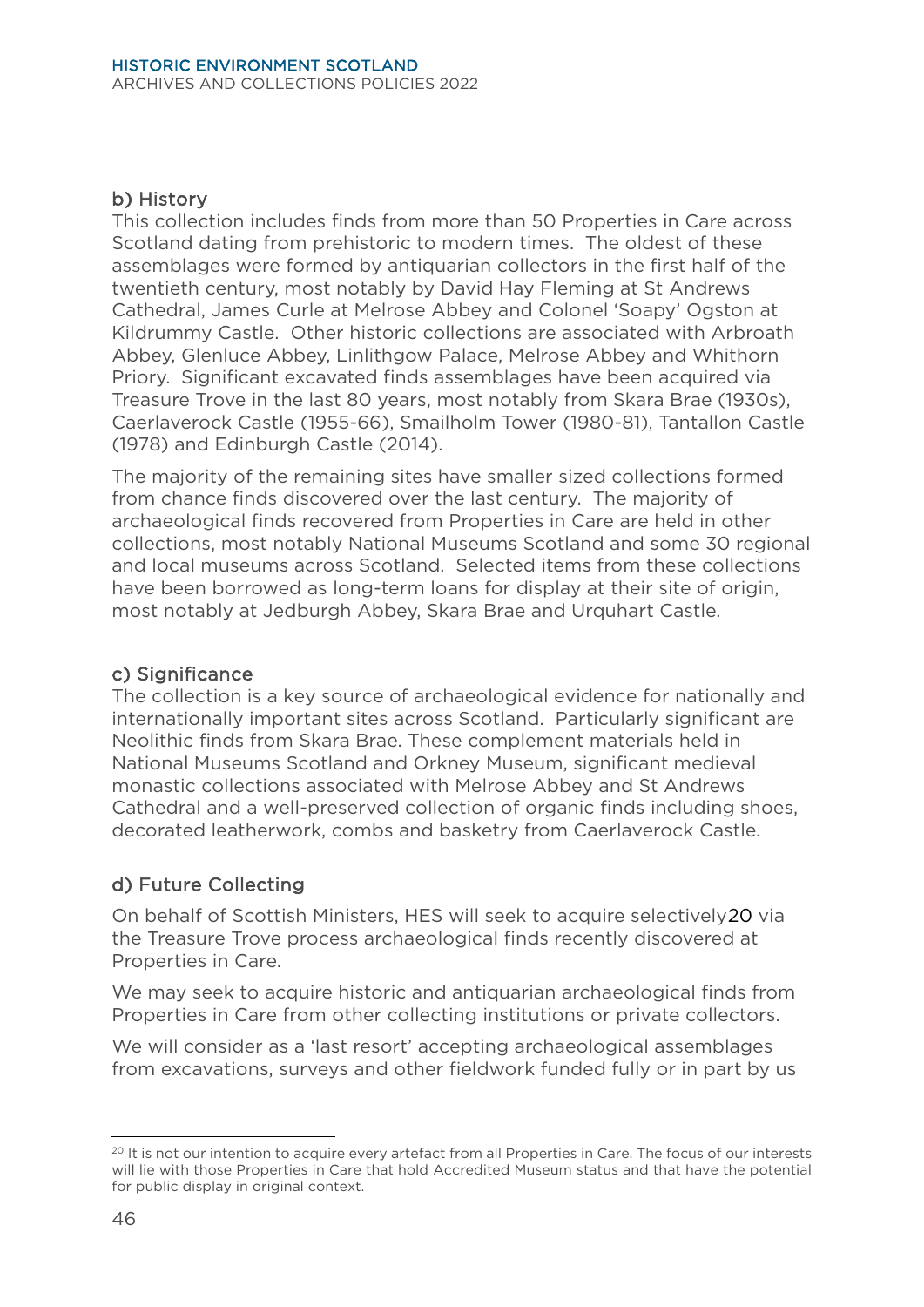### b) History

This collection includes finds from more than 50 Properties in Care across Scotland dating from prehistoric to modern times. The oldest of these assemblages were formed by antiquarian collectors in the first half of the twentieth century, most notably by David Hay Fleming at St Andrews Cathedral, James Curle at Melrose Abbey and Colonel 'Soapy' Ogston at Kildrummy Castle. Other historic collections are associated with Arbroath Abbey, Glenluce Abbey, Linlithgow Palace, Melrose Abbey and Whithorn Priory. Significant excavated finds assemblages have been acquired via Treasure Trove in the last 80 years, most notably from Skara Brae (1930s), Caerlaverock Castle (1955-66), Smailholm Tower (1980-81), Tantallon Castle (1978) and Edinburgh Castle (2014).

The majority of the remaining sites have smaller sized collections formed from chance finds discovered over the last century. The majority of archaeological finds recovered from Properties in Care are held in other collections, most notably National Museums Scotland and some 30 regional and local museums across Scotland. Selected items from these collections have been borrowed as long-term loans for display at their site of origin, most notably at Jedburgh Abbey, Skara Brae and Urquhart Castle.

### c) Significance

The collection is a key source of archaeological evidence for nationally and internationally important sites across Scotland. Particularly significant are Neolithic finds from Skara Brae. These complement materials held in National Museums Scotland and Orkney Museum, significant medieval monastic collections associated with Melrose Abbey and St Andrews Cathedral and a well-preserved collection of organic finds including shoes, decorated leatherwork, combs and basketry from Caerlaverock Castle.

### d) Future Collecting

On behalf of Scottish Ministers, HES will seek to acquire selectively[20] via the Treasure Trove process archaeological finds recently discovered at Properties in Care.

We may seek to acquire historic and antiquarian archaeological finds from Properties in Care from other collecting institutions or private collectors.

We will consider as a 'last resort' accepting archaeological assemblages from excavations, surveys and other fieldwork funded fully or in part by us

---

[20] It is not our intention to acquire every artefact from all Properties in Care. The focus of our interests will lie with those Properties in Care that hold Accredited Museum status and that have the potential for public display in original context.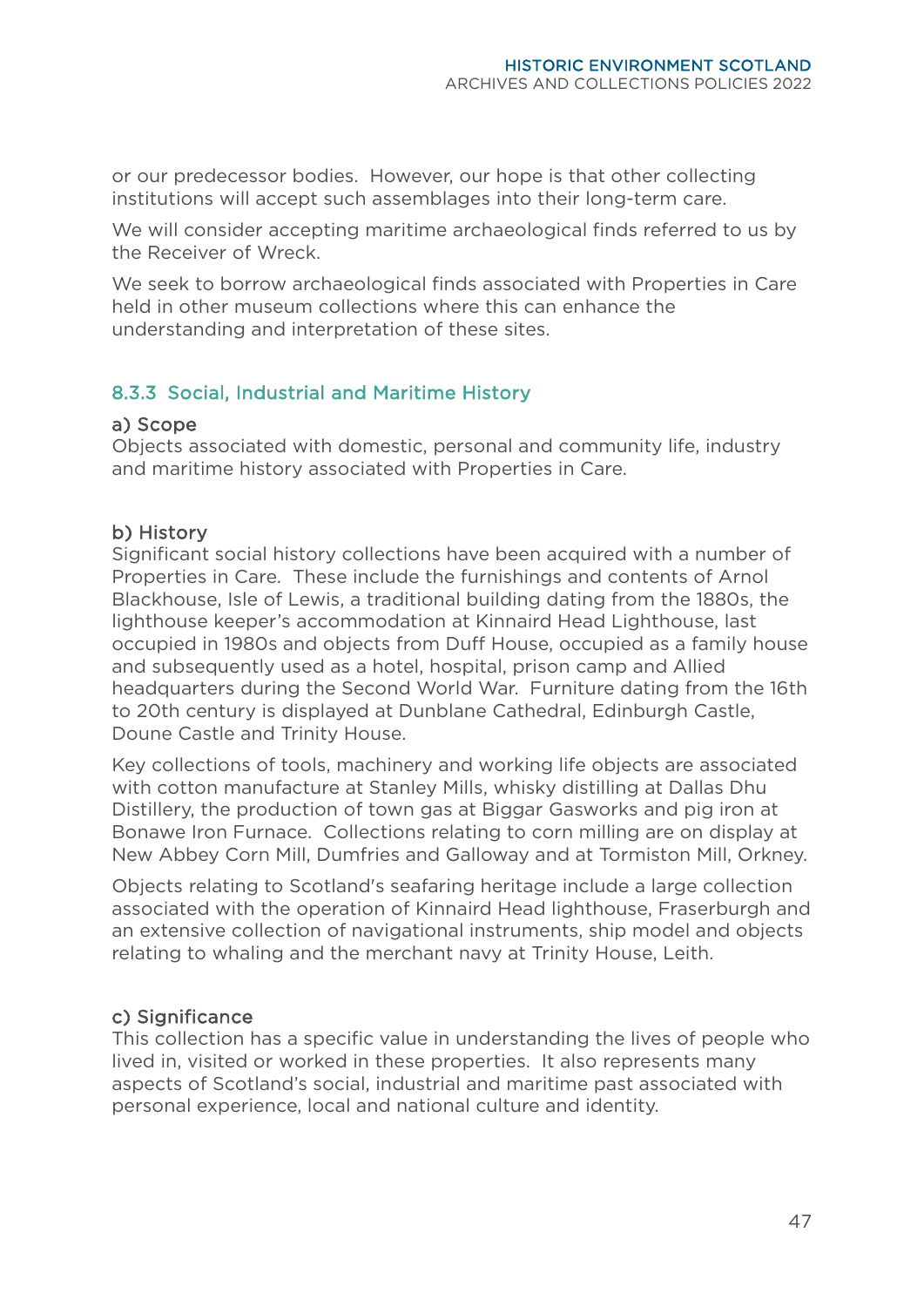or our predecessor bodies.  However, our hope is that other collecting institutions will accept such assemblages into their long-term care.

We will consider accepting maritime archaeological finds referred to us by the Receiver of Wreck.

We seek to borrow archaeological finds associated with Properties in Care held in other museum collections where this can enhance the understanding and interpretation of these sites.

### 8.3.3  Social, Industrial and Maritime History

#### a) Scope

Objects associated with domestic, personal and community life, industry and maritime history associated with Properties in Care.

#### b) History

Significant social history collections have been acquired with a number of Properties in Care.  These include the furnishings and contents of Arnol Blackhouse, Isle of Lewis, a traditional building dating from the 1880s, the lighthouse keeper's accommodation at Kinnaird Head Lighthouse, last occupied in 1980s and objects from Duff House, occupied as a family house and subsequently used as a hotel, hospital, prison camp and Allied headquarters during the Second World War.  Furniture dating from the 16th to 20th century is displayed at Dunblane Cathedral, Edinburgh Castle, Doune Castle and Trinity House.

Key collections of tools, machinery and working life objects are associated with cotton manufacture at Stanley Mills, whisky distilling at Dallas Dhu Distillery, the production of town gas at Biggar Gasworks and pig iron at Bonawe Iron Furnace.  Collections relating to corn milling are on display at New Abbey Corn Mill, Dumfries and Galloway and at Tormiston Mill, Orkney.

Objects relating to Scotland's seafaring heritage include a large collection associated with the operation of Kinnaird Head lighthouse, Fraserburgh and an extensive collection of navigational instruments, ship model and objects relating to whaling and the merchant navy at Trinity House, Leith.

#### c) Significance

This collection has a specific value in understanding the lives of people who lived in, visited or worked in these properties.  It also represents many aspects of Scotland's social, industrial and maritime past associated with personal experience, local and national culture and identity.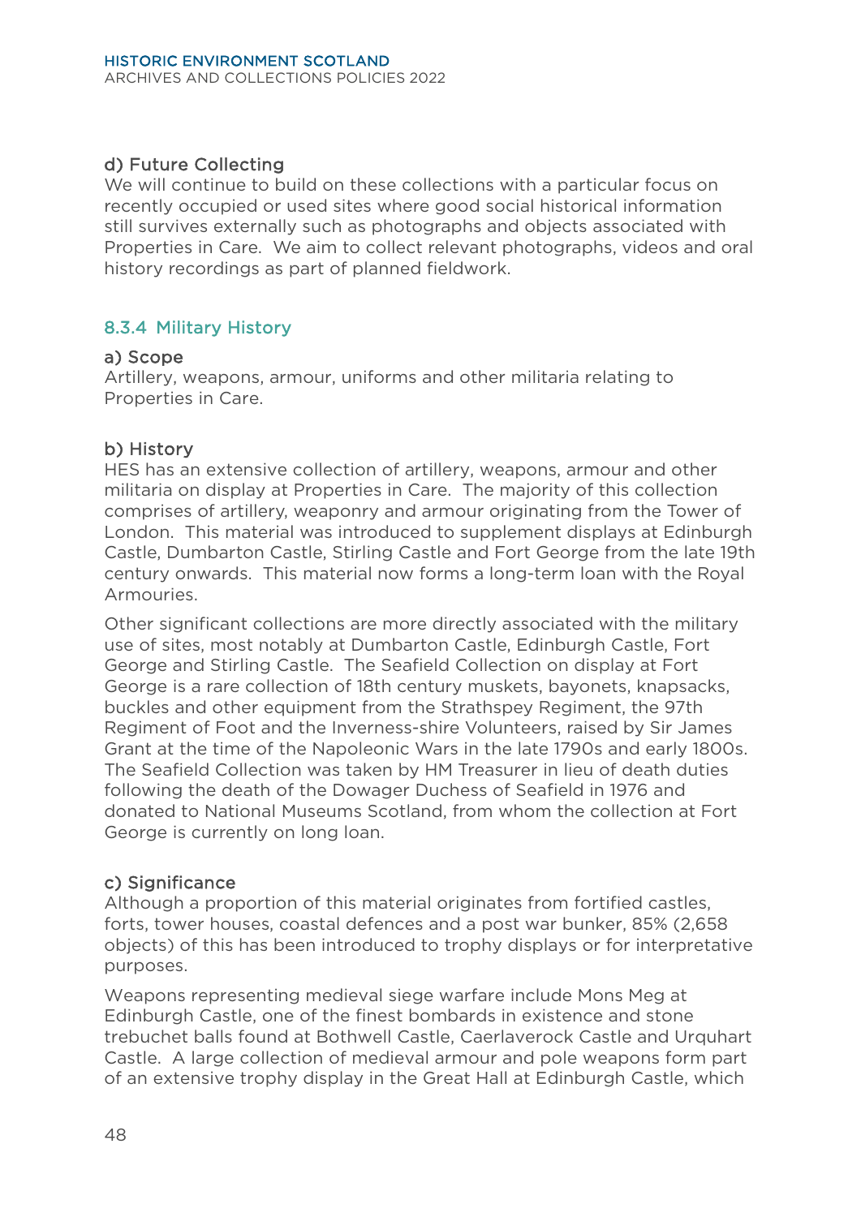#### d) Future Collecting

We will continue to build on these collections with a particular focus on recently occupied or used sites where good social historical information still survives externally such as photographs and objects associated with Properties in Care. We aim to collect relevant photographs, videos and oral history recordings as part of planned fieldwork.

### 8.3.4 Military History

#### a) Scope

Artillery, weapons, armour, uniforms and other militaria relating to Properties in Care.

#### b) History

HES has an extensive collection of artillery, weapons, armour and other militaria on display at Properties in Care. The majority of this collection comprises of artillery, weaponry and armour originating from the Tower of London. This material was introduced to supplement displays at Edinburgh Castle, Dumbarton Castle, Stirling Castle and Fort George from the late 19th century onwards. This material now forms a long-term loan with the Royal Armouries.

Other significant collections are more directly associated with the military use of sites, most notably at Dumbarton Castle, Edinburgh Castle, Fort George and Stirling Castle. The Seafield Collection on display at Fort George is a rare collection of 18th century muskets, bayonets, knapsacks, buckles and other equipment from the Strathspey Regiment, the 97th Regiment of Foot and the Inverness-shire Volunteers, raised by Sir James Grant at the time of the Napoleonic Wars in the late 1790s and early 1800s. The Seafield Collection was taken by HM Treasurer in lieu of death duties following the death of the Dowager Duchess of Seafield in 1976 and donated to National Museums Scotland, from whom the collection at Fort George is currently on long loan.

#### c) Significance

Although a proportion of this material originates from fortified castles, forts, tower houses, coastal defences and a post war bunker, 85% (2,658 objects) of this has been introduced to trophy displays or for interpretative purposes.

Weapons representing medieval siege warfare include Mons Meg at Edinburgh Castle, one of the finest bombards in existence and stone trebuchet balls found at Bothwell Castle, Caerlaverock Castle and Urquhart Castle. A large collection of medieval armour and pole weapons form part of an extensive trophy display in the Great Hall at Edinburgh Castle, which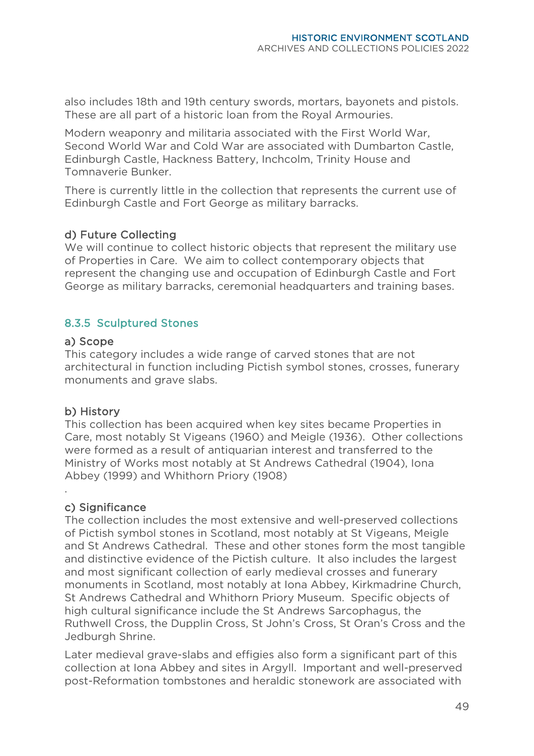also includes 18th and 19th century swords, mortars, bayonets and pistols. These are all part of a historic loan from the Royal Armouries.

Modern weaponry and militaria associated with the First World War, Second World War and Cold War are associated with Dumbarton Castle, Edinburgh Castle, Hackness Battery, Inchcolm, Trinity House and Tomnaverie Bunker.

There is currently little in the collection that represents the current use of Edinburgh Castle and Fort George as military barracks.

#### d) Future Collecting

We will continue to collect historic objects that represent the military use of Properties in Care. We aim to collect contemporary objects that represent the changing use and occupation of Edinburgh Castle and Fort George as military barracks, ceremonial headquarters and training bases.

### 8.3.5 Sculptured Stones

#### a) Scope

This category includes a wide range of carved stones that are not architectural in function including Pictish symbol stones, crosses, funerary monuments and grave slabs.

#### b) History

This collection has been acquired when key sites became Properties in Care, most notably St Vigeans (1960) and Meigle (1936). Other collections were formed as a result of antiquarian interest and transferred to the Ministry of Works most notably at St Andrews Cathedral (1904), Iona Abbey (1999) and Whithorn Priory (1908)

.

#### c) Significance

The collection includes the most extensive and well-preserved collections of Pictish symbol stones in Scotland, most notably at St Vigeans, Meigle and St Andrews Cathedral. These and other stones form the most tangible and distinctive evidence of the Pictish culture. It also includes the largest and most significant collection of early medieval crosses and funerary monuments in Scotland, most notably at Iona Abbey, Kirkmadrine Church, St Andrews Cathedral and Whithorn Priory Museum. Specific objects of high cultural significance include the St Andrews Sarcophagus, the Ruthwell Cross, the Dupplin Cross, St John's Cross, St Oran's Cross and the Jedburgh Shrine.

Later medieval grave-slabs and effigies also form a significant part of this collection at Iona Abbey and sites in Argyll. Important and well-preserved post-Reformation tombstones and heraldic stonework are associated with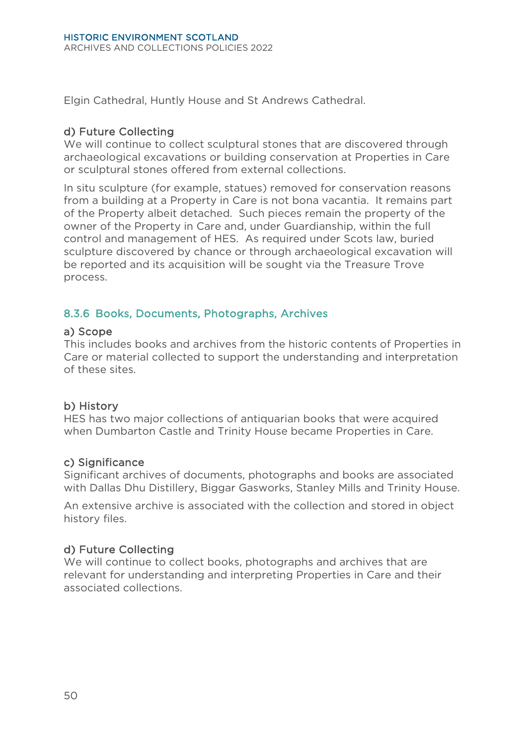Elgin Cathedral, Huntly House and St Andrews Cathedral.

#### d) Future Collecting

We will continue to collect sculptural stones that are discovered through archaeological excavations or building conservation at Properties in Care or sculptural stones offered from external collections.

In situ sculpture (for example, statues) removed for conservation reasons from a building at a Property in Care is not bona vacantia. It remains part of the Property albeit detached. Such pieces remain the property of the owner of the Property in Care and, under Guardianship, within the full control and management of HES. As required under Scots law, buried sculpture discovered by chance or through archaeological excavation will be reported and its acquisition will be sought via the Treasure Trove process.

### 8.3.6 Books, Documents, Photographs, Archives

#### a) Scope

This includes books and archives from the historic contents of Properties in Care or material collected to support the understanding and interpretation of these sites.

#### b) History

HES has two major collections of antiquarian books that were acquired when Dumbarton Castle and Trinity House became Properties in Care.

#### c) Significance

Significant archives of documents, photographs and books are associated with Dallas Dhu Distillery, Biggar Gasworks, Stanley Mills and Trinity House.

An extensive archive is associated with the collection and stored in object history files.

#### d) Future Collecting

We will continue to collect books, photographs and archives that are relevant for understanding and interpreting Properties in Care and their associated collections.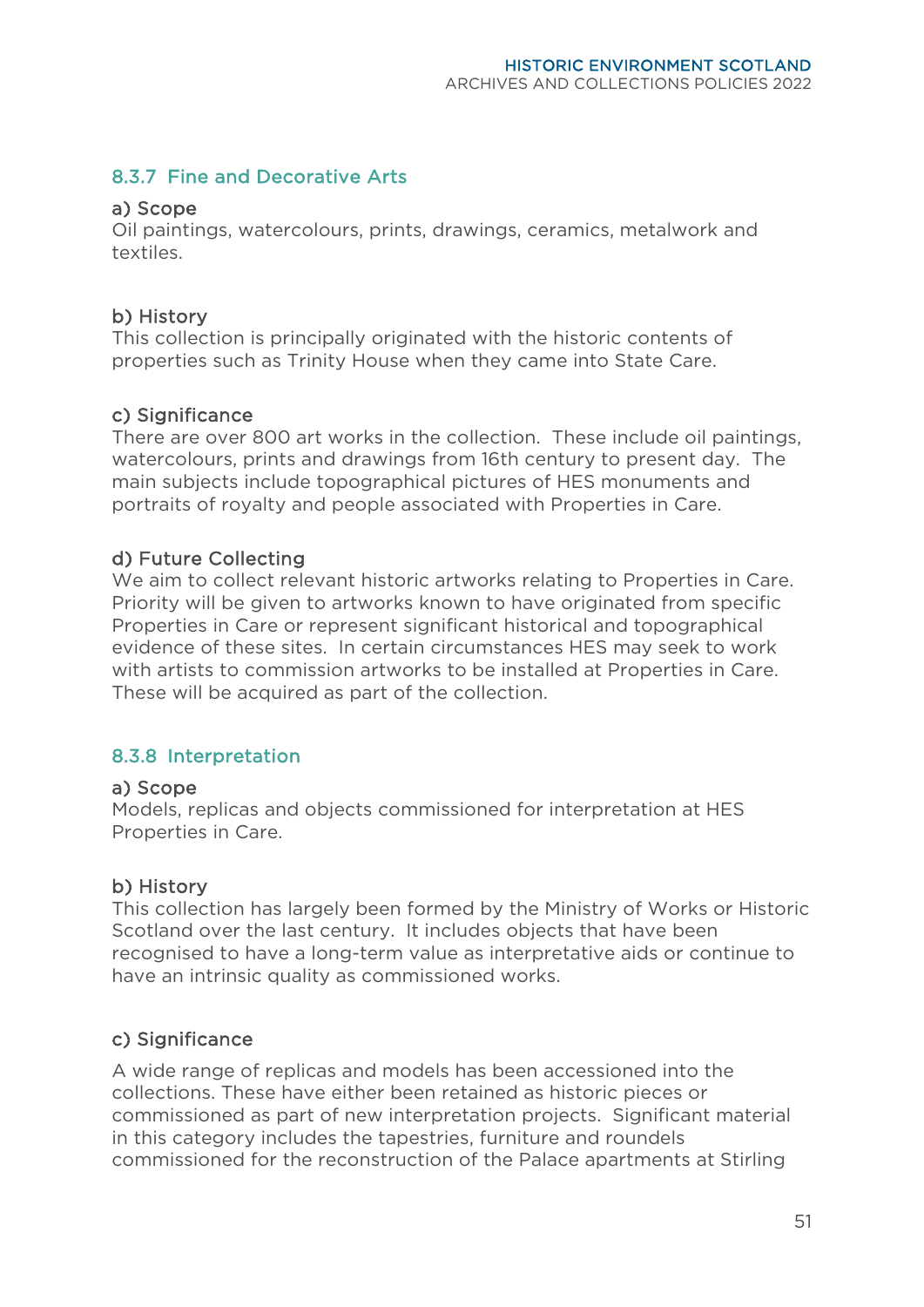### 8.3.7 Fine and Decorative Arts

**a) Scope**

Oil paintings, watercolours, prints, drawings, ceramics, metalwork and textiles.

**b) History**

This collection is principally originated with the historic contents of properties such as Trinity House when they came into State Care.

**c) Significance**

There are over 800 art works in the collection. These include oil paintings, watercolours, prints and drawings from 16th century to present day. The main subjects include topographical pictures of HES monuments and portraits of royalty and people associated with Properties in Care.

**d) Future Collecting**

We aim to collect relevant historic artworks relating to Properties in Care. Priority will be given to artworks known to have originated from specific Properties in Care or represent significant historical and topographical evidence of these sites. In certain circumstances HES may seek to work with artists to commission artworks to be installed at Properties in Care. These will be acquired as part of the collection.

### 8.3.8 Interpretation

**a) Scope**

Models, replicas and objects commissioned for interpretation at HES Properties in Care.

**b) History**

This collection has largely been formed by the Ministry of Works or Historic Scotland over the last century. It includes objects that have been recognised to have a long-term value as interpretative aids or continue to have an intrinsic quality as commissioned works.

**c) Significance**

A wide range of replicas and models has been accessioned into the collections. These have either been retained as historic pieces or commissioned as part of new interpretation projects. Significant material in this category includes the tapestries, furniture and roundels commissioned for the reconstruction of the Palace apartments at Stirling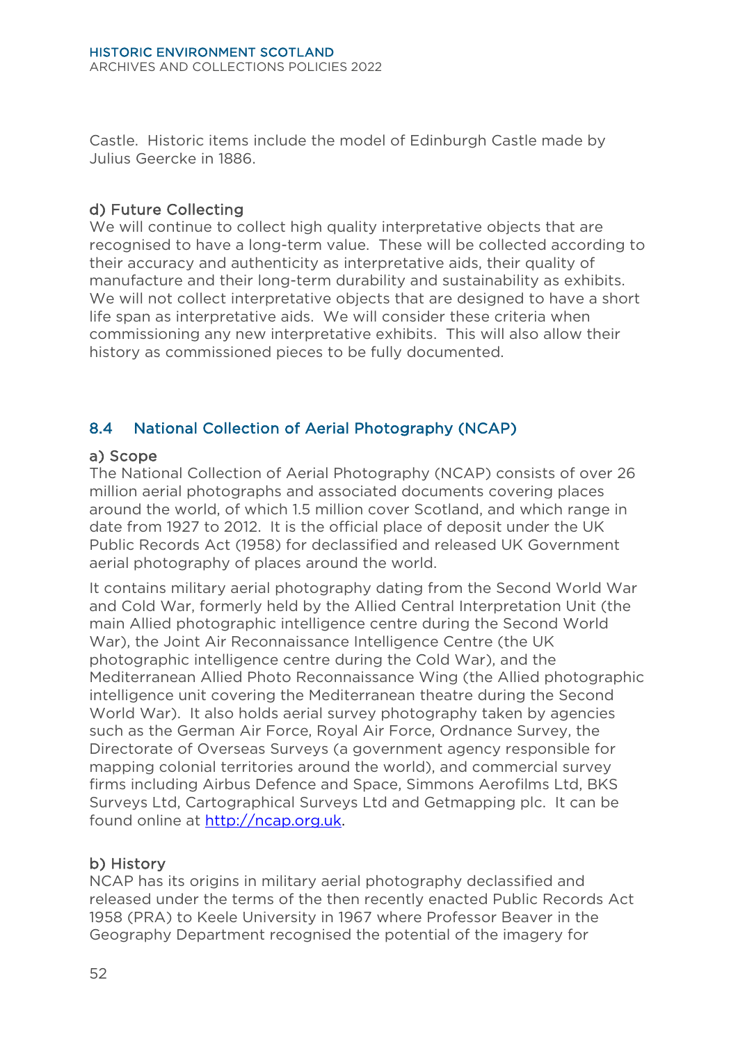Castle. Historic items include the model of Edinburgh Castle made by Julius Geercke in 1886.

### d) Future Collecting

We will continue to collect high quality interpretative objects that are recognised to have a long-term value. These will be collected according to their accuracy and authenticity as interpretative aids, their quality of manufacture and their long-term durability and sustainability as exhibits. We will not collect interpretative objects that are designed to have a short life span as interpretative aids. We will consider these criteria when commissioning any new interpretative exhibits. This will also allow their history as commissioned pieces to be fully documented.

## 8.4 National Collection of Aerial Photography (NCAP)

### a) Scope

The National Collection of Aerial Photography (NCAP) consists of over 26 million aerial photographs and associated documents covering places around the world, of which 1.5 million cover Scotland, and which range in date from 1927 to 2012. It is the official place of deposit under the UK Public Records Act (1958) for declassified and released UK Government aerial photography of places around the world.

It contains military aerial photography dating from the Second World War and Cold War, formerly held by the Allied Central Interpretation Unit (the main Allied photographic intelligence centre during the Second World War), the Joint Air Reconnaissance Intelligence Centre (the UK photographic intelligence centre during the Cold War), and the Mediterranean Allied Photo Reconnaissance Wing (the Allied photographic intelligence unit covering the Mediterranean theatre during the Second World War). It also holds aerial survey photography taken by agencies such as the German Air Force, Royal Air Force, Ordnance Survey, the Directorate of Overseas Surveys (a government agency responsible for mapping colonial territories around the world), and commercial survey firms including Airbus Defence and Space, Simmons Aerofilms Ltd, BKS Surveys Ltd, Cartographical Surveys Ltd and Getmapping plc. It can be found online at [http://ncap.org.uk](http://ncap.org.uk).

### b) History

NCAP has its origins in military aerial photography declassified and released under the terms of the then recently enacted Public Records Act 1958 (PRA) to Keele University in 1967 where Professor Beaver in the Geography Department recognised the potential of the imagery for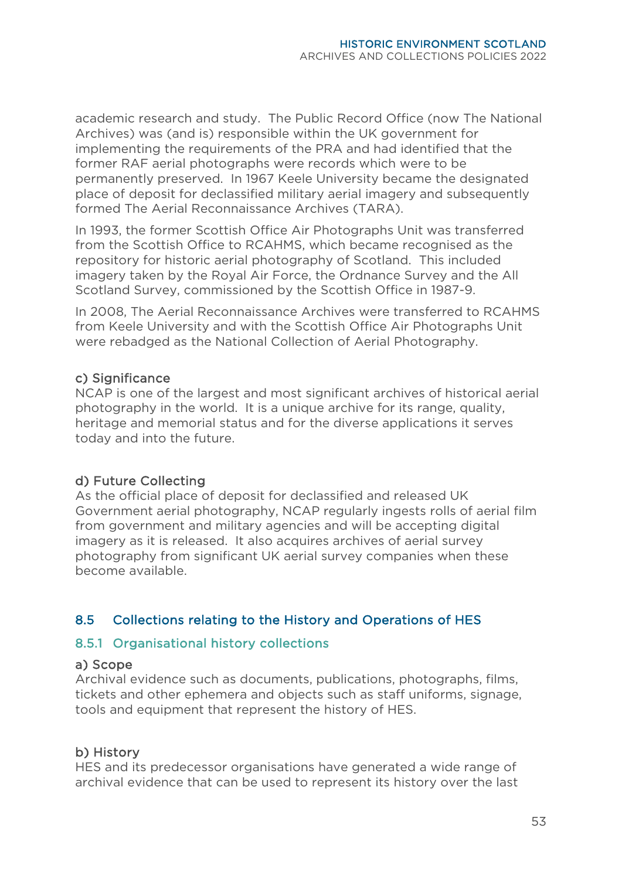academic research and study. The Public Record Office (now The National Archives) was (and is) responsible within the UK government for implementing the requirements of the PRA and had identified that the former RAF aerial photographs were records which were to be permanently preserved. In 1967 Keele University became the designated place of deposit for declassified military aerial imagery and subsequently formed The Aerial Reconnaissance Archives (TARA).

In 1993, the former Scottish Office Air Photographs Unit was transferred from the Scottish Office to RCAHMS, which became recognised as the repository for historic aerial photography of Scotland. This included imagery taken by the Royal Air Force, the Ordnance Survey and the All Scotland Survey, commissioned by the Scottish Office in 1987-9.

In 2008, The Aerial Reconnaissance Archives were transferred to RCAHMS from Keele University and with the Scottish Office Air Photographs Unit were rebadged as the National Collection of Aerial Photography.

#### c) Significance

NCAP is one of the largest and most significant archives of historical aerial photography in the world. It is a unique archive for its range, quality, heritage and memorial status and for the diverse applications it serves today and into the future.

#### d) Future Collecting

As the official place of deposit for declassified and released UK Government aerial photography, NCAP regularly ingests rolls of aerial film from government and military agencies and will be accepting digital imagery as it is released. It also acquires archives of aerial survey photography from significant UK aerial survey companies when these become available.

## 8.5 Collections relating to the History and Operations of HES

### 8.5.1 Organisational history collections

#### a) Scope

Archival evidence such as documents, publications, photographs, films, tickets and other ephemera and objects such as staff uniforms, signage, tools and equipment that represent the history of HES.

#### b) History

HES and its predecessor organisations have generated a wide range of archival evidence that can be used to represent its history over the last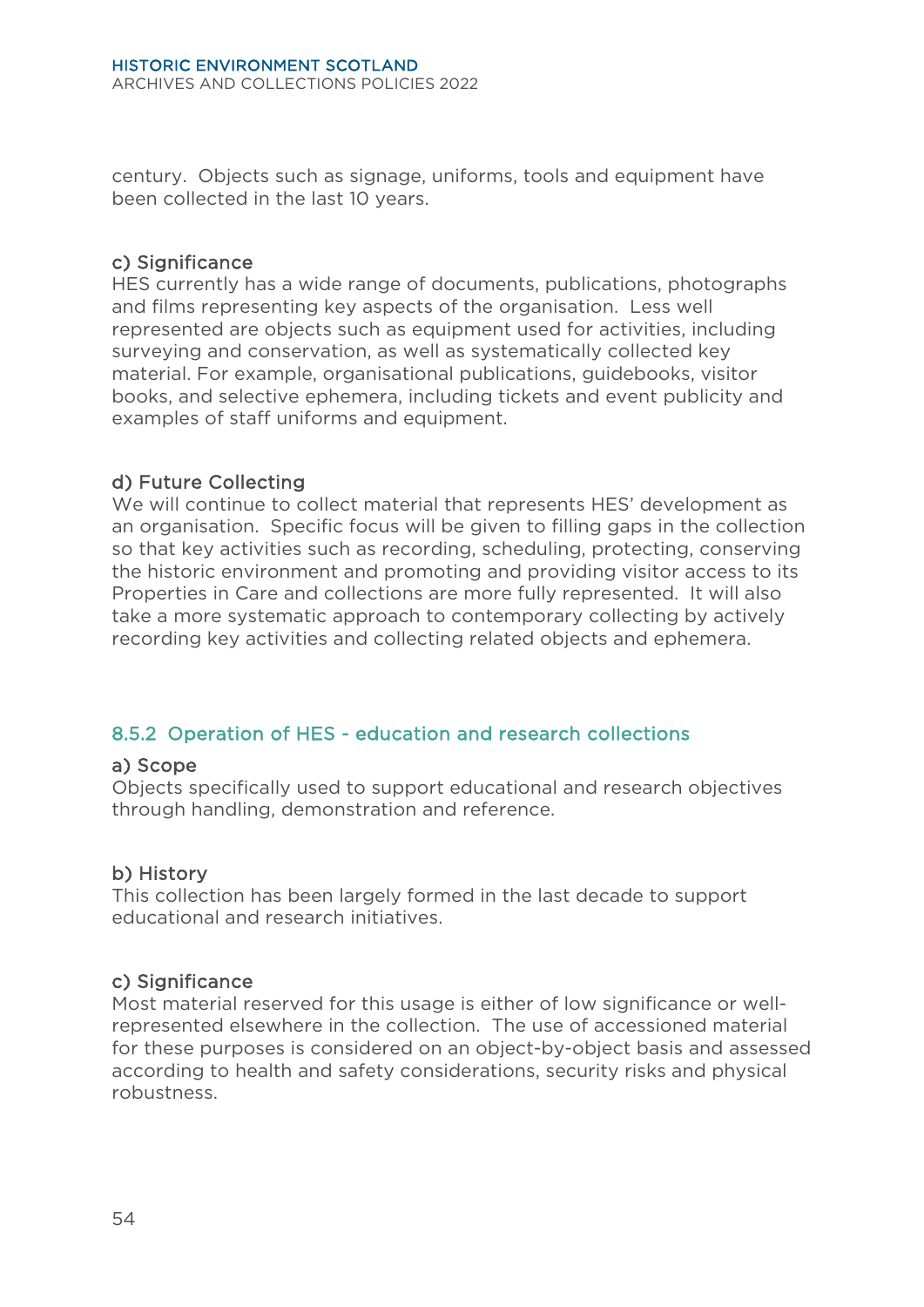century. Objects such as signage, uniforms, tools and equipment have been collected in the last 10 years.

#### c) Significance

HES currently has a wide range of documents, publications, photographs and films representing key aspects of the organisation. Less well represented are objects such as equipment used for activities, including surveying and conservation, as well as systematically collected key material. For example, organisational publications, guidebooks, visitor books, and selective ephemera, including tickets and event publicity and examples of staff uniforms and equipment.

#### d) Future Collecting

We will continue to collect material that represents HES' development as an organisation. Specific focus will be given to filling gaps in the collection so that key activities such as recording, scheduling, protecting, conserving the historic environment and promoting and providing visitor access to its Properties in Care and collections are more fully represented. It will also take a more systematic approach to contemporary collecting by actively recording key activities and collecting related objects and ephemera.

### 8.5.2 Operation of HES - education and research collections

#### a) Scope

Objects specifically used to support educational and research objectives through handling, demonstration and reference.

#### b) History

This collection has been largely formed in the last decade to support educational and research initiatives.

#### c) Significance

Most material reserved for this usage is either of low significance or well-represented elsewhere in the collection. The use of accessioned material for these purposes is considered on an object-by-object basis and assessed according to health and safety considerations, security risks and physical robustness.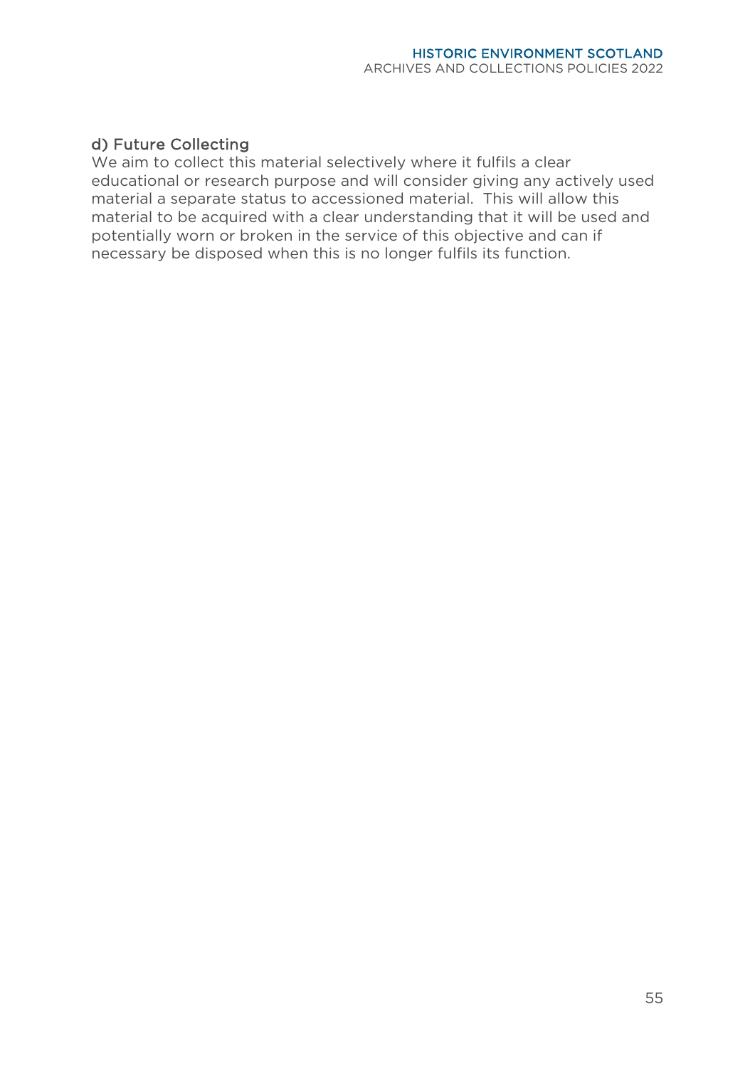#### d) Future Collecting

We aim to collect this material selectively where it fulfils a clear educational or research purpose and will consider giving any actively used material a separate status to accessioned material. This will allow this material to be acquired with a clear understanding that it will be used and potentially worn or broken in the service of this objective and can if necessary be disposed when this is no longer fulfils its function.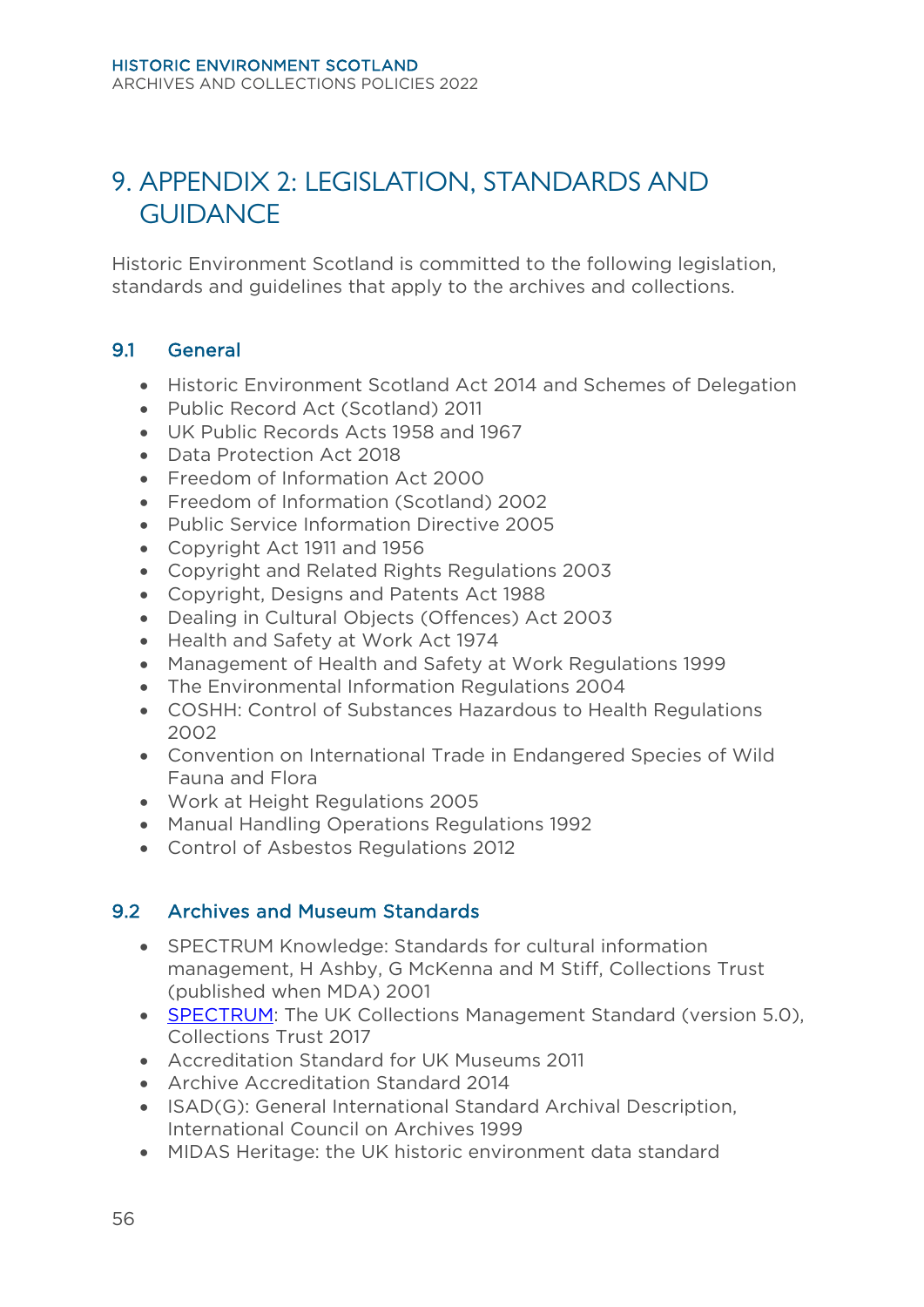# 9. APPENDIX 2: LEGISLATION, STANDARDS AND GUIDANCE

Historic Environment Scotland is committed to the following legislation, standards and guidelines that apply to the archives and collections.

## 9.1 General

- Historic Environment Scotland Act 2014 and Schemes of Delegation
- Public Record Act (Scotland) 2011
- UK Public Records Acts 1958 and 1967
- Data Protection Act 2018
- Freedom of Information Act 2000
- Freedom of Information (Scotland) 2002
- Public Service Information Directive 2005
- Copyright Act 1911 and 1956
- Copyright and Related Rights Regulations 2003
- Copyright, Designs and Patents Act 1988
- Dealing in Cultural Objects (Offences) Act 2003
- Health and Safety at Work Act 1974
- Management of Health and Safety at Work Regulations 1999
- The Environmental Information Regulations 2004
- COSHH: Control of Substances Hazardous to Health Regulations 2002
- Convention on International Trade in Endangered Species of Wild Fauna and Flora
- Work at Height Regulations 2005
- Manual Handling Operations Regulations 1992
- Control of Asbestos Regulations 2012

## 9.2 Archives and Museum Standards

- SPECTRUM Knowledge: Standards for cultural information management, H Ashby, G McKenna and M Stiff, Collections Trust (published when MDA) 2001
- SPECTRUM: The UK Collections Management Standard (version 5.0), Collections Trust 2017
- Accreditation Standard for UK Museums 2011
- Archive Accreditation Standard 2014
- ISAD(G): General International Standard Archival Description, International Council on Archives 1999
- MIDAS Heritage: the UK historic environment data standard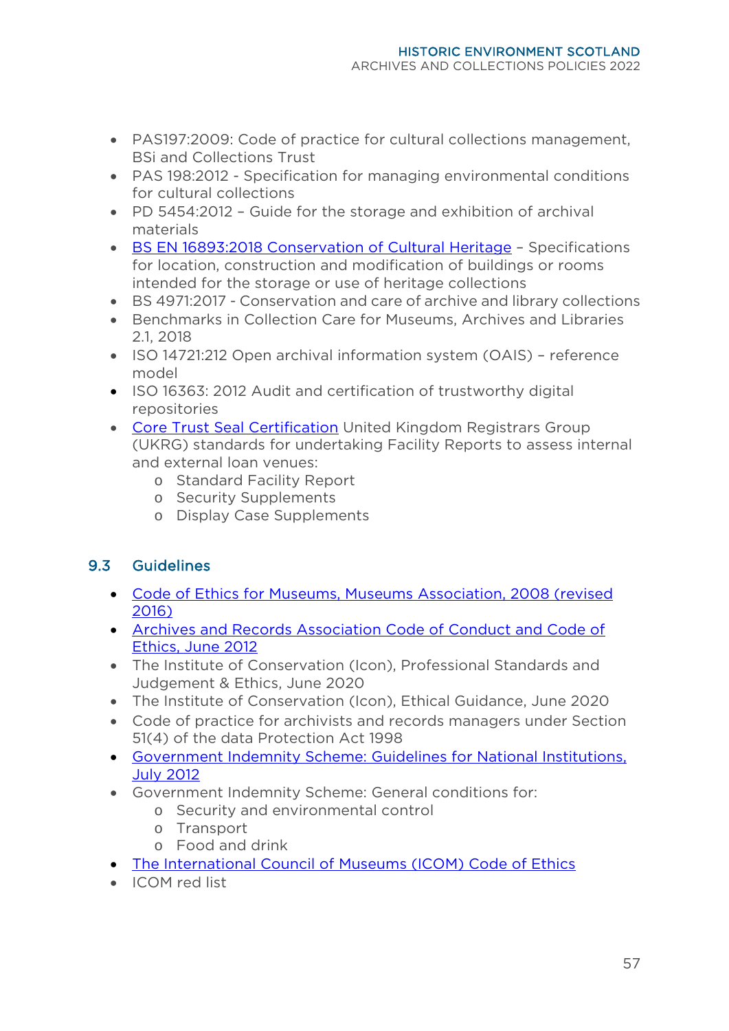- PAS197:2009: Code of practice for cultural collections management, BSi and Collections Trust
- PAS 198:2012 - Specification for managing environmental conditions for cultural collections
- PD 5454:2012 – Guide for the storage and exhibition of archival materials
- BS EN 16893:2018 Conservation of Cultural Heritage – Specifications for location, construction and modification of buildings or rooms intended for the storage or use of heritage collections
- BS 4971:2017 - Conservation and care of archive and library collections
- Benchmarks in Collection Care for Museums, Archives and Libraries 2.1, 2018
- ISO 14721:212 Open archival information system (OAIS) – reference model
- ISO 16363: 2012 Audit and certification of trustworthy digital repositories
- Core Trust Seal Certification United Kingdom Registrars Group (UKRG) standards for undertaking Facility Reports to assess internal and external loan venues:
  - Standard Facility Report
  - Security Supplements
  - Display Case Supplements

## 9.3 Guidelines

- Code of Ethics for Museums, Museums Association, 2008 (revised 2016)
- Archives and Records Association Code of Conduct and Code of Ethics, June 2012
- The Institute of Conservation (Icon), Professional Standards and Judgement & Ethics, June 2020
- The Institute of Conservation (Icon), Ethical Guidance, June 2020
- Code of practice for archivists and records managers under Section 51(4) of the data Protection Act 1998
- Government Indemnity Scheme: Guidelines for National Institutions, July 2012
- Government Indemnity Scheme: General conditions for:
  - Security and environmental control
  - Transport
  - Food and drink
- The International Council of Museums (ICOM) Code of Ethics
- ICOM red list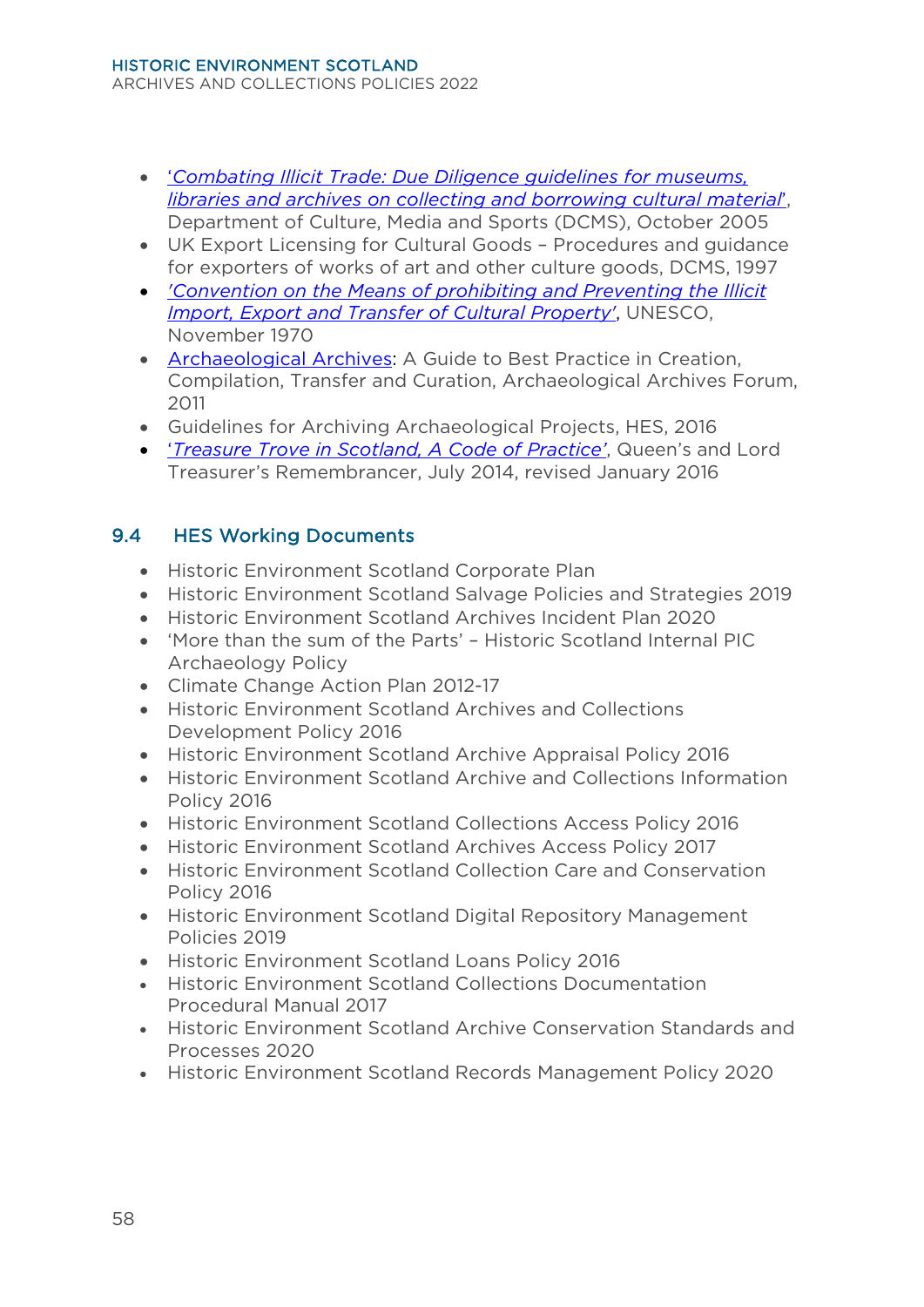- '*Combating Illicit Trade: Due Diligence guidelines for museums, libraries and archives on collecting and borrowing cultural material*', Department of Culture, Media and Sports (DCMS), October 2005
- UK Export Licensing for Cultural Goods – Procedures and guidance for exporters of works of art and other culture goods, DCMS, 1997
- *'Convention on the Means of prohibiting and Preventing the Illicit Import, Export and Transfer of Cultural Property'*, UNESCO, November 1970
- Archaeological Archives: A Guide to Best Practice in Creation, Compilation, Transfer and Curation, Archaeological Archives Forum, 2011
- Guidelines for Archiving Archaeological Projects, HES, 2016
- '*Treasure Trove in Scotland, A Code of Practice*', Queen's and Lord Treasurer's Remembrancer, July 2014, revised January 2016

## 9.4 HES Working Documents

- Historic Environment Scotland Corporate Plan
- Historic Environment Scotland Salvage Policies and Strategies 2019
- Historic Environment Scotland Archives Incident Plan 2020
- 'More than the sum of the Parts' – Historic Scotland Internal PIC Archaeology Policy
- Climate Change Action Plan 2012-17
- Historic Environment Scotland Archives and Collections Development Policy 2016
- Historic Environment Scotland Archive Appraisal Policy 2016
- Historic Environment Scotland Archive and Collections Information Policy 2016
- Historic Environment Scotland Collections Access Policy 2016
- Historic Environment Scotland Archives Access Policy 2017
- Historic Environment Scotland Collection Care and Conservation Policy 2016
- Historic Environment Scotland Digital Repository Management Policies 2019
- Historic Environment Scotland Loans Policy 2016
- Historic Environment Scotland Collections Documentation Procedural Manual 2017
- Historic Environment Scotland Archive Conservation Standards and Processes 2020
- Historic Environment Scotland Records Management Policy 2020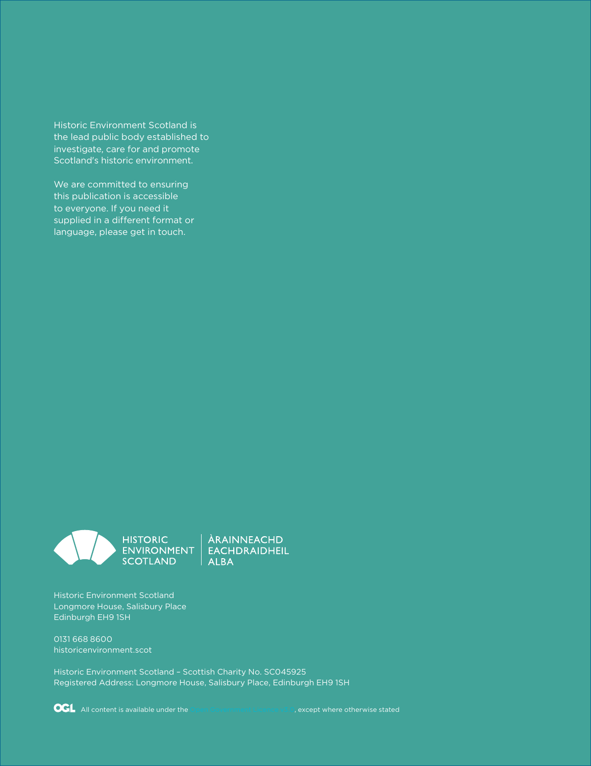Historic Environment Scotland is the lead public body established to investigate, care for and promote Scotland's historic environment.

We are committed to ensuring this publication is accessible to everyone. If you need it supplied in a different format or language, please get in touch.

HISTORIC ENVIRONMENT SCOTLAND | ÀRAINNEACHD EACHDRAIDHEIL ALBA

Historic Environment Scotland
Longmore House, Salisbury Place
Edinburgh EH9 1SH

0131 668 8600
historicenvironment.scot

Historic Environment Scotland – Scottish Charity No. SC045925
Registered Address: Longmore House, Salisbury Place, Edinburgh EH9 1SH

OGL All content is available under the Open Government Licence v3.0, except where otherwise stated